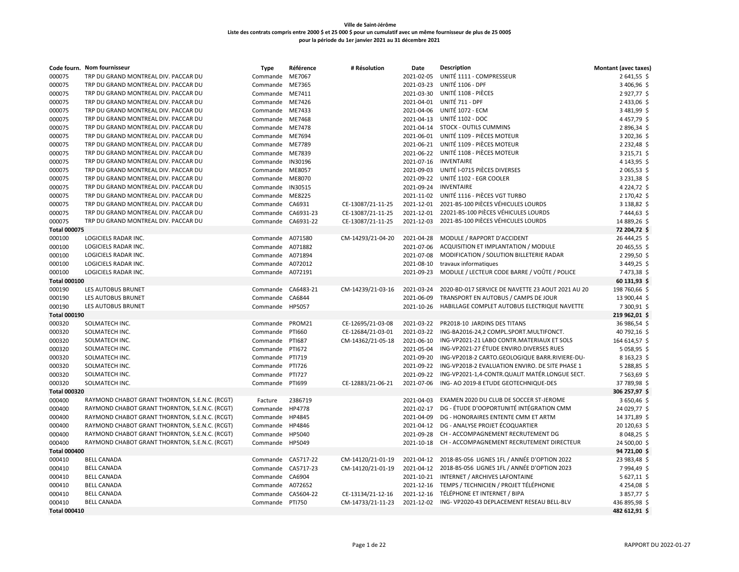**Ville de Saint-Jérôme**
**Liste des contrats compris entre 2000 $ et 25 000 $ pour un cumulatif avec un même fournisseur de plus de 25 000$**
**pour la période du 1er janvier 2021 au 31 décembre 2021**

| Code fourn. | Nom fournisseur | Type | Référence | # Résolution | Date | Description | Montant (avec taxes) |
|---|---|---|---|---|---|---|---|
| 000075 | TRP DU GRAND MONTREAL DIV. PACCAR DU | Commande | ME7067 | | 2021-02-05 | UNITÉ 1111 - COMPRESSEUR | 2 641,55 $ |
| 000075 | TRP DU GRAND MONTREAL DIV. PACCAR DU | Commande | ME7365 | | 2021-03-23 | UNITÉ 1106 - DPF | 3 406,96 $ |
| 000075 | TRP DU GRAND MONTREAL DIV. PACCAR DU | Commande | ME7411 | | 2021-03-30 | UNITÉ 1108 - PIÈCES | 2 927,77 $ |
| 000075 | TRP DU GRAND MONTREAL DIV. PACCAR DU | Commande | ME7426 | | 2021-04-01 | UNITÉ 711 - DPF | 2 433,06 $ |
| 000075 | TRP DU GRAND MONTREAL DIV. PACCAR DU | Commande | ME7433 | | 2021-04-06 | UNITÉ 1072 - ECM | 3 481,99 $ |
| 000075 | TRP DU GRAND MONTREAL DIV. PACCAR DU | Commande | ME7468 | | 2021-04-13 | UNITÉ 1102 - DOC | 4 457,79 $ |
| 000075 | TRP DU GRAND MONTREAL DIV. PACCAR DU | Commande | ME7478 | | 2021-04-14 | STOCK - OUTILS CUMMINS | 2 896,34 $ |
| 000075 | TRP DU GRAND MONTREAL DIV. PACCAR DU | Commande | ME7694 | | 2021-06-01 | UNITÉ 1109 - PIÈCES MOTEUR | 3 202,36 $ |
| 000075 | TRP DU GRAND MONTREAL DIV. PACCAR DU | Commande | ME7789 | | 2021-06-21 | UNITÉ 1109 - PIÈCES MOTEUR | 2 232,48 $ |
| 000075 | TRP DU GRAND MONTREAL DIV. PACCAR DU | Commande | ME7839 | | 2021-06-22 | UNITÉ 1108 - PIÈCES MOTEUR | 3 215,71 $ |
| 000075 | TRP DU GRAND MONTREAL DIV. PACCAR DU | Commande | IN30196 | | 2021-07-16 | INVENTAIRE | 4 143,95 $ |
| 000075 | TRP DU GRAND MONTREAL DIV. PACCAR DU | Commande | ME8057 | | 2021-09-03 | UNITÉ I-0715 PIÈCES DIVERSES | 2 065,53 $ |
| 000075 | TRP DU GRAND MONTREAL DIV. PACCAR DU | Commande | ME8070 | | 2021-09-22 | UNITÉ 1102 - EGR COOLER | 3 231,38 $ |
| 000075 | TRP DU GRAND MONTREAL DIV. PACCAR DU | Commande | IN30515 | | 2021-09-24 | INVENTAIRE | 4 224,72 $ |
| 000075 | TRP DU GRAND MONTREAL DIV. PACCAR DU | Commande | ME8225 | | 2021-11-02 | UNITÉ 1116 - PIÈCES VGT TURBO | 2 170,42 $ |
| 000075 | TRP DU GRAND MONTREAL DIV. PACCAR DU | Commande | CA6931 | CE-13087/21-11-25 | 2021-12-01 | 2021-BS-100 PIÈCES VÉHICULES LOURDS | 3 138,82 $ |
| 000075 | TRP DU GRAND MONTREAL DIV. PACCAR DU | Commande | CA6931-23 | CE-13087/21-11-25 | 2021-12-01 | 22021-BS-100 PIÈCES VÉHICULES LOURDS | 7 444,63 $ |
| 000075 | TRP DU GRAND MONTREAL DIV. PACCAR DU | Commande | CA6931-22 | CE-13087/21-11-25 | 2021-12-03 | 2021-BS-100 PIÈCES VÉHICULES LOURDS | 14 889,26 $ |
| **Total 000075** | | | | | | | **72 204,72 $** |
| 000100 | LOGICIELS RADAR INC. | Commande | A071580 | CM-14293/21-04-20 | 2021-04-28 | MODULE / RAPPORT D'ACCIDENT | 26 444,25 $ |
| 000100 | LOGICIELS RADAR INC. | Commande | A071882 | | 2021-07-06 | ACQUISITION ET IMPLANTATION / MODULE | 20 465,55 $ |
| 000100 | LOGICIELS RADAR INC. | Commande | A071894 | | 2021-07-08 | MODIFICATION / SOLUTION BILLETERIE RADAR | 2 299,50 $ |
| 000100 | LOGICIELS RADAR INC. | Commande | A072012 | | 2021-08-10 | travaux informatiques | 3 449,25 $ |
| 000100 | LOGICIELS RADAR INC. | Commande | A072191 | | 2021-09-23 | MODULE / LECTEUR CODE BARRE / VOÛTE / POLICE | 7 473,38 $ |
| **Total 000100** | | | | | | | **60 131,93 $** |
| 000190 | LES AUTOBUS BRUNET | Commande | CA6483-21 | CM-14239/21-03-16 | 2021-03-24 | 2020-BD-017 SERVICE DE NAVETTE 23 AOUT 2021 AU 20 | 198 760,66 $ |
| 000190 | LES AUTOBUS BRUNET | Commande | CA6844 | | 2021-06-09 | TRANSPORT EN AUTOBUS / CAMPS DE JOUR | 13 900,44 $ |
| 000190 | LES AUTOBUS BRUNET | Commande | HP5057 | | 2021-10-26 | HABILLAGE COMPLET AUTOBUS ELECTRIQUE NAVETTE | 7 300,91 $ |
| **Total 000190** | | | | | | | **219 962,01 $** |
| 000320 | SOLMATECH INC. | Commande | PROM21 | CE-12695/21-03-08 | 2021-03-22 | PR2018-10 JARDINS DES TITANS | 36 986,54 $ |
| 000320 | SOLMATECH INC. | Commande | PTI660 | CE-12684/21-03-01 | 2021-03-22 | ING-BA2016-24,2 COMPL.SPORT.MULTIFONCT. | 40 792,16 $ |
| 000320 | SOLMATECH INC. | Commande | PTI687 | CM-14362/21-05-18 | 2021-06-10 | ING-VP2021-21 LABO CONTR.MATERIAUX ET SOLS | 164 614,57 $ |
| 000320 | SOLMATECH INC. | Commande | PTI672 | | 2021-05-04 | ING-VP2021-27 ÉTUDE ENVIRO.DIVERSES RUES | 5 058,95 $ |
| 000320 | SOLMATECH INC. | Commande | PTI719 | | 2021-09-20 | ING-VP2018-2 CARTO.GEOLOGIQUE BARR.RIVIERE-DU- | 8 163,23 $ |
| 000320 | SOLMATECH INC. | Commande | PTI726 | | 2021-09-22 | ING-VP2018-2 EVALUATION ENVIRO. DE SITE PHASE 1 | 5 288,85 $ |
| 000320 | SOLMATECH INC. | Commande | PTI727 | | 2021-09-22 | ING-VP2021-1,4-CONTR.QUALIT MATÉR.LONGUE SECT. | 7 563,69 $ |
| 000320 | SOLMATECH INC. | Commande | PTI699 | CE-12883/21-06-21 | 2021-07-06 | ING- AO 2019-8 ETUDE GEOTECHNIQUE-DES | 37 789,98 $ |
| **Total 000320** | | | | | | | **306 257,97 $** |
| 000400 | RAYMOND CHABOT GRANT THORNTON, S.E.N.C. (RCGT) | Facture | 2386719 | | 2021-04-03 | EXAMEN 2020 DU CLUB DE SOCCER ST-JEROME | 3 650,46 $ |
| 000400 | RAYMOND CHABOT GRANT THORNTON, S.E.N.C. (RCGT) | Commande | HP4778 | | 2021-02-17 | DG - ÉTUDE D'OOPORTUNITÉ INTÉGRATION CMM | 24 029,77 $ |
| 000400 | RAYMOND CHABOT GRANT THORNTON, S.E.N.C. (RCGT) | Commande | HP4845 | | 2021-04-09 | DG - HONORAIRES ENTENTE CMM ET ARTM | 14 371,89 $ |
| 000400 | RAYMOND CHABOT GRANT THORNTON, S.E.N.C. (RCGT) | Commande | HP4846 | | 2021-04-12 | DG - ANALYSE PROJET ÉCOQUARTIER | 20 120,63 $ |
| 000400 | RAYMOND CHABOT GRANT THORNTON, S.E.N.C. (RCGT) | Commande | HP5040 | | 2021-09-28 | CH - ACCOMPAGNEMENT RECRUTEMENT DG | 8 048,25 $ |
| 000400 | RAYMOND CHABOT GRANT THORNTON, S.E.N.C. (RCGT) | Commande | HP5049 | | 2021-10-18 | CH - ACCOMPAGNEMENT RECRUTEMENT DIRECTEUR | 24 500,00 $ |
| **Total 000400** | | | | | | | **94 721,00 $** |
| 000410 | BELL CANADA | Commande | CA5717-22 | CM-14120/21-01-19 | 2021-04-12 | 2018-BS-056 LIGNES 1FL / ANNÉE D'OPTION 2022 | 23 983,48 $ |
| 000410 | BELL CANADA | Commande | CA5717-23 | CM-14120/21-01-19 | 2021-04-12 | 2018-BS-056 LIGNES 1FL / ANNÉE D'OPTION 2023 | 7 994,49 $ |
| 000410 | BELL CANADA | Commande | CA6904 | | 2021-10-21 | INTERNET / ARCHIVES LAFONTAINE | 5 627,11 $ |
| 000410 | BELL CANADA | Commande | A072652 | | 2021-12-16 | TEMPS / TECHNICIEN / PROJET TÉLÉPHONIE | 4 254,08 $ |
| 000410 | BELL CANADA | Commande | CA5604-22 | CE-13134/21-12-16 | 2021-12-16 | TÉLÉPHONE ET INTERNET / BIPA | 3 857,77 $ |
| 000410 | BELL CANADA | Commande | PTI750 | CM-14733/21-11-23 | 2021-12-02 | ING- VP2020-43 DEPLACEMENT RESEAU BELL-BLV | 436 895,98 $ |
| **Total 000410** | | | | | | | **482 612,91 $** |

RAPPORT DU 2022-01-27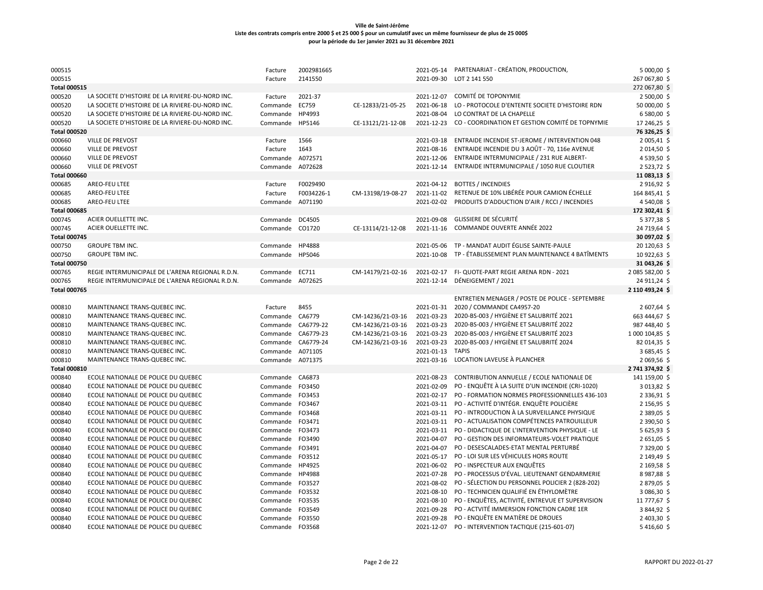**Ville de Saint-Jérôme**
**Liste des contrats compris entre 2000 $ et 25 000 $ pour un cumulatif avec un même fournisseur de plus de 25 000$**
**pour la période du 1er janvier 2021 au 31 décembre 2021**

| | | | | | | | |
|---|---|---|---|---|---|---|---|
| 000515 | | Facture | 2002981665 | | 2021-05-14 | PARTENARIAT - CRÉATION, PRODUCTION, | 5 000,00 $ |
| 000515 | | Facture | 2141550 | | 2021-09-30 | LOT 2 141 550 | 267 067,80 $ |
| **Total 000515** | | | | | | | **272 067,80 $** |
| 000520 | LA SOCIETE D'HISTOIRE DE LA RIVIERE-DU-NORD INC. | Facture | 2021-37 | | 2021-12-07 | COMITÉ DE TOPONYMIE | 2 500,00 $ |
| 000520 | LA SOCIETE D'HISTOIRE DE LA RIVIERE-DU-NORD INC. | Commande | EC759 | CE-12833/21-05-25 | 2021-06-18 | LO - PROTOCOLE D'ENTENTE SOCIETE D'HISTOIRE RDN | 50 000,00 $ |
| 000520 | LA SOCIETE D'HISTOIRE DE LA RIVIERE-DU-NORD INC. | Commande | HP4993 | | 2021-08-04 | LO CONTRAT DE LA CHAPELLE | 6 580,00 $ |
| 000520 | LA SOCIETE D'HISTOIRE DE LA RIVIERE-DU-NORD INC. | Commande | HP5146 | CE-13121/21-12-08 | 2021-12-23 | CO - COORDINATION ET GESTION COMITÉ DE TOPNYMIE | 17 246,25 $ |
| **Total 000520** | | | | | | | **76 326,25 $** |
| 000660 | VILLE DE PREVOST | Facture | 1566 | | 2021-03-18 | ENTRAIDE INCENDIE ST-JEROME / INTERVENTION 048 | 2 005,41 $ |
| 000660 | VILLE DE PREVOST | Facture | 1643 | | 2021-08-16 | ENTRAIDE INCENDIE DU 3 AOÛT - 70, 116e AVENUE | 2 014,50 $ |
| 000660 | VILLE DE PREVOST | Commande | A072571 | | 2021-12-06 | ENTRAIDE INTERMUNICIPALE / 231 RUE ALBERT- | 4 539,50 $ |
| 000660 | VILLE DE PREVOST | Commande | A072628 | | 2021-12-14 | ENTRAIDE INTERMUNICIPALE / 1050 RUE CLOUTIER | 2 523,72 $ |
| **Total 000660** | | | | | | | **11 083,13 $** |
| 000685 | AREO-FEU LTEE | Facture | F0029490 | | 2021-04-12 | BOTTES / INCENDIES | 2 916,92 $ |
| 000685 | AREO-FEU LTEE | Facture | F0034226-1 | CM-13198/19-08-27 | 2021-11-02 | RETENUE DE 10% LIBÉRÉE POUR CAMION ÉCHELLE | 164 845,41 $ |
| 000685 | AREO-FEU LTEE | Commande | A071190 | | 2021-02-02 | PRODUITS D'ADDUCTION D'AIR / RCCI / INCENDIES | 4 540,08 $ |
| **Total 000685** | | | | | | | **172 302,41 $** |
| 000745 | ACIER OUELLETTE INC. | Commande | DC4505 | | 2021-09-08 | GLISSIERE DE SÉCURITÉ | 5 377,38 $ |
| 000745 | ACIER OUELLETTE INC. | Commande | CO1720 | CE-13114/21-12-08 | 2021-11-16 | COMMANDE OUVERTE ANNÉE 2022 | 24 719,64 $ |
| **Total 000745** | | | | | | | **30 097,02 $** |
| 000750 | GROUPE TBM INC. | Commande | HP4888 | | 2021-05-06 | TP - MANDAT AUDIT ÉGLISE SAINTE-PAULE | 20 120,63 $ |
| 000750 | GROUPE TBM INC. | Commande | HP5046 | | 2021-10-08 | TP - ÉTABLISSEMENT PLAN MAINTENANCE 4 BATÎMENTS | 10 922,63 $ |
| **Total 000750** | | | | | | | **31 043,26 $** |
| 000765 | REGIE INTERMUNICIPALE DE L'ARENA REGIONAL R.D.N. | Commande | EC711 | CM-14179/21-02-16 | 2021-02-17 | FI- QUOTE-PART REGIE ARENA RDN - 2021 | 2 085 582,00 $ |
| 000765 | REGIE INTERMUNICIPALE DE L'ARENA REGIONAL R.D.N. | Commande | A072625 | | 2021-12-14 | DÉNEIGEMENT / 2021 | 24 911,24 $ |
| **Total 000765** | | | | | | | **2 110 493,24 $** |
| 000810 | MAINTENANCE TRANS-QUEBEC INC. | Facture | 8455 | | 2021-01-31 | ENTRETIEN MENAGER / POSTE DE POLICE - SEPTEMBRE 2020 / COMMANDE CA4957-20 | 2 607,64 $ |
| 000810 | MAINTENANCE TRANS-QUEBEC INC. | Commande | CA6779 | CM-14236/21-03-16 | 2021-03-23 | 2020-BS-003 / HYGIÈNE ET SALUBRITÉ 2021 | 663 444,67 $ |
| 000810 | MAINTENANCE TRANS-QUEBEC INC. | Commande | CA6779-22 | CM-14236/21-03-16 | 2021-03-23 | 2020-BS-003 / HYGIÈNE ET SALUBRITÉ 2022 | 987 448,40 $ |
| 000810 | MAINTENANCE TRANS-QUEBEC INC. | Commande | CA6779-23 | CM-14236/21-03-16 | 2021-03-23 | 2020-BS-003 / HYGIÈNE ET SALUBRITÉ 2023 | 1 000 104,85 $ |
| 000810 | MAINTENANCE TRANS-QUEBEC INC. | Commande | CA6779-24 | CM-14236/21-03-16 | 2021-03-23 | 2020-BS-003 / HYGIÈNE ET SALUBRITÉ 2024 | 82 014,35 $ |
| 000810 | MAINTENANCE TRANS-QUEBEC INC. | Commande | A071105 | | 2021-01-13 | TAPIS | 3 685,45 $ |
| 000810 | MAINTENANCE TRANS-QUEBEC INC. | Commande | A071375 | | 2021-03-16 | LOCATION LAVEUSE À PLANCHER | 2 069,56 $ |
| **Total 000810** | | | | | | | **2 741 374,92 $** |
| 000840 | ECOLE NATIONALE DE POLICE DU QUEBEC | Commande | CA6873 | | 2021-08-23 | CONTRIBUTION ANNUELLE / ECOLE NATIONALE DE | 141 159,00 $ |
| 000840 | ECOLE NATIONALE DE POLICE DU QUEBEC | Commande | FO3450 | | 2021-02-09 | PO - ENQUÊTE À LA SUITE D'UN INCENDIE (CRI-1020) | 3 013,82 $ |
| 000840 | ECOLE NATIONALE DE POLICE DU QUEBEC | Commande | FO3453 | | 2021-02-17 | PO - FORMATION NORMES PROFESSIONNELLES 436-103 | 2 336,91 $ |
| 000840 | ECOLE NATIONALE DE POLICE DU QUEBEC | Commande | FO3467 | | 2021-03-11 | PO - ACTIVITÉ D'INTÉGR. ENQUÊTE POLICIÈRE | 2 156,95 $ |
| 000840 | ECOLE NATIONALE DE POLICE DU QUEBEC | Commande | FO3468 | | 2021-03-11 | PO - INTRODUCTION À LA SURVEILLANCE PHYSIQUE | 2 389,05 $ |
| 000840 | ECOLE NATIONALE DE POLICE DU QUEBEC | Commande | FO3471 | | 2021-03-11 | PO - ACTUALISATION COMPÉTENCES PATROUILLEUR | 2 390,50 $ |
| 000840 | ECOLE NATIONALE DE POLICE DU QUEBEC | Commande | FO3473 | | 2021-03-11 | PO - DIDACTIQUE DE L'INTERVENTION PHYSIQUE - LE | 5 625,93 $ |
| 000840 | ECOLE NATIONALE DE POLICE DU QUEBEC | Commande | FO3490 | | 2021-04-07 | PO - GESTION DES INFORMATEURS-VOLET PRATIQUE | 2 651,05 $ |
| 000840 | ECOLE NATIONALE DE POLICE DU QUEBEC | Commande | FO3491 | | 2021-04-07 | PO - DESESCALADES-ETAT MENTAL PERTURBÉ | 7 329,00 $ |
| 000840 | ECOLE NATIONALE DE POLICE DU QUEBEC | Commande | FO3512 | | 2021-05-17 | PO - LOI SUR LES VÉHICULES HORS ROUTE | 2 149,49 $ |
| 000840 | ECOLE NATIONALE DE POLICE DU QUEBEC | Commande | HP4925 | | 2021-06-02 | PO - INSPECTEUR AUX ENQUÊTES | 2 169,58 $ |
| 000840 | ECOLE NATIONALE DE POLICE DU QUEBEC | Commande | HP4988 | | 2021-07-28 | PO - PROCESSUS D'ÉVAL. LIEUTENANT GENDARMERIE | 8 987,88 $ |
| 000840 | ECOLE NATIONALE DE POLICE DU QUEBEC | Commande | FO3527 | | 2021-08-02 | PO - SÉLECTION DU PERSONNEL POLICIER 2 (828-202) | 2 879,05 $ |
| 000840 | ECOLE NATIONALE DE POLICE DU QUEBEC | Commande | FO3532 | | 2021-08-10 | PO - TECHNICIEN QUALIFIÉ EN ÉTHYLOMÈTRE | 3 086,30 $ |
| 000840 | ECOLE NATIONALE DE POLICE DU QUEBEC | Commande | FO3535 | | 2021-08-10 | PO - ENQUÊTES, ACTIVITÉ, ENTREVUE ET SUPERVISION | 11 777,67 $ |
| 000840 | ECOLE NATIONALE DE POLICE DU QUEBEC | Commande | FO3549 | | 2021-09-28 | PO - ACTVITÉ IMMERSION FONCTION CADRE 1ER | 3 844,92 $ |
| 000840 | ECOLE NATIONALE DE POLICE DU QUEBEC | Commande | FO3550 | | 2021-09-28 | PO - ENQUÊTE EN MATIÈRE DE DROUES | 2 403,30 $ |
| 000840 | ECOLE NATIONALE DE POLICE DU QUEBEC | Commande | FO3568 | | 2021-12-07 | PO - INTERVENTION TACTIQUE (215-601-07) | 5 416,60 $ |

RAPPORT DU 2022-01-27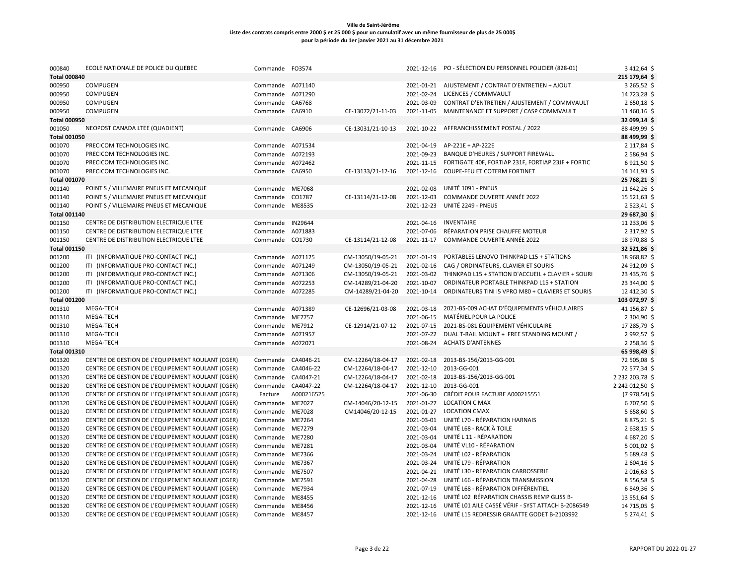**Ville de Saint-Jérôme**
**Liste des contrats compris entre 2000 $ et 25 000 $ pour un cumulatif avec un même fournisseur de plus de 25 000$**
**pour la période du 1er janvier 2021 au 31 décembre 2021**

| | | | | | | | |
|---|---|---|---|---|---|---|---|
| 000840 | ECOLE NATIONALE DE POLICE DU QUEBEC | Commande | FO3574 | | 2021-12-16 | PO - SÉLECTION DU PERSONNEL POLICIER (828-01) | 3 412,64 $ |
| **Total 000840** | | | | | | | **215 179,64 $** |
| 000950 | COMPUGEN | Commande | A071140 | | 2021-01-21 | AJUSTEMENT / CONTRAT D'ENTRETIEN + AJOUT | 3 265,52 $ |
| 000950 | COMPUGEN | Commande | A071290 | | 2021-02-24 | LICENCES / COMMVAULT | 14 723,28 $ |
| 000950 | COMPUGEN | Commande | CA6768 | | 2021-03-09 | CONTRAT D'ENTRETIEN / AJUSTEMENT / COMMVAULT | 2 650,18 $ |
| 000950 | COMPUGEN | Commande | CA6910 | CE-13072/21-11-03 | 2021-11-05 | MAINTENANCE ET SUPPORT / CASP COMMVAULT | 11 460,16 $ |
| **Total 000950** | | | | | | | **32 099,14 $** |
| 001050 | NEOPOST CANADA LTEE (QUADIENT) | Commande | CA6906 | CE-13031/21-10-13 | 2021-10-22 | AFFRANCHISSEMENT POSTAL / 2022 | 88 499,99 $ |
| **Total 001050** | | | | | | | **88 499,99 $** |
| 001070 | PRECICOM TECHNOLOGIES INC. | Commande | A071534 | | 2021-04-19 | AP-221E + AP-222E | 2 117,84 $ |
| 001070 | PRECICOM TECHNOLOGIES INC. | Commande | A072193 | | 2021-09-23 | BANQUE D'HEURES / SUPPORT FIREWALL | 2 586,94 $ |
| 001070 | PRECICOM TECHNOLOGIES INC. | Commande | A072462 | | 2021-11-15 | FORTIGATE 40F, FORTIAP 231F, FORTIAP 23JF + FORTIC | 6 921,50 $ |
| 001070 | PRECICOM TECHNOLOGIES INC. | Commande | CA6950 | CE-13133/21-12-16 | 2021-12-16 | COUPE-FEU ET COTERM FORTINET | 14 141,93 $ |
| **Total 001070** | | | | | | | **25 768,21 $** |
| 001140 | POINT S / VILLEMAIRE PNEUS ET MECANIQUE | Commande | ME7068 | | 2021-02-08 | UNITÉ 1091 - PNEUS | 11 642,26 $ |
| 001140 | POINT S / VILLEMAIRE PNEUS ET MECANIQUE | Commande | CO1787 | CE-13114/21-12-08 | 2021-12-03 | COMMANDE OUVERTE ANNÉE 2022 | 15 521,63 $ |
| 001140 | POINT S / VILLEMAIRE PNEUS ET MECANIQUE | Commande | ME8535 | | 2021-12-23 | UNITÉ 2249 - PNEUS | 2 523,41 $ |
| **Total 001140** | | | | | | | **29 687,30 $** |
| 001150 | CENTRE DE DISTRIBUTION ELECTRIQUE LTEE | Commande | IN29644 | | 2021-04-16 | INVENTAIRE | 11 233,06 $ |
| 001150 | CENTRE DE DISTRIBUTION ELECTRIQUE LTEE | Commande | A071883 | | 2021-07-06 | RÉPARATION PRISE CHAUFFE MOTEUR | 2 317,92 $ |
| 001150 | CENTRE DE DISTRIBUTION ELECTRIQUE LTEE | Commande | CO1730 | CE-13114/21-12-08 | 2021-11-17 | COMMANDE OUVERTE ANNÉE 2022 | 18 970,88 $ |
| **Total 001150** | | | | | | | **32 521,86 $** |
| 001200 | ITI (INFORMATIQUE PRO-CONTACT INC.) | Commande | A071125 | CM-13050/19-05-21 | 2021-01-19 | PORTABLES LENOVO THINKPAD L15 + STATIONS | 18 968,82 $ |
| 001200 | ITI (INFORMATIQUE PRO-CONTACT INC.) | Commande | A071249 | CM-13050/19-05-21 | 2021-02-16 | CAG / ORDINATEURS, CLAVIER ET SOURIS | 24 912,09 $ |
| 001200 | ITI (INFORMATIQUE PRO-CONTACT INC.) | Commande | A071306 | CM-13050/19-05-21 | 2021-03-02 | THINKPAD L15 + STATION D'ACCUEIL + CLAVIER + SOURI | 23 435,76 $ |
| 001200 | ITI (INFORMATIQUE PRO-CONTACT INC.) | Commande | A072253 | CM-14289/21-04-20 | 2021-10-07 | ORDINATEUR PORTABLE THINKPAD L15 + STATION | 23 344,00 $ |
| 001200 | ITI (INFORMATIQUE PRO-CONTACT INC.) | Commande | A072285 | CM-14289/21-04-20 | 2021-10-14 | ORDINATEURS TINI i5 VPRO M80 + CLAVIERS ET SOURIS | 12 412,30 $ |
| **Total 001200** | | | | | | | **103 072,97 $** |
| 001310 | MEGA-TECH | Commande | A071389 | CE-12696/21-03-08 | 2021-03-18 | 2021-BS-009 ACHAT D'ÉQUIPEMENTS VÉHICULAIRES | 41 156,87 $ |
| 001310 | MEGA-TECH | Commande | ME7757 | | 2021-06-15 | MATÉRIEL POUR LA POLICE | 2 304,90 $ |
| 001310 | MEGA-TECH | Commande | ME7912 | CE-12914/21-07-12 | 2021-07-15 | 2021-BS-081 ÉQUIPEMENT VÉHICULAIRE | 17 285,79 $ |
| 001310 | MEGA-TECH | Commande | A071957 | | 2021-07-22 | DUAL T-RAIL MOUNT + FREE STANDING MOUNT / | 2 992,57 $ |
| 001310 | MEGA-TECH | Commande | A072071 | | 2021-08-24 | ACHATS D'ANTENNES | 2 258,36 $ |
| **Total 001310** | | | | | | | **65 998,49 $** |
| 001320 | CENTRE DE GESTION DE L'EQUIPEMENT ROULANT (CGER) | Commande | CA4046-21 | CM-12264/18-04-17 | 2021-02-18 | 2013-BS-156/2013-GG-001 | 72 505,08 $ |
| 001320 | CENTRE DE GESTION DE L'EQUIPEMENT ROULANT (CGER) | Commande | CA4046-22 | CM-12264/18-04-17 | 2021-12-10 | 2013-GG-001 | 72 577,34 $ |
| 001320 | CENTRE DE GESTION DE L'EQUIPEMENT ROULANT (CGER) | Commande | CA4047-21 | CM-12264/18-04-17 | 2021-02-18 | 2013-BS-156/2013-GG-001 | 2 232 203,78 $ |
| 001320 | CENTRE DE GESTION DE L'EQUIPEMENT ROULANT (CGER) | Commande | CA4047-22 | CM-12264/18-04-17 | 2021-12-10 | 2013-GG-001 | 2 242 012,50 $ |
| 001320 | CENTRE DE GESTION DE L'EQUIPEMENT ROULANT (CGER) | Facture | A000216525 | | 2021-06-30 | CRÉDIT POUR FACTURE A000215551 | (7 978,54) $ |
| 001320 | CENTRE DE GESTION DE L'EQUIPEMENT ROULANT (CGER) | Commande | ME7027 | CM-14046/20-12-15 | 2021-01-27 | LOCATION C MAX | 6 707,50 $ |
| 001320 | CENTRE DE GESTION DE L'EQUIPEMENT ROULANT (CGER) | Commande | ME7028 | CM14046/20-12-15 | 2021-01-27 | LOCATION CMAX | 5 658,60 $ |
| 001320 | CENTRE DE GESTION DE L'EQUIPEMENT ROULANT (CGER) | Commande | ME7264 | | 2021-03-01 | UNITÉ L70 - RÉPARATION HARNAIS | 8 875,21 $ |
| 001320 | CENTRE DE GESTION DE L'EQUIPEMENT ROULANT (CGER) | Commande | ME7279 | | 2021-03-04 | UNITÉ L68 - RACK À TOILE | 2 638,15 $ |
| 001320 | CENTRE DE GESTION DE L'EQUIPEMENT ROULANT (CGER) | Commande | ME7280 | | 2021-03-04 | UNITÉ L 11 - RÉPARATION | 4 687,20 $ |
| 001320 | CENTRE DE GESTION DE L'EQUIPEMENT ROULANT (CGER) | Commande | ME7281 | | 2021-03-04 | UNITÉ VL10 - RÉPARATION | 5 001,02 $ |
| 001320 | CENTRE DE GESTION DE L'EQUIPEMENT ROULANT (CGER) | Commande | ME7366 | | 2021-03-24 | UNITÉ L02 - RÉPARATION | 5 689,48 $ |
| 001320 | CENTRE DE GESTION DE L'EQUIPEMENT ROULANT (CGER) | Commande | ME7367 | | 2021-03-24 | UNITÉ L79 - RÉPARATION | 2 604,16 $ |
| 001320 | CENTRE DE GESTION DE L'EQUIPEMENT ROULANT (CGER) | Commande | ME7507 | | 2021-04-21 | UNITÉ L30 - REPARATION CARROSSERIE | 2 016,63 $ |
| 001320 | CENTRE DE GESTION DE L'EQUIPEMENT ROULANT (CGER) | Commande | ME7591 | | 2021-04-28 | UNITÉ L66 - RÉPARATION TRANSMISSION | 8 556,58 $ |
| 001320 | CENTRE DE GESTION DE L'EQUIPEMENT ROULANT (CGER) | Commande | ME7934 | | 2021-07-19 | UNITÉ L68 - RÉPARATION DIFFÉRENTIEL | 6 849,36 $ |
| 001320 | CENTRE DE GESTION DE L'EQUIPEMENT ROULANT (CGER) | Commande | ME8455 | | 2021-12-16 | UNITÉ L02 RÉPARATION CHASSIS REMP GLISS B- | 13 551,64 $ |
| 001320 | CENTRE DE GESTION DE L'EQUIPEMENT ROULANT (CGER) | Commande | ME8456 | | 2021-12-16 | UNITÉ L01 AILE CASSÉ VÉRIF - SYST ATTACH B-2086549 | 14 715,05 $ |
| 001320 | CENTRE DE GESTION DE L'EQUIPEMENT ROULANT (CGER) | Commande | ME8457 | | 2021-12-16 | UNITÉ L15 REDRESSIR GRAATTE GODET B-2103992 | 5 274,41 $ |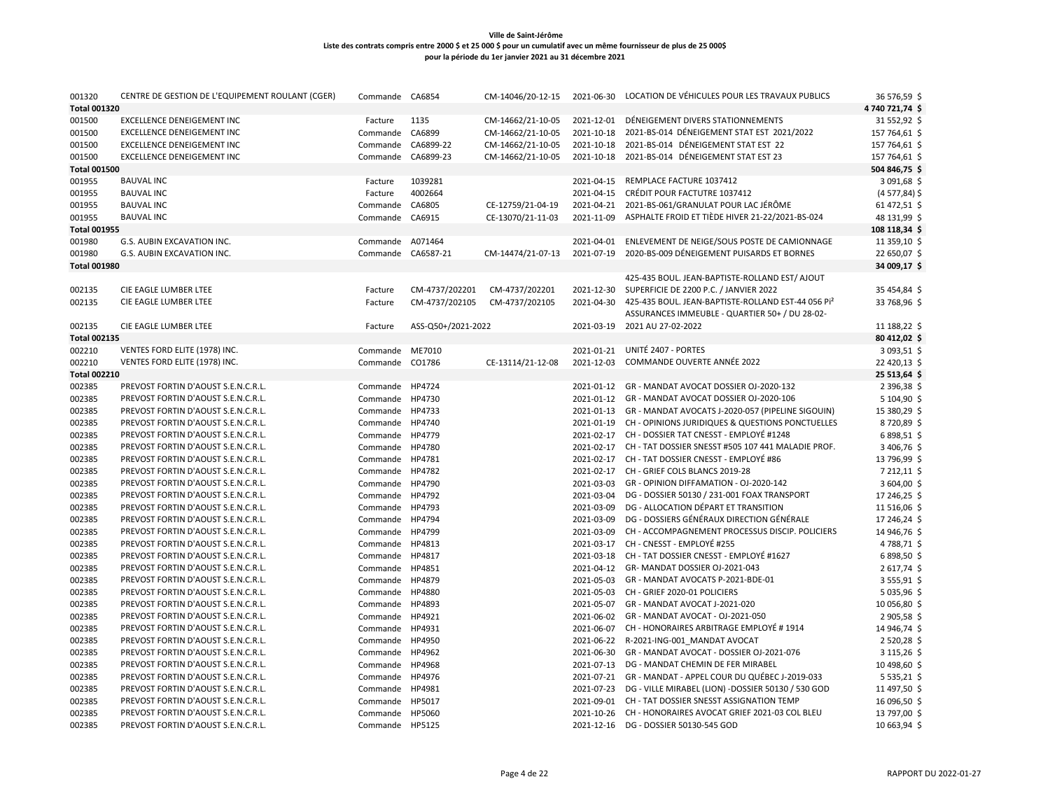**Ville de Saint-Jérôme**
**Liste des contrats compris entre 2000 $ et 25 000 $ pour un cumulatif avec un même fournisseur de plus de 25 000$**
**pour la période du 1er janvier 2021 au 31 décembre 2021**

| | | | | | | | |
|---|---|---|---|---|---|---|---|
| 001320 | CENTRE DE GESTION DE L'EQUIPEMENT ROULANT (CGER) | Commande | CA6854 | CM-14046/20-12-15 | 2021-06-30 | LOCATION DE VÉHICULES POUR LES TRAVAUX PUBLICS | 36 576,59 $ |
| **Total 001320** | | | | | | | **4 740 721,74 $** |
| 001500 | EXCELLENCE DENEIGEMENT INC | Facture | 1135 | CM-14662/21-10-05 | 2021-12-01 | DÉNEIGEMENT DIVERS STATIONNEMENTS | 31 552,92 $ |
| 001500 | EXCELLENCE DENEIGEMENT INC | Commande | CA6899 | CM-14662/21-10-05 | 2021-10-18 | 2021-BS-014 DÉNEIGEMENT STAT EST 2021/2022 | 157 764,61 $ |
| 001500 | EXCELLENCE DENEIGEMENT INC | Commande | CA6899-22 | CM-14662/21-10-05 | 2021-10-18 | 2021-BS-014 DÉNEIGEMENT STAT EST 22 | 157 764,61 $ |
| 001500 | EXCELLENCE DENEIGEMENT INC | Commande | CA6899-23 | CM-14662/21-10-05 | 2021-10-18 | 2021-BS-014 DÉNEIGEMENT STAT EST 23 | 157 764,61 $ |
| **Total 001500** | | | | | | | **504 846,75 $** |
| 001955 | BAUVAL INC | Facture | 1039281 | | 2021-04-15 | REMPLACE FACTURE 1037412 | 3 091,68 $ |
| 001955 | BAUVAL INC | Facture | 4002664 | | 2021-04-15 | CRÉDIT POUR FACTUTRE 1037412 | (4 577,84) $ |
| 001955 | BAUVAL INC | Commande | CA6805 | CE-12759/21-04-19 | 2021-04-21 | 2021-BS-061/GRANULAT POUR LAC JÉRÔME | 61 472,51 $ |
| 001955 | BAUVAL INC | Commande | CA6915 | CE-13070/21-11-03 | 2021-11-09 | ASPHALTE FROID ET TIÈDE HIVER 21-22/2021-BS-024 | 48 131,99 $ |
| **Total 001955** | | | | | | | **108 118,34 $** |
| 001980 | G.S. AUBIN EXCAVATION INC. | Commande | A071464 | | 2021-04-01 | ENLEVEMENT DE NEIGE/SOUS POSTE DE CAMIONNAGE | 11 359,10 $ |
| 001980 | G.S. AUBIN EXCAVATION INC. | Commande | CA6587-21 | CM-14474/21-07-13 | 2021-07-19 | 2020-BS-009 DÉNEIGEMENT PUISARDS ET BORNES | 22 650,07 $ |
| **Total 001980** | | | | | | | **34 009,17 $** |
| 002135 | CIE EAGLE LUMBER LTEE | Facture | CM-4737/202201 | CM-4737/202201 | 2021-12-30 | 425-435 BOUL. JEAN-BAPTISTE-ROLLAND EST/ AJOUT SUPERFICIE DE 2200 P.C. / JANVIER 2022 | 35 454,84 $ |
| 002135 | CIE EAGLE LUMBER LTEE | Facture | CM-4737/202105 | CM-4737/202105 | 2021-04-30 | 425-435 BOUL. JEAN-BAPTISTE-ROLLAND EST-44 056 Pi² | 33 768,96 $ |
| 002135 | CIE EAGLE LUMBER LTEE | Facture | ASS-Q50+/2021-2022 | | 2021-03-19 | ASSURANCES IMMEUBLE - QUARTIER 50+ / DU 28-02-2021 AU 27-02-2022 | 11 188,22 $ |
| **Total 002135** | | | | | | | **80 412,02 $** |
| 002210 | VENTES FORD ELITE (1978) INC. | Commande | ME7010 | | 2021-01-21 | UNITÉ 2407 - PORTES | 3 093,51 $ |
| 002210 | VENTES FORD ELITE (1978) INC. | Commande | CO1786 | CE-13114/21-12-08 | 2021-12-03 | COMMANDE OUVERTE ANNÉE 2022 | 22 420,13 $ |
| **Total 002210** | | | | | | | **25 513,64 $** |
| 002385 | PREVOST FORTIN D'AOUST S.E.N.C.R.L. | Commande | HP4724 | | 2021-01-12 | GR - MANDAT AVOCAT DOSSIER OJ-2020-132 | 2 396,38 $ |
| 002385 | PREVOST FORTIN D'AOUST S.E.N.C.R.L. | Commande | HP4730 | | 2021-01-12 | GR - MANDAT AVOCAT DOSSIER OJ-2020-106 | 5 104,90 $ |
| 002385 | PREVOST FORTIN D'AOUST S.E.N.C.R.L. | Commande | HP4733 | | 2021-01-13 | GR - MANDAT AVOCATS J-2020-057 (PIPELINE SIGOUIN) | 15 380,29 $ |
| 002385 | PREVOST FORTIN D'AOUST S.E.N.C.R.L. | Commande | HP4740 | | 2021-01-19 | CH - OPINIONS JURIDIQUES & QUESTIONS PONCTUELLES | 8 720,89 $ |
| 002385 | PREVOST FORTIN D'AOUST S.E.N.C.R.L. | Commande | HP4779 | | 2021-02-17 | CH - DOSSIER TAT CNESST - EMPLOYÉ #1248 | 6 898,51 $ |
| 002385 | PREVOST FORTIN D'AOUST S.E.N.C.R.L. | Commande | HP4780 | | 2021-02-17 | CH - TAT DOSSIER SNESST #505 107 441 MALADIE PROF. | 3 406,76 $ |
| 002385 | PREVOST FORTIN D'AOUST S.E.N.C.R.L. | Commande | HP4781 | | 2021-02-17 | CH - TAT DOSSIER CNESST - EMPLOYÉ #86 | 13 796,99 $ |
| 002385 | PREVOST FORTIN D'AOUST S.E.N.C.R.L. | Commande | HP4782 | | 2021-02-17 | CH - GRIEF COLS BLANCS 2019-28 | 7 212,11 $ |
| 002385 | PREVOST FORTIN D'AOUST S.E.N.C.R.L. | Commande | HP4790 | | 2021-03-03 | GR - OPINION DIFFAMATION - OJ-2020-142 | 3 604,00 $ |
| 002385 | PREVOST FORTIN D'AOUST S.E.N.C.R.L. | Commande | HP4792 | | 2021-03-04 | DG - DOSSIER 50130 / 231-001 FOAX TRANSPORT | 17 246,25 $ |
| 002385 | PREVOST FORTIN D'AOUST S.E.N.C.R.L. | Commande | HP4793 | | 2021-03-09 | DG - ALLOCATION DÉPART ET TRANSITION | 11 516,06 $ |
| 002385 | PREVOST FORTIN D'AOUST S.E.N.C.R.L. | Commande | HP4794 | | 2021-03-09 | DG - DOSSIERS GÉNÉRAUX DIRECTION GÉNÉRALE | 17 246,24 $ |
| 002385 | PREVOST FORTIN D'AOUST S.E.N.C.R.L. | Commande | HP4799 | | 2021-03-09 | CH - ACCOMPAGNEMENT PROCESSUS DISCIP. POLICIERS | 14 946,76 $ |
| 002385 | PREVOST FORTIN D'AOUST S.E.N.C.R.L. | Commande | HP4813 | | 2021-03-17 | CH - CNESST - EMPLOYÉ #255 | 4 788,71 $ |
| 002385 | PREVOST FORTIN D'AOUST S.E.N.C.R.L. | Commande | HP4817 | | 2021-03-18 | CH - TAT DOSSIER CNESST - EMPLOYÉ #1627 | 6 898,50 $ |
| 002385 | PREVOST FORTIN D'AOUST S.E.N.C.R.L. | Commande | HP4851 | | 2021-04-12 | GR- MANDAT DOSSIER OJ-2021-043 | 2 617,74 $ |
| 002385 | PREVOST FORTIN D'AOUST S.E.N.C.R.L. | Commande | HP4879 | | 2021-05-03 | GR - MANDAT AVOCATS P-2021-BDE-01 | 3 555,91 $ |
| 002385 | PREVOST FORTIN D'AOUST S.E.N.C.R.L. | Commande | HP4880 | | 2021-05-03 | CH - GRIEF 2020-01 POLICIERS | 5 035,96 $ |
| 002385 | PREVOST FORTIN D'AOUST S.E.N.C.R.L. | Commande | HP4893 | | 2021-05-07 | GR - MANDAT AVOCAT J-2021-020 | 10 056,80 $ |
| 002385 | PREVOST FORTIN D'AOUST S.E.N.C.R.L. | Commande | HP4921 | | 2021-06-02 | GR - MANDAT AVOCAT - OJ-2021-050 | 2 905,58 $ |
| 002385 | PREVOST FORTIN D'AOUST S.E.N.C.R.L. | Commande | HP4931 | | 2021-06-07 | CH - HONORAIRES ARBITRAGE EMPLOYÉ # 1914 | 14 946,74 $ |
| 002385 | PREVOST FORTIN D'AOUST S.E.N.C.R.L. | Commande | HP4950 | | 2021-06-22 | R-2021-ING-001_MANDAT AVOCAT | 2 520,28 $ |
| 002385 | PREVOST FORTIN D'AOUST S.E.N.C.R.L. | Commande | HP4962 | | 2021-06-30 | GR - MANDAT AVOCAT - DOSSIER OJ-2021-076 | 3 115,26 $ |
| 002385 | PREVOST FORTIN D'AOUST S.E.N.C.R.L. | Commande | HP4968 | | 2021-07-13 | DG - MANDAT CHEMIN DE FER MIRABEL | 10 498,60 $ |
| 002385 | PREVOST FORTIN D'AOUST S.E.N.C.R.L. | Commande | HP4976 | | 2021-07-21 | GR - MANDAT - APPEL COUR DU QUÉBEC J-2019-033 | 5 535,21 $ |
| 002385 | PREVOST FORTIN D'AOUST S.E.N.C.R.L. | Commande | HP4981 | | 2021-07-23 | DG - VILLE MIRABEL (LION) -DOSSIER 50130 / 530 GOD | 11 497,50 $ |
| 002385 | PREVOST FORTIN D'AOUST S.E.N.C.R.L. | Commande | HP5017 | | 2021-09-01 | CH - TAT DOSSIER SNESST ASSIGNATION TEMP | 16 096,50 $ |
| 002385 | PREVOST FORTIN D'AOUST S.E.N.C.R.L. | Commande | HP5060 | | 2021-10-26 | CH - HONORAIRES AVOCAT GRIEF 2021-03 COL BLEU | 13 797,00 $ |
| 002385 | PREVOST FORTIN D'AOUST S.E.N.C.R.L. | Commande | HP5125 | | 2021-12-16 | DG - DOSSIER 50130-545 GOD | 10 663,94 $ |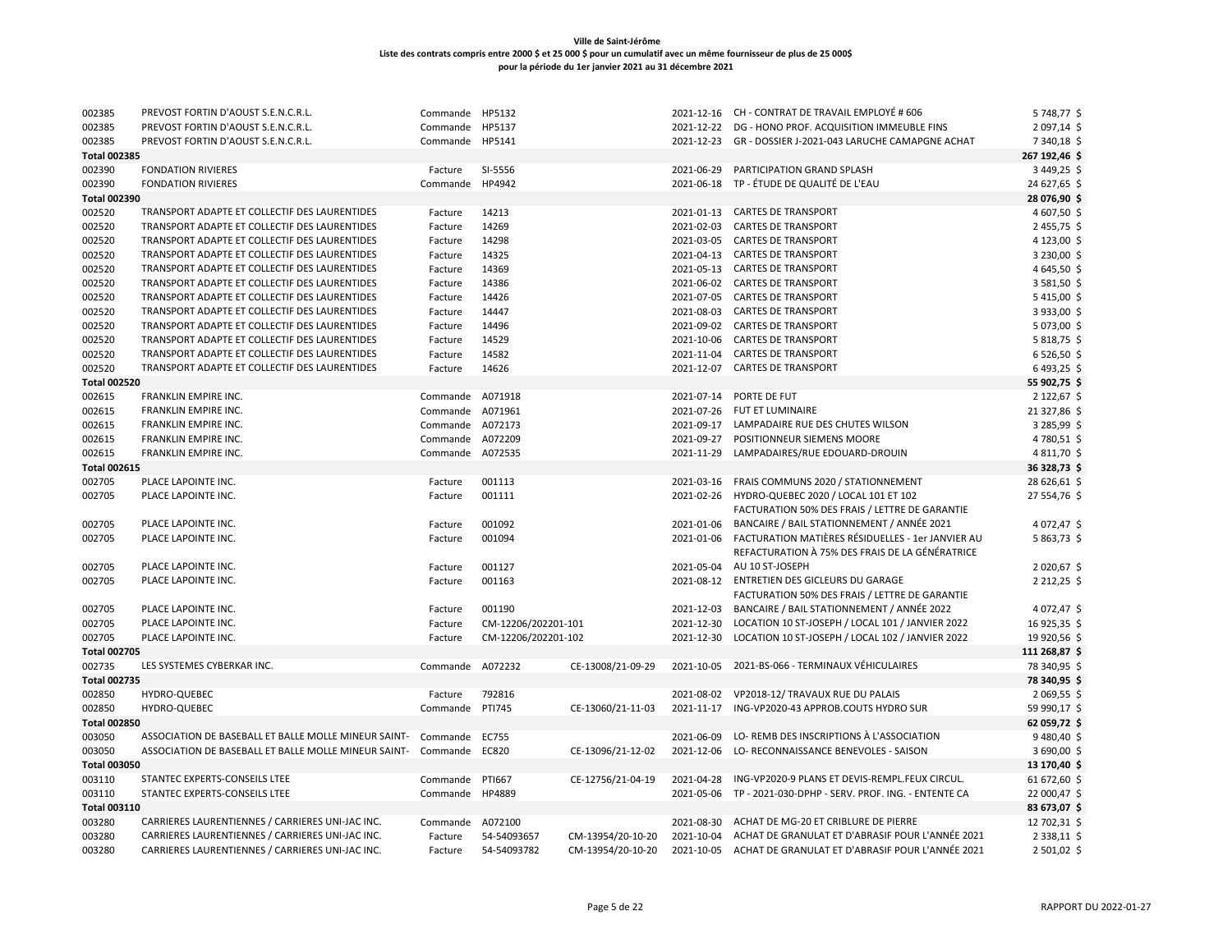**Ville de Saint-Jérôme**
**Liste des contrats compris entre 2000 $ et 25 000 $ pour un cumulatif avec un même fournisseur de plus de 25 000$**
**pour la période du 1er janvier 2021 au 31 décembre 2021**

| | | | | | | | |
|---|---|---|---|---|---|---|---|
| 002385 | PREVOST FORTIN D'AOUST S.E.N.C.R.L. | Commande | HP5132 | | 2021-12-16 | CH - CONTRAT DE TRAVAIL EMPLOYÉ # 606 | 5 748,77 $ |
| 002385 | PREVOST FORTIN D'AOUST S.E.N.C.R.L. | Commande | HP5137 | | 2021-12-22 | DG - HONO PROF. ACQUISITION IMMEUBLE FINS | 2 097,14 $ |
| 002385 | PREVOST FORTIN D'AOUST S.E.N.C.R.L. | Commande | HP5141 | | 2021-12-23 | GR - DOSSIER J-2021-043 LARUCHE CAMAPGNE ACHAT | 7 340,18 $ |
| **Total 002385** | | | | | | | **267 192,46 $** |
| 002390 | FONDATION RIVIERES | Facture | SI-5556 | | 2021-06-29 | PARTICIPATION GRAND SPLASH | 3 449,25 $ |
| 002390 | FONDATION RIVIERES | Commande | HP4942 | | 2021-06-18 | TP - ÉTUDE DE QUALITÉ DE L'EAU | 24 627,65 $ |
| **Total 002390** | | | | | | | **28 076,90 $** |
| 002520 | TRANSPORT ADAPTE ET COLLECTIF DES LAURENTIDES | Facture | 14213 | | 2021-01-13 | CARTES DE TRANSPORT | 4 607,50 $ |
| 002520 | TRANSPORT ADAPTE ET COLLECTIF DES LAURENTIDES | Facture | 14269 | | 2021-02-03 | CARTES DE TRANSPORT | 2 455,75 $ |
| 002520 | TRANSPORT ADAPTE ET COLLECTIF DES LAURENTIDES | Facture | 14298 | | 2021-03-05 | CARTES DE TRANSPORT | 4 123,00 $ |
| 002520 | TRANSPORT ADAPTE ET COLLECTIF DES LAURENTIDES | Facture | 14325 | | 2021-04-13 | CARTES DE TRANSPORT | 3 230,00 $ |
| 002520 | TRANSPORT ADAPTE ET COLLECTIF DES LAURENTIDES | Facture | 14369 | | 2021-05-13 | CARTES DE TRANSPORT | 4 645,50 $ |
| 002520 | TRANSPORT ADAPTE ET COLLECTIF DES LAURENTIDES | Facture | 14386 | | 2021-06-02 | CARTES DE TRANSPORT | 3 581,50 $ |
| 002520 | TRANSPORT ADAPTE ET COLLECTIF DES LAURENTIDES | Facture | 14426 | | 2021-07-05 | CARTES DE TRANSPORT | 5 415,00 $ |
| 002520 | TRANSPORT ADAPTE ET COLLECTIF DES LAURENTIDES | Facture | 14447 | | 2021-08-03 | CARTES DE TRANSPORT | 3 933,00 $ |
| 002520 | TRANSPORT ADAPTE ET COLLECTIF DES LAURENTIDES | Facture | 14496 | | 2021-09-02 | CARTES DE TRANSPORT | 5 073,00 $ |
| 002520 | TRANSPORT ADAPTE ET COLLECTIF DES LAURENTIDES | Facture | 14529 | | 2021-10-06 | CARTES DE TRANSPORT | 5 818,75 $ |
| 002520 | TRANSPORT ADAPTE ET COLLECTIF DES LAURENTIDES | Facture | 14582 | | 2021-11-04 | CARTES DE TRANSPORT | 6 526,50 $ |
| 002520 | TRANSPORT ADAPTE ET COLLECTIF DES LAURENTIDES | Facture | 14626 | | 2021-12-07 | CARTES DE TRANSPORT | 6 493,25 $ |
| **Total 002520** | | | | | | | **55 902,75 $** |
| 002615 | FRANKLIN EMPIRE INC. | Commande | A071918 | | 2021-07-14 | PORTE DE FUT | 2 122,67 $ |
| 002615 | FRANKLIN EMPIRE INC. | Commande | A071961 | | 2021-07-26 | FUT ET LUMINAIRE | 21 327,86 $ |
| 002615 | FRANKLIN EMPIRE INC. | Commande | A072173 | | 2021-09-17 | LAMPADAIRE RUE DES CHUTES WILSON | 3 285,99 $ |
| 002615 | FRANKLIN EMPIRE INC. | Commande | A072209 | | 2021-09-27 | POSITIONNEUR SIEMENS MOORE | 4 780,51 $ |
| 002615 | FRANKLIN EMPIRE INC. | Commande | A072535 | | 2021-11-29 | LAMPADAIRES/RUE EDOUARD-DROUIN | 4 811,70 $ |
| **Total 002615** | | | | | | | **36 328,73 $** |
| 002705 | PLACE LAPOINTE INC. | Facture | 001113 | | 2021-03-16 | FRAIS COMMUNS 2020 / STATIONNEMENT | 28 626,61 $ |
| 002705 | PLACE LAPOINTE INC. | Facture | 001111 | | 2021-02-26 | HYDRO-QUEBEC 2020 / LOCAL 101 ET 102 | 27 554,76 $ |
| 002705 | PLACE LAPOINTE INC. | Facture | 001092 | | 2021-01-06 | FACTURATION 50% DES FRAIS / LETTRE DE GARANTIE BANCAIRE / BAIL STATIONNEMENT / ANNÉE 2021 | 4 072,47 $ |
| 002705 | PLACE LAPOINTE INC. | Facture | 001094 | | 2021-01-06 | FACTURATION MATIÈRES RÉSIDUELLES - 1er JANVIER AU | 5 863,73 $ |
| 002705 | PLACE LAPOINTE INC. | Facture | 001127 | | 2021-05-04 | REFACTURATION À 75% DES FRAIS DE LA GÉNÉRATRICE AU 10 ST-JOSEPH | 2 020,67 $ |
| 002705 | PLACE LAPOINTE INC. | Facture | 001163 | | 2021-08-12 | ENTRETIEN DES GICLEURS DU GARAGE | 2 212,25 $ |
| 002705 | PLACE LAPOINTE INC. | Facture | 001190 | | 2021-12-03 | FACTURATION 50% DES FRAIS / LETTRE DE GARANTIE BANCAIRE / BAIL STATIONNEMENT / ANNÉE 2022 | 4 072,47 $ |
| 002705 | PLACE LAPOINTE INC. | Facture | CM-12206/202201-101 | | 2021-12-30 | LOCATION 10 ST-JOSEPH / LOCAL 101 / JANVIER 2022 | 16 925,35 $ |
| 002705 | PLACE LAPOINTE INC. | Facture | CM-12206/202201-102 | | 2021-12-30 | LOCATION 10 ST-JOSEPH / LOCAL 102 / JANVIER 2022 | 19 920,56 $ |
| **Total 002705** | | | | | | | **111 268,87 $** |
| 002735 | LES SYSTEMES CYBERKAR INC. | Commande | A072232 | CE-13008/21-09-29 | 2021-10-05 | 2021-BS-066 - TERMINAUX VÉHICULAIRES | 78 340,95 $ |
| **Total 002735** | | | | | | | **78 340,95 $** |
| 002850 | HYDRO-QUEBEC | Facture | 792816 | | 2021-08-02 | VP2018-12/ TRAVAUX RUE DU PALAIS | 2 069,55 $ |
| 002850 | HYDRO-QUEBEC | Commande | PTI745 | CE-13060/21-11-03 | 2021-11-17 | ING-VP2020-43 APPROB.COUTS HYDRO SUR | 59 990,17 $ |
| **Total 002850** | | | | | | | **62 059,72 $** |
| 003050 | ASSOCIATION DE BASEBALL ET BALLE MOLLE MINEUR SAINT- | Commande | EC755 | | 2021-06-09 | LO- REMB DES INSCRIPTIONS À L'ASSOCIATION | 9 480,40 $ |
| 003050 | ASSOCIATION DE BASEBALL ET BALLE MOLLE MINEUR SAINT- | Commande | EC820 | CE-13096/21-12-02 | 2021-12-06 | LO- RECONNAISSANCE BENEVOLES - SAISON | 3 690,00 $ |
| **Total 003050** | | | | | | | **13 170,40 $** |
| 003110 | STANTEC EXPERTS-CONSEILS LTEE | Commande | PTI667 | CE-12756/21-04-19 | 2021-04-28 | ING-VP2020-9 PLANS ET DEVIS-REMPL.FEUX CIRCUL. | 61 672,60 $ |
| 003110 | STANTEC EXPERTS-CONSEILS LTEE | Commande | HP4889 | | 2021-05-06 | TP - 2021-030-DPHP - SERV. PROF. ING. - ENTENTE CA | 22 000,47 $ |
| **Total 003110** | | | | | | | **83 673,07 $** |
| 003280 | CARRIERES LAURENTIENNES / CARRIERES UNI-JAC INC. | Commande | A072100 | | 2021-08-30 | ACHAT DE MG-20 ET CRIBLURE DE PIERRE | 12 702,31 $ |
| 003280 | CARRIERES LAURENTIENNES / CARRIERES UNI-JAC INC. | Facture | 54-54093657 | CM-13954/20-10-20 | 2021-10-04 | ACHAT DE GRANULAT ET D'ABRASIF POUR L'ANNÉE 2021 | 2 338,11 $ |
| 003280 | CARRIERES LAURENTIENNES / CARRIERES UNI-JAC INC. | Facture | 54-54093782 | CM-13954/20-10-20 | 2021-10-05 | ACHAT DE GRANULAT ET D'ABRASIF POUR L'ANNÉE 2021 | 2 501,02 $ |

RAPPORT DU 2022-01-27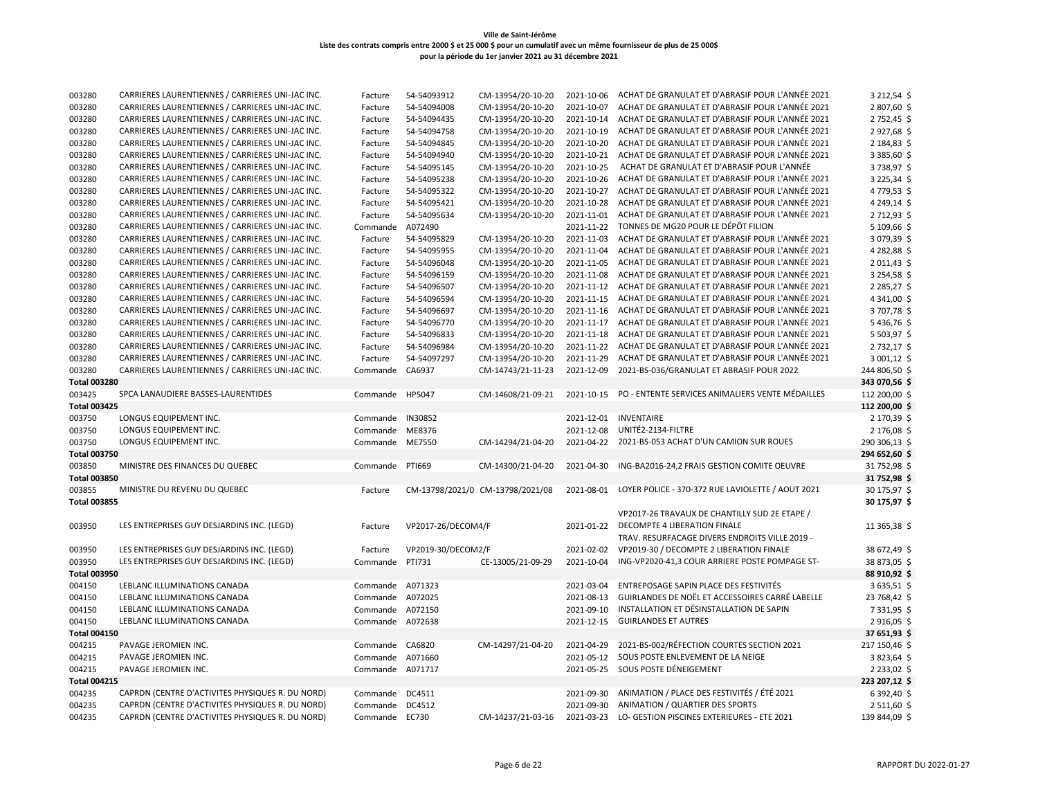**Ville de Saint-Jérôme**
**Liste des contrats compris entre 2000 $ et 25 000 $ pour un cumulatif avec un même fournisseur de plus de 25 000$**
**pour la période du 1er janvier 2021 au 31 décembre 2021**

| | | | | | | | |
|---|---|---|---|---|---|---|---|
| 003280 | CARRIERES LAURENTIENNES / CARRIERES UNI-JAC INC. | Facture | 54-54093912 | CM-13954/20-10-20 | 2021-10-06 | ACHAT DE GRANULAT ET D'ABRASIF POUR L'ANNÉE 2021 | 3 212,54 $ |
| 003280 | CARRIERES LAURENTIENNES / CARRIERES UNI-JAC INC. | Facture | 54-54094008 | CM-13954/20-10-20 | 2021-10-07 | ACHAT DE GRANULAT ET D'ABRASIF POUR L'ANNÉE 2021 | 2 807,60 $ |
| 003280 | CARRIERES LAURENTIENNES / CARRIERES UNI-JAC INC. | Facture | 54-54094435 | CM-13954/20-10-20 | 2021-10-14 | ACHAT DE GRANULAT ET D'ABRASIF POUR L'ANNÉE 2021 | 2 752,45 $ |
| 003280 | CARRIERES LAURENTIENNES / CARRIERES UNI-JAC INC. | Facture | 54-54094758 | CM-13954/20-10-20 | 2021-10-19 | ACHAT DE GRANULAT ET D'ABRASIF POUR L'ANNÉE 2021 | 2 927,68 $ |
| 003280 | CARRIERES LAURENTIENNES / CARRIERES UNI-JAC INC. | Facture | 54-54094845 | CM-13954/20-10-20 | 2021-10-20 | ACHAT DE GRANULAT ET D'ABRASIF POUR L'ANNÉE 2021 | 2 184,83 $ |
| 003280 | CARRIERES LAURENTIENNES / CARRIERES UNI-JAC INC. | Facture | 54-54094940 | CM-13954/20-10-20 | 2021-10-21 | ACHAT DE GRANULAT ET D'ABRASIF POUR L'ANNÉE 2021 | 3 385,60 $ |
| 003280 | CARRIERES LAURENTIENNES / CARRIERES UNI-JAC INC. | Facture | 54-54095145 | CM-13954/20-10-20 | 2021-10-25 | ACHAT DE GRANULAT ET D'ABRASIF POUR L'ANNÉE | 3 738,97 $ |
| 003280 | CARRIERES LAURENTIENNES / CARRIERES UNI-JAC INC. | Facture | 54-54095238 | CM-13954/20-10-20 | 2021-10-26 | ACHAT DE GRANULAT ET D'ABRASIF POUR L'ANNÉE 2021 | 3 225,34 $ |
| 003280 | CARRIERES LAURENTIENNES / CARRIERES UNI-JAC INC. | Facture | 54-54095322 | CM-13954/20-10-20 | 2021-10-27 | ACHAT DE GRANULAT ET D'ABRASIF POUR L'ANNÉE 2021 | 4 779,53 $ |
| 003280 | CARRIERES LAURENTIENNES / CARRIERES UNI-JAC INC. | Facture | 54-54095421 | CM-13954/20-10-20 | 2021-10-28 | ACHAT DE GRANULAT ET D'ABRASIF POUR L'ANNÉE 2021 | 4 249,14 $ |
| 003280 | CARRIERES LAURENTIENNES / CARRIERES UNI-JAC INC. | Facture | 54-54095634 | CM-13954/20-10-20 | 2021-11-01 | ACHAT DE GRANULAT ET D'ABRASIF POUR L'ANNÉE 2021 | 2 712,93 $ |
| 003280 | CARRIERES LAURENTIENNES / CARRIERES UNI-JAC INC. | Commande | A072490 | | 2021-11-22 | TONNES DE MG20 POUR LE DÉPÔT FILION | 5 109,66 $ |
| 003280 | CARRIERES LAURENTIENNES / CARRIERES UNI-JAC INC. | Facture | 54-54095829 | CM-13954/20-10-20 | 2021-11-03 | ACHAT DE GRANULAT ET D'ABRASIF POUR L'ANNÉE 2021 | 3 079,39 $ |
| 003280 | CARRIERES LAURENTIENNES / CARRIERES UNI-JAC INC. | Facture | 54-54095955 | CM-13954/20-10-20 | 2021-11-04 | ACHAT DE GRANULAT ET D'ABRASIF POUR L'ANNÉE 2021 | 4 282,88 $ |
| 003280 | CARRIERES LAURENTIENNES / CARRIERES UNI-JAC INC. | Facture | 54-54096048 | CM-13954/20-10-20 | 2021-11-05 | ACHAT DE GRANULAT ET D'ABRASIF POUR L'ANNÉE 2021 | 2 011,43 $ |
| 003280 | CARRIERES LAURENTIENNES / CARRIERES UNI-JAC INC. | Facture | 54-54096159 | CM-13954/20-10-20 | 2021-11-08 | ACHAT DE GRANULAT ET D'ABRASIF POUR L'ANNÉE 2021 | 3 254,58 $ |
| 003280 | CARRIERES LAURENTIENNES / CARRIERES UNI-JAC INC. | Facture | 54-54096507 | CM-13954/20-10-20 | 2021-11-12 | ACHAT DE GRANULAT ET D'ABRASIF POUR L'ANNÉE 2021 | 2 285,27 $ |
| 003280 | CARRIERES LAURENTIENNES / CARRIERES UNI-JAC INC. | Facture | 54-54096594 | CM-13954/20-10-20 | 2021-11-15 | ACHAT DE GRANULAT ET D'ABRASIF POUR L'ANNÉE 2021 | 4 341,00 $ |
| 003280 | CARRIERES LAURENTIENNES / CARRIERES UNI-JAC INC. | Facture | 54-54096697 | CM-13954/20-10-20 | 2021-11-16 | ACHAT DE GRANULAT ET D'ABRASIF POUR L'ANNÉE 2021 | 3 707,78 $ |
| 003280 | CARRIERES LAURENTIENNES / CARRIERES UNI-JAC INC. | Facture | 54-54096770 | CM-13954/20-10-20 | 2021-11-17 | ACHAT DE GRANULAT ET D'ABRASIF POUR L'ANNÉE 2021 | 5 436,76 $ |
| 003280 | CARRIERES LAURENTIENNES / CARRIERES UNI-JAC INC. | Facture | 54-54096833 | CM-13954/20-10-20 | 2021-11-18 | ACHAT DE GRANULAT ET D'ABRASIF POUR L'ANNÉE 2021 | 5 503,97 $ |
| 003280 | CARRIERES LAURENTIENNES / CARRIERES UNI-JAC INC. | Facture | 54-54096984 | CM-13954/20-10-20 | 2021-11-22 | ACHAT DE GRANULAT ET D'ABRASIF POUR L'ANNÉE 2021 | 2 732,17 $ |
| 003280 | CARRIERES LAURENTIENNES / CARRIERES UNI-JAC INC. | Facture | 54-54097297 | CM-13954/20-10-20 | 2021-11-29 | ACHAT DE GRANULAT ET D'ABRASIF POUR L'ANNÉE 2021 | 3 001,12 $ |
| 003280 | CARRIERES LAURENTIENNES / CARRIERES UNI-JAC INC. | Commande | CA6937 | CM-14743/21-11-23 | 2021-12-09 | 2021-BS-036/GRANULAT ET ABRASIF POUR 2022 | 244 806,50 $ |
| **Total 003280** | | | | | | | **343 070,56 $** |
| 003425 | SPCA LANAUDIERE BASSES-LAURENTIDES | Commande | HP5047 | CM-14608/21-09-21 | 2021-10-15 | PO - ENTENTE SERVICES ANIMALIERS VENTE MÉDAILLES | 112 200,00 $ |
| **Total 003425** | | | | | | | **112 200,00 $** |
| 003750 | LONGUS EQUIPEMENT INC. | Commande | IN30852 | | 2021-12-01 | INVENTAIRE | 2 170,39 $ |
| 003750 | LONGUS EQUIPEMENT INC. | Commande | ME8376 | | 2021-12-08 | UNITÉ2-2134-FILTRE | 2 176,08 $ |
| 003750 | LONGUS EQUIPEMENT INC. | Commande | ME7550 | CM-14294/21-04-20 | 2021-04-22 | 2021-BS-053 ACHAT D'UN CAMION SUR ROUES | 290 306,13 $ |
| **Total 003750** | | | | | | | **294 652,60 $** |
| 003850 | MINISTRE DES FINANCES DU QUEBEC | Commande | PTI669 | CM-14300/21-04-20 | 2021-04-30 | ING-BA2016-24,2 FRAIS GESTION COMITE OEUVRE | 31 752,98 $ |
| **Total 003850** | | | | | | | **31 752,98 $** |
| 003855 | MINISTRE DU REVENU DU QUEBEC | Facture | CM-13798/2021/0 | CM-13798/2021/08 | 2021-08-01 | LOYER POLICE - 370-372 RUE LAVIOLETTE / AOUT 2021 | 30 175,97 $ |
| **Total 003855** | | | | | | | **30 175,97 $** |
| 003950 | LES ENTREPRISES GUY DESJARDINS INC. (LEGD) | Facture | VP2017-26/DECOM4/F | | 2021-01-22 | VP2017-26 TRAVAUX DE CHANTILLY SUD 2E ETAPE / DECOMPTE 4 LIBERATION FINALE | 11 365,38 $ |
| 003950 | LES ENTREPRISES GUY DESJARDINS INC. (LEGD) | Facture | VP2019-30/DECOM2/F | | 2021-02-02 | TRAV. RESURFACAGE DIVERS ENDROITS VILLE 2019 - VP2019-30 / DECOMPTE 2 LIBERATION FINALE | 38 672,49 $ |
| 003950 | LES ENTREPRISES GUY DESJARDINS INC. (LEGD) | Commande | PTI731 | CE-13005/21-09-29 | 2021-10-04 | ING-VP2020-41,3 COUR ARRIERE POSTE POMPAGE ST- | 38 873,05 $ |
| **Total 003950** | | | | | | | **88 910,92 $** |
| 004150 | LEBLANC ILLUMINATIONS CANADA | Commande | A071323 | | 2021-03-04 | ENTREPOSAGE SAPIN PLACE DES FESTIVITÉS | 3 635,51 $ |
| 004150 | LEBLANC ILLUMINATIONS CANADA | Commande | A072025 | | 2021-08-13 | GUIRLANDES DE NOËL ET ACCESSOIRES CARRÉ LABELLE | 23 768,42 $ |
| 004150 | LEBLANC ILLUMINATIONS CANADA | Commande | A072150 | | 2021-09-10 | INSTALLATION ET DÉSINSTALLATION DE SAPIN | 7 331,95 $ |
| 004150 | LEBLANC ILLUMINATIONS CANADA | Commande | A072638 | | 2021-12-15 | GUIRLANDES ET AUTRES | 2 916,05 $ |
| **Total 004150** | | | | | | | **37 651,93 $** |
| 004215 | PAVAGE JEROMIEN INC. | Commande | CA6820 | CM-14297/21-04-20 | 2021-04-29 | 2021-BS-002/RÉFECTION COURTES SECTION 2021 | 217 150,46 $ |
| 004215 | PAVAGE JEROMIEN INC. | Commande | A071660 | | 2021-05-12 | SOUS POSTE ENLEVEMENT DE LA NEIGE | 3 823,64 $ |
| 004215 | PAVAGE JEROMIEN INC. | Commande | A071717 | | 2021-05-25 | SOUS POSTE DÉNEIGEMENT | 2 233,02 $ |
| **Total 004215** | | | | | | | **223 207,12 $** |
| 004235 | CAPRDN (CENTRE D'ACTIVITES PHYSIQUES R. DU NORD) | Commande | DC4511 | | 2021-09-30 | ANIMATION / PLACE DES FESTIVITÉS / ÉTÉ 2021 | 6 392,40 $ |
| 004235 | CAPRDN (CENTRE D'ACTIVITES PHYSIQUES R. DU NORD) | Commande | DC4512 | | 2021-09-30 | ANIMATION / QUARTIER DES SPORTS | 2 511,60 $ |
| 004235 | CAPRDN (CENTRE D'ACTIVITES PHYSIQUES R. DU NORD) | Commande | EC730 | CM-14237/21-03-16 | 2021-03-23 | LO- GESTION PISCINES EXTERIEURES - ETE 2021 | 139 844,09 $ |

RAPPORT DU 2022-01-27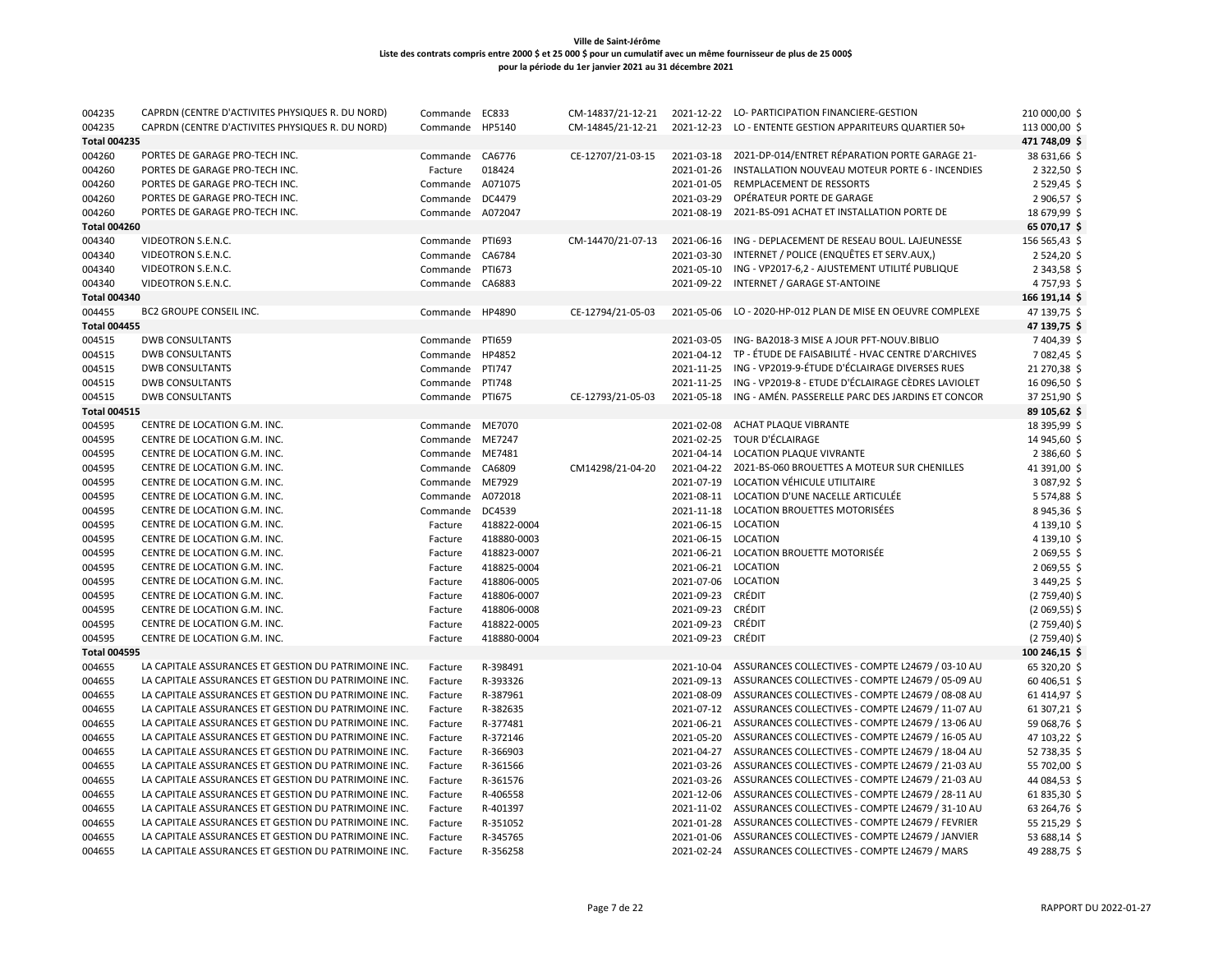**Ville de Saint-Jérôme**
**Liste des contrats compris entre 2000 $ et 25 000 $ pour un cumulatif avec un même fournisseur de plus de 25 000$**
**pour la période du 1er janvier 2021 au 31 décembre 2021**

| | | | | | | | |
|---|---|---|---|---|---|---|---|
| 004235 | CAPRDN (CENTRE D'ACTIVITES PHYSIQUES R. DU NORD) | Commande | EC833 | CM-14837/21-12-21 | 2021-12-22 | LO- PARTICIPATION FINANCIERE-GESTION | 210 000,00 $ |
| 004235 | CAPRDN (CENTRE D'ACTIVITES PHYSIQUES R. DU NORD) | Commande | HP5140 | CM-14845/21-12-21 | 2021-12-23 | LO - ENTENTE GESTION APPARITEURS QUARTIER 50+ | 113 000,00 $ |
| **Total 004235** | | | | | | | **471 748,09 $** |
| 004260 | PORTES DE GARAGE PRO-TECH INC. | Commande | CA6776 | CE-12707/21-03-15 | 2021-03-18 | 2021-DP-014/ENTRET RÉPARATION PORTE GARAGE 21- | 38 631,66 $ |
| 004260 | PORTES DE GARAGE PRO-TECH INC. | Facture | 018424 | | 2021-01-26 | INSTALLATION NOUVEAU MOTEUR PORTE 6 - INCENDIES | 2 322,50 $ |
| 004260 | PORTES DE GARAGE PRO-TECH INC. | Commande | A071075 | | 2021-01-05 | REMPLACEMENT DE RESSORTS | 2 529,45 $ |
| 004260 | PORTES DE GARAGE PRO-TECH INC. | Commande | DC4479 | | 2021-03-29 | OPÉRATEUR PORTE DE GARAGE | 2 906,57 $ |
| 004260 | PORTES DE GARAGE PRO-TECH INC. | Commande | A072047 | | 2021-08-19 | 2021-BS-091 ACHAT ET INSTALLATION PORTE DE | 18 679,99 $ |
| **Total 004260** | | | | | | | **65 070,17 $** |
| 004340 | VIDEOTRON S.E.N.C. | Commande | PTI693 | CM-14470/21-07-13 | 2021-06-16 | ING - DEPLACEMENT DE RESEAU BOUL. LAJEUNESSE | 156 565,43 $ |
| 004340 | VIDEOTRON S.E.N.C. | Commande | CA6784 | | 2021-03-30 | INTERNET / POLICE (ENQUÊTES ET SERV.AUX,) | 2 524,20 $ |
| 004340 | VIDEOTRON S.E.N.C. | Commande | PTI673 | | 2021-05-10 | ING - VP2017-6,2 - AJUSTEMENT UTILITÉ PUBLIQUE | 2 343,58 $ |
| 004340 | VIDEOTRON S.E.N.C. | Commande | CA6883 | | 2021-09-22 | INTERNET / GARAGE ST-ANTOINE | 4 757,93 $ |
| **Total 004340** | | | | | | | **166 191,14 $** |
| 004455 | BC2 GROUPE CONSEIL INC. | Commande | HP4890 | CE-12794/21-05-03 | 2021-05-06 | LO - 2020-HP-012 PLAN DE MISE EN OEUVRE COMPLEXE | 47 139,75 $ |
| **Total 004455** | | | | | | | **47 139,75 $** |
| 004515 | DWB CONSULTANTS | Commande | PTI659 | | 2021-03-05 | ING- BA2018-3 MISE A JOUR PFT-NOUV.BIBLIO | 7 404,39 $ |
| 004515 | DWB CONSULTANTS | Commande | HP4852 | | 2021-04-12 | TP - ÉTUDE DE FAISABILITÉ - HVAC CENTRE D'ARCHIVES | 7 082,45 $ |
| 004515 | DWB CONSULTANTS | Commande | PTI747 | | 2021-11-25 | ING - VP2019-9-ÉTUDE D'ÉCLAIRAGE DIVERSES RUES | 21 270,38 $ |
| 004515 | DWB CONSULTANTS | Commande | PTI748 | | 2021-11-25 | ING - VP2019-8 - ETUDE D'ÉCLAIRAGE CÈDRES LAVIOLET | 16 096,50 $ |
| 004515 | DWB CONSULTANTS | Commande | PTI675 | CE-12793/21-05-03 | 2021-05-18 | ING - AMÉN. PASSERELLE PARC DES JARDINS ET CONCOR | 37 251,90 $ |
| **Total 004515** | | | | | | | **89 105,62 $** |
| 004595 | CENTRE DE LOCATION G.M. INC. | Commande | ME7070 | | 2021-02-08 | ACHAT PLAQUE VIBRANTE | 18 395,99 $ |
| 004595 | CENTRE DE LOCATION G.M. INC. | Commande | ME7247 | | 2021-02-25 | TOUR D'ÉCLAIRAGE | 14 945,60 $ |
| 004595 | CENTRE DE LOCATION G.M. INC. | Commande | ME7481 | | 2021-04-14 | LOCATION PLAQUE VIVRANTE | 2 386,60 $ |
| 004595 | CENTRE DE LOCATION G.M. INC. | Commande | CA6809 | CM14298/21-04-20 | 2021-04-22 | 2021-BS-060 BROUETTES A MOTEUR SUR CHENILLES | 41 391,00 $ |
| 004595 | CENTRE DE LOCATION G.M. INC. | Commande | ME7929 | | 2021-07-19 | LOCATION VÉHICULE UTILITAIRE | 3 087,92 $ |
| 004595 | CENTRE DE LOCATION G.M. INC. | Commande | A072018 | | 2021-08-11 | LOCATION D'UNE NACELLE ARTICULÉE | 5 574,88 $ |
| 004595 | CENTRE DE LOCATION G.M. INC. | Commande | DC4539 | | 2021-11-18 | LOCATION BROUETTES MOTORISÉES | 8 945,36 $ |
| 004595 | CENTRE DE LOCATION G.M. INC. | Facture | 418822-0004 | | 2021-06-15 | LOCATION | 4 139,10 $ |
| 004595 | CENTRE DE LOCATION G.M. INC. | Facture | 418880-0003 | | 2021-06-15 | LOCATION | 4 139,10 $ |
| 004595 | CENTRE DE LOCATION G.M. INC. | Facture | 418823-0007 | | 2021-06-21 | LOCATION BROUETTE MOTORISÉE | 2 069,55 $ |
| 004595 | CENTRE DE LOCATION G.M. INC. | Facture | 418825-0004 | | 2021-06-21 | LOCATION | 2 069,55 $ |
| 004595 | CENTRE DE LOCATION G.M. INC. | Facture | 418806-0005 | | 2021-07-06 | LOCATION | 3 449,25 $ |
| 004595 | CENTRE DE LOCATION G.M. INC. | Facture | 418806-0007 | | 2021-09-23 | CRÉDIT | (2 759,40) $ |
| 004595 | CENTRE DE LOCATION G.M. INC. | Facture | 418806-0008 | | 2021-09-23 | CRÉDIT | (2 069,55) $ |
| 004595 | CENTRE DE LOCATION G.M. INC. | Facture | 418822-0005 | | 2021-09-23 | CRÉDIT | (2 759,40) $ |
| 004595 | CENTRE DE LOCATION G.M. INC. | Facture | 418880-0004 | | 2021-09-23 | CRÉDIT | (2 759,40) $ |
| **Total 004595** | | | | | | | **100 246,15 $** |
| 004655 | LA CAPITALE ASSURANCES ET GESTION DU PATRIMOINE INC. | Facture | R-398491 | | 2021-10-04 | ASSURANCES COLLECTIVES - COMPTE L24679 / 03-10 AU | 65 320,20 $ |
| 004655 | LA CAPITALE ASSURANCES ET GESTION DU PATRIMOINE INC. | Facture | R-393326 | | 2021-09-13 | ASSURANCES COLLECTIVES - COMPTE L24679 / 05-09 AU | 60 406,51 $ |
| 004655 | LA CAPITALE ASSURANCES ET GESTION DU PATRIMOINE INC. | Facture | R-387961 | | 2021-08-09 | ASSURANCES COLLECTIVES - COMPTE L24679 / 08-08 AU | 61 414,97 $ |
| 004655 | LA CAPITALE ASSURANCES ET GESTION DU PATRIMOINE INC. | Facture | R-382635 | | 2021-07-12 | ASSURANCES COLLECTIVES - COMPTE L24679 / 11-07 AU | 61 307,21 $ |
| 004655 | LA CAPITALE ASSURANCES ET GESTION DU PATRIMOINE INC. | Facture | R-377481 | | 2021-06-21 | ASSURANCES COLLECTIVES - COMPTE L24679 / 13-06 AU | 59 068,76 $ |
| 004655 | LA CAPITALE ASSURANCES ET GESTION DU PATRIMOINE INC. | Facture | R-372146 | | 2021-05-20 | ASSURANCES COLLECTIVES - COMPTE L24679 / 16-05 AU | 47 103,22 $ |
| 004655 | LA CAPITALE ASSURANCES ET GESTION DU PATRIMOINE INC. | Facture | R-366903 | | 2021-04-27 | ASSURANCES COLLECTIVES - COMPTE L24679 / 18-04 AU | 52 738,35 $ |
| 004655 | LA CAPITALE ASSURANCES ET GESTION DU PATRIMOINE INC. | Facture | R-361566 | | 2021-03-26 | ASSURANCES COLLECTIVES - COMPTE L24679 / 21-03 AU | 55 702,00 $ |
| 004655 | LA CAPITALE ASSURANCES ET GESTION DU PATRIMOINE INC. | Facture | R-361576 | | 2021-03-26 | ASSURANCES COLLECTIVES - COMPTE L24679 / 21-03 AU | 44 084,53 $ |
| 004655 | LA CAPITALE ASSURANCES ET GESTION DU PATRIMOINE INC. | Facture | R-406558 | | 2021-12-06 | ASSURANCES COLLECTIVES - COMPTE L24679 / 28-11 AU | 61 835,30 $ |
| 004655 | LA CAPITALE ASSURANCES ET GESTION DU PATRIMOINE INC. | Facture | R-401397 | | 2021-11-02 | ASSURANCES COLLECTIVES - COMPTE L24679 / 31-10 AU | 63 264,76 $ |
| 004655 | LA CAPITALE ASSURANCES ET GESTION DU PATRIMOINE INC. | Facture | R-351052 | | 2021-01-28 | ASSURANCES COLLECTIVES - COMPTE L24679 / FEVRIER | 55 215,29 $ |
| 004655 | LA CAPITALE ASSURANCES ET GESTION DU PATRIMOINE INC. | Facture | R-345765 | | 2021-01-06 | ASSURANCES COLLECTIVES - COMPTE L24679 / JANVIER | 53 688,14 $ |
| 004655 | LA CAPITALE ASSURANCES ET GESTION DU PATRIMOINE INC. | Facture | R-356258 | | 2021-02-24 | ASSURANCES COLLECTIVES - COMPTE L24679 / MARS | 49 288,75 $ |

RAPPORT DU 2022-01-27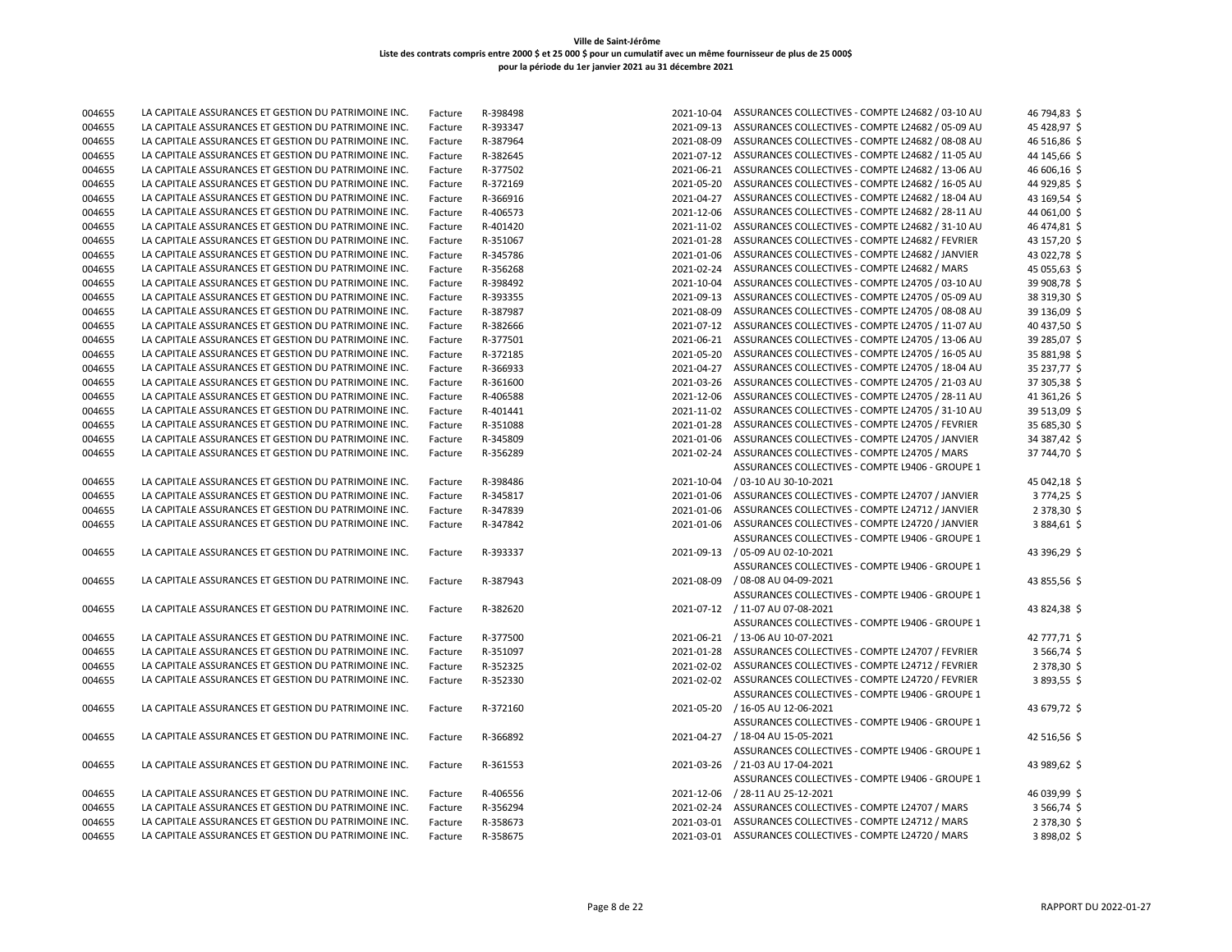**Ville de Saint-Jérôme**
**Liste des contrats compris entre 2000 $ et 25 000 $ pour un cumulatif avec un même fournisseur de plus de 25 000$**
**pour la période du 1er janvier 2021 au 31 décembre 2021**

| | | | | | | |
|---|---|---|---|---|---|---|
| 004655 | LA CAPITALE ASSURANCES ET GESTION DU PATRIMOINE INC. | Facture | R-398498 | 2021-10-04 | ASSURANCES COLLECTIVES - COMPTE L24682 / 03-10 AU | 46 794,83 $ |
| 004655 | LA CAPITALE ASSURANCES ET GESTION DU PATRIMOINE INC. | Facture | R-393347 | 2021-09-13 | ASSURANCES COLLECTIVES - COMPTE L24682 / 05-09 AU | 45 428,97 $ |
| 004655 | LA CAPITALE ASSURANCES ET GESTION DU PATRIMOINE INC. | Facture | R-387964 | 2021-08-09 | ASSURANCES COLLECTIVES - COMPTE L24682 / 08-08 AU | 46 516,86 $ |
| 004655 | LA CAPITALE ASSURANCES ET GESTION DU PATRIMOINE INC. | Facture | R-382645 | 2021-07-12 | ASSURANCES COLLECTIVES - COMPTE L24682 / 11-05 AU | 44 145,66 $ |
| 004655 | LA CAPITALE ASSURANCES ET GESTION DU PATRIMOINE INC. | Facture | R-377502 | 2021-06-21 | ASSURANCES COLLECTIVES - COMPTE L24682 / 13-06 AU | 46 606,16 $ |
| 004655 | LA CAPITALE ASSURANCES ET GESTION DU PATRIMOINE INC. | Facture | R-372169 | 2021-05-20 | ASSURANCES COLLECTIVES - COMPTE L24682 / 16-05 AU | 44 929,85 $ |
| 004655 | LA CAPITALE ASSURANCES ET GESTION DU PATRIMOINE INC. | Facture | R-366916 | 2021-04-27 | ASSURANCES COLLECTIVES - COMPTE L24682 / 18-04 AU | 43 169,54 $ |
| 004655 | LA CAPITALE ASSURANCES ET GESTION DU PATRIMOINE INC. | Facture | R-406573 | 2021-12-06 | ASSURANCES COLLECTIVES - COMPTE L24682 / 28-11 AU | 44 061,00 $ |
| 004655 | LA CAPITALE ASSURANCES ET GESTION DU PATRIMOINE INC. | Facture | R-401420 | 2021-11-02 | ASSURANCES COLLECTIVES - COMPTE L24682 / 31-10 AU | 46 474,81 $ |
| 004655 | LA CAPITALE ASSURANCES ET GESTION DU PATRIMOINE INC. | Facture | R-351067 | 2021-01-28 | ASSURANCES COLLECTIVES - COMPTE L24682 / FEVRIER | 43 157,20 $ |
| 004655 | LA CAPITALE ASSURANCES ET GESTION DU PATRIMOINE INC. | Facture | R-345786 | 2021-01-06 | ASSURANCES COLLECTIVES - COMPTE L24682 / JANVIER | 43 022,78 $ |
| 004655 | LA CAPITALE ASSURANCES ET GESTION DU PATRIMOINE INC. | Facture | R-356268 | 2021-02-24 | ASSURANCES COLLECTIVES - COMPTE L24682 / MARS | 45 055,63 $ |
| 004655 | LA CAPITALE ASSURANCES ET GESTION DU PATRIMOINE INC. | Facture | R-398492 | 2021-10-04 | ASSURANCES COLLECTIVES - COMPTE L24705 / 03-10 AU | 39 908,78 $ |
| 004655 | LA CAPITALE ASSURANCES ET GESTION DU PATRIMOINE INC. | Facture | R-393355 | 2021-09-13 | ASSURANCES COLLECTIVES - COMPTE L24705 / 05-09 AU | 38 319,30 $ |
| 004655 | LA CAPITALE ASSURANCES ET GESTION DU PATRIMOINE INC. | Facture | R-387987 | 2021-08-09 | ASSURANCES COLLECTIVES - COMPTE L24705 / 08-08 AU | 39 136,09 $ |
| 004655 | LA CAPITALE ASSURANCES ET GESTION DU PATRIMOINE INC. | Facture | R-382666 | 2021-07-12 | ASSURANCES COLLECTIVES - COMPTE L24705 / 11-07 AU | 40 437,50 $ |
| 004655 | LA CAPITALE ASSURANCES ET GESTION DU PATRIMOINE INC. | Facture | R-377501 | 2021-06-21 | ASSURANCES COLLECTIVES - COMPTE L24705 / 13-06 AU | 39 285,07 $ |
| 004655 | LA CAPITALE ASSURANCES ET GESTION DU PATRIMOINE INC. | Facture | R-372185 | 2021-05-20 | ASSURANCES COLLECTIVES - COMPTE L24705 / 16-05 AU | 35 881,98 $ |
| 004655 | LA CAPITALE ASSURANCES ET GESTION DU PATRIMOINE INC. | Facture | R-366933 | 2021-04-27 | ASSURANCES COLLECTIVES - COMPTE L24705 / 18-04 AU | 35 237,77 $ |
| 004655 | LA CAPITALE ASSURANCES ET GESTION DU PATRIMOINE INC. | Facture | R-361600 | 2021-03-26 | ASSURANCES COLLECTIVES - COMPTE L24705 / 21-03 AU | 37 305,38 $ |
| 004655 | LA CAPITALE ASSURANCES ET GESTION DU PATRIMOINE INC. | Facture | R-406588 | 2021-12-06 | ASSURANCES COLLECTIVES - COMPTE L24705 / 28-11 AU | 41 361,26 $ |
| 004655 | LA CAPITALE ASSURANCES ET GESTION DU PATRIMOINE INC. | Facture | R-401441 | 2021-11-02 | ASSURANCES COLLECTIVES - COMPTE L24705 / 31-10 AU | 39 513,09 $ |
| 004655 | LA CAPITALE ASSURANCES ET GESTION DU PATRIMOINE INC. | Facture | R-351088 | 2021-01-28 | ASSURANCES COLLECTIVES - COMPTE L24705 / FEVRIER | 35 685,30 $ |
| 004655 | LA CAPITALE ASSURANCES ET GESTION DU PATRIMOINE INC. | Facture | R-345809 | 2021-01-06 | ASSURANCES COLLECTIVES - COMPTE L24705 / JANVIER | 34 387,42 $ |
| 004655 | LA CAPITALE ASSURANCES ET GESTION DU PATRIMOINE INC. | Facture | R-356289 | 2021-02-24 | ASSURANCES COLLECTIVES - COMPTE L24705 / MARS | 37 744,70 $ |
| 004655 | LA CAPITALE ASSURANCES ET GESTION DU PATRIMOINE INC. | Facture | R-398486 | 2021-10-04 | ASSURANCES COLLECTIVES - COMPTE L9406 - GROUPE 1 / 03-10 AU 30-10-2021 | 45 042,18 $ |
| 004655 | LA CAPITALE ASSURANCES ET GESTION DU PATRIMOINE INC. | Facture | R-345817 | 2021-01-06 | ASSURANCES COLLECTIVES - COMPTE L24707 / JANVIER | 3 774,25 $ |
| 004655 | LA CAPITALE ASSURANCES ET GESTION DU PATRIMOINE INC. | Facture | R-347839 | 2021-01-06 | ASSURANCES COLLECTIVES - COMPTE L24712 / JANVIER | 2 378,30 $ |
| 004655 | LA CAPITALE ASSURANCES ET GESTION DU PATRIMOINE INC. | Facture | R-347842 | 2021-01-06 | ASSURANCES COLLECTIVES - COMPTE L24720 / JANVIER | 3 884,61 $ |
| 004655 | LA CAPITALE ASSURANCES ET GESTION DU PATRIMOINE INC. | Facture | R-393337 | 2021-09-13 | ASSURANCES COLLECTIVES - COMPTE L9406 - GROUPE 1 / 05-09 AU 02-10-2021 | 43 396,29 $ |
| 004655 | LA CAPITALE ASSURANCES ET GESTION DU PATRIMOINE INC. | Facture | R-387943 | 2021-08-09 | ASSURANCES COLLECTIVES - COMPTE L9406 - GROUPE 1 / 08-08 AU 04-09-2021 | 43 855,56 $ |
| 004655 | LA CAPITALE ASSURANCES ET GESTION DU PATRIMOINE INC. | Facture | R-382620 | 2021-07-12 | ASSURANCES COLLECTIVES - COMPTE L9406 - GROUPE 1 / 11-07 AU 07-08-2021 | 43 824,38 $ |
| 004655 | LA CAPITALE ASSURANCES ET GESTION DU PATRIMOINE INC. | Facture | R-377500 | 2021-06-21 | ASSURANCES COLLECTIVES - COMPTE L9406 - GROUPE 1 / 13-06 AU 10-07-2021 | 42 777,71 $ |
| 004655 | LA CAPITALE ASSURANCES ET GESTION DU PATRIMOINE INC. | Facture | R-351097 | 2021-01-28 | ASSURANCES COLLECTIVES - COMPTE L24707 / FEVRIER | 3 566,74 $ |
| 004655 | LA CAPITALE ASSURANCES ET GESTION DU PATRIMOINE INC. | Facture | R-352325 | 2021-02-02 | ASSURANCES COLLECTIVES - COMPTE L24712 / FEVRIER | 2 378,30 $ |
| 004655 | LA CAPITALE ASSURANCES ET GESTION DU PATRIMOINE INC. | Facture | R-352330 | 2021-02-02 | ASSURANCES COLLECTIVES - COMPTE L24720 / FEVRIER | 3 893,55 $ |
| 004655 | LA CAPITALE ASSURANCES ET GESTION DU PATRIMOINE INC. | Facture | R-372160 | 2021-05-20 | ASSURANCES COLLECTIVES - COMPTE L9406 - GROUPE 1 / 16-05 AU 12-06-2021 | 43 679,72 $ |
| 004655 | LA CAPITALE ASSURANCES ET GESTION DU PATRIMOINE INC. | Facture | R-366892 | 2021-04-27 | ASSURANCES COLLECTIVES - COMPTE L9406 - GROUPE 1 / 18-04 AU 15-05-2021 | 42 516,56 $ |
| 004655 | LA CAPITALE ASSURANCES ET GESTION DU PATRIMOINE INC. | Facture | R-361553 | 2021-03-26 | ASSURANCES COLLECTIVES - COMPTE L9406 - GROUPE 1 / 21-03 AU 17-04-2021 | 43 989,62 $ |
| 004655 | LA CAPITALE ASSURANCES ET GESTION DU PATRIMOINE INC. | Facture | R-406556 | 2021-12-06 | ASSURANCES COLLECTIVES - COMPTE L9406 - GROUPE 1 / 28-11 AU 25-12-2021 | 46 039,99 $ |
| 004655 | LA CAPITALE ASSURANCES ET GESTION DU PATRIMOINE INC. | Facture | R-356294 | 2021-02-24 | ASSURANCES COLLECTIVES - COMPTE L24707 / MARS | 3 566,74 $ |
| 004655 | LA CAPITALE ASSURANCES ET GESTION DU PATRIMOINE INC. | Facture | R-358673 | 2021-03-01 | ASSURANCES COLLECTIVES - COMPTE L24712 / MARS | 2 378,30 $ |
| 004655 | LA CAPITALE ASSURANCES ET GESTION DU PATRIMOINE INC. | Facture | R-358675 | 2021-03-01 | ASSURANCES COLLECTIVES - COMPTE L24720 / MARS | 3 898,02 $ |

RAPPORT DU 2022-01-27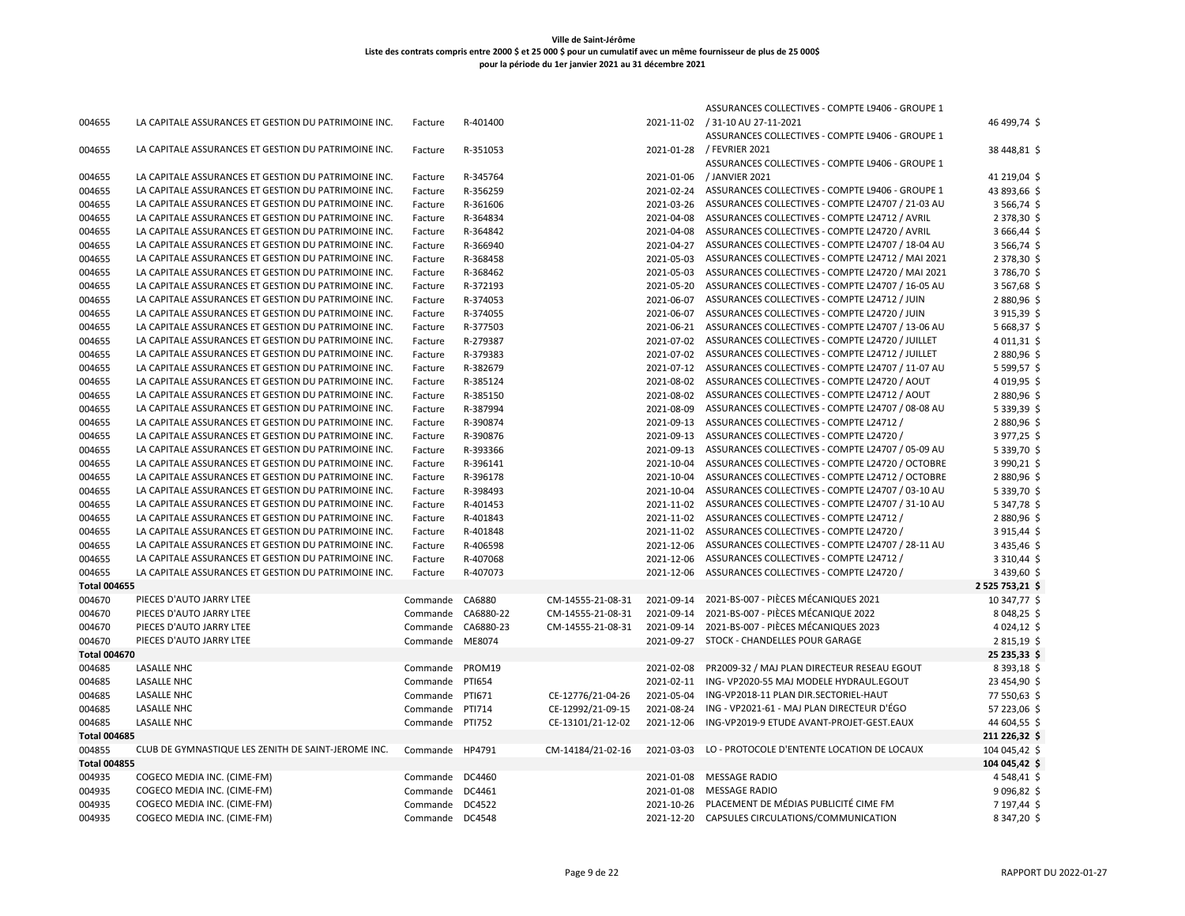**Ville de Saint-Jérôme**
**Liste des contrats compris entre 2000 $ et 25 000 $ pour un cumulatif avec un même fournisseur de plus de 25 000$**
**pour la période du 1er janvier 2021 au 31 décembre 2021**

| | | | | | | | |
|---|---|---|---|---|---|---|---|
| 004655 | LA CAPITALE ASSURANCES ET GESTION DU PATRIMOINE INC. | Facture | R-401400 | | 2021-11-02 | ASSURANCES COLLECTIVES - COMPTE L9406 - GROUPE 1 / 31-10 AU 27-11-2021 | 46 499,74 $ |
| 004655 | LA CAPITALE ASSURANCES ET GESTION DU PATRIMOINE INC. | Facture | R-351053 | | 2021-01-28 | ASSURANCES COLLECTIVES - COMPTE L9406 - GROUPE 1 / FEVRIER 2021 | 38 448,81 $ |
| 004655 | LA CAPITALE ASSURANCES ET GESTION DU PATRIMOINE INC. | Facture | R-345764 | | 2021-01-06 | ASSURANCES COLLECTIVES - COMPTE L9406 - GROUPE 1 / JANVIER 2021 | 41 219,04 $ |
| 004655 | LA CAPITALE ASSURANCES ET GESTION DU PATRIMOINE INC. | Facture | R-356259 | | 2021-02-24 | ASSURANCES COLLECTIVES - COMPTE L9406 - GROUPE 1 | 43 893,66 $ |
| 004655 | LA CAPITALE ASSURANCES ET GESTION DU PATRIMOINE INC. | Facture | R-361606 | | 2021-03-26 | ASSURANCES COLLECTIVES - COMPTE L24707 / 21-03 AU | 3 566,74 $ |
| 004655 | LA CAPITALE ASSURANCES ET GESTION DU PATRIMOINE INC. | Facture | R-364834 | | 2021-04-08 | ASSURANCES COLLECTIVES - COMPTE L24712 / AVRIL | 2 378,30 $ |
| 004655 | LA CAPITALE ASSURANCES ET GESTION DU PATRIMOINE INC. | Facture | R-364842 | | 2021-04-08 | ASSURANCES COLLECTIVES - COMPTE L24720 / AVRIL | 3 666,44 $ |
| 004655 | LA CAPITALE ASSURANCES ET GESTION DU PATRIMOINE INC. | Facture | R-366940 | | 2021-04-27 | ASSURANCES COLLECTIVES - COMPTE L24707 / 18-04 AU | 3 566,74 $ |
| 004655 | LA CAPITALE ASSURANCES ET GESTION DU PATRIMOINE INC. | Facture | R-368458 | | 2021-05-03 | ASSURANCES COLLECTIVES - COMPTE L24712 / MAI 2021 | 2 378,30 $ |
| 004655 | LA CAPITALE ASSURANCES ET GESTION DU PATRIMOINE INC. | Facture | R-368462 | | 2021-05-03 | ASSURANCES COLLECTIVES - COMPTE L24720 / MAI 2021 | 3 786,70 $ |
| 004655 | LA CAPITALE ASSURANCES ET GESTION DU PATRIMOINE INC. | Facture | R-372193 | | 2021-05-20 | ASSURANCES COLLECTIVES - COMPTE L24707 / 16-05 AU | 3 567,68 $ |
| 004655 | LA CAPITALE ASSURANCES ET GESTION DU PATRIMOINE INC. | Facture | R-374053 | | 2021-06-07 | ASSURANCES COLLECTIVES - COMPTE L24712 / JUIN | 2 880,96 $ |
| 004655 | LA CAPITALE ASSURANCES ET GESTION DU PATRIMOINE INC. | Facture | R-374055 | | 2021-06-07 | ASSURANCES COLLECTIVES - COMPTE L24720 / JUIN | 3 915,39 $ |
| 004655 | LA CAPITALE ASSURANCES ET GESTION DU PATRIMOINE INC. | Facture | R-377503 | | 2021-06-21 | ASSURANCES COLLECTIVES - COMPTE L24707 / 13-06 AU | 5 668,37 $ |
| 004655 | LA CAPITALE ASSURANCES ET GESTION DU PATRIMOINE INC. | Facture | R-279387 | | 2021-07-02 | ASSURANCES COLLECTIVES - COMPTE L24720 / JUILLET | 4 011,31 $ |
| 004655 | LA CAPITALE ASSURANCES ET GESTION DU PATRIMOINE INC. | Facture | R-379383 | | 2021-07-02 | ASSURANCES COLLECTIVES - COMPTE L24712 / JUILLET | 2 880,96 $ |
| 004655 | LA CAPITALE ASSURANCES ET GESTION DU PATRIMOINE INC. | Facture | R-382679 | | 2021-07-12 | ASSURANCES COLLECTIVES - COMPTE L24707 / 11-07 AU | 5 599,57 $ |
| 004655 | LA CAPITALE ASSURANCES ET GESTION DU PATRIMOINE INC. | Facture | R-385124 | | 2021-08-02 | ASSURANCES COLLECTIVES - COMPTE L24720 / AOUT | 4 019,95 $ |
| 004655 | LA CAPITALE ASSURANCES ET GESTION DU PATRIMOINE INC. | Facture | R-385150 | | 2021-08-02 | ASSURANCES COLLECTIVES - COMPTE L24712 / AOUT | 2 880,96 $ |
| 004655 | LA CAPITALE ASSURANCES ET GESTION DU PATRIMOINE INC. | Facture | R-387994 | | 2021-08-09 | ASSURANCES COLLECTIVES - COMPTE L24707 / 08-08 AU | 5 339,39 $ |
| 004655 | LA CAPITALE ASSURANCES ET GESTION DU PATRIMOINE INC. | Facture | R-390874 | | 2021-09-13 | ASSURANCES COLLECTIVES - COMPTE L24712 / | 2 880,96 $ |
| 004655 | LA CAPITALE ASSURANCES ET GESTION DU PATRIMOINE INC. | Facture | R-390876 | | 2021-09-13 | ASSURANCES COLLECTIVES - COMPTE L24720 / | 3 977,25 $ |
| 004655 | LA CAPITALE ASSURANCES ET GESTION DU PATRIMOINE INC. | Facture | R-393366 | | 2021-09-13 | ASSURANCES COLLECTIVES - COMPTE L24707 / 05-09 AU | 5 339,70 $ |
| 004655 | LA CAPITALE ASSURANCES ET GESTION DU PATRIMOINE INC. | Facture | R-396141 | | 2021-10-04 | ASSURANCES COLLECTIVES - COMPTE L24720 / OCTOBRE | 3 990,21 $ |
| 004655 | LA CAPITALE ASSURANCES ET GESTION DU PATRIMOINE INC. | Facture | R-396178 | | 2021-10-04 | ASSURANCES COLLECTIVES - COMPTE L24712 / OCTOBRE | 2 880,96 $ |
| 004655 | LA CAPITALE ASSURANCES ET GESTION DU PATRIMOINE INC. | Facture | R-398493 | | 2021-10-04 | ASSURANCES COLLECTIVES - COMPTE L24707 / 03-10 AU | 5 339,70 $ |
| 004655 | LA CAPITALE ASSURANCES ET GESTION DU PATRIMOINE INC. | Facture | R-401453 | | 2021-11-02 | ASSURANCES COLLECTIVES - COMPTE L24707 / 31-10 AU | 5 347,78 $ |
| 004655 | LA CAPITALE ASSURANCES ET GESTION DU PATRIMOINE INC. | Facture | R-401843 | | 2021-11-02 | ASSURANCES COLLECTIVES - COMPTE L24712 / | 2 880,96 $ |
| 004655 | LA CAPITALE ASSURANCES ET GESTION DU PATRIMOINE INC. | Facture | R-401848 | | 2021-11-02 | ASSURANCES COLLECTIVES - COMPTE L24720 / | 3 915,44 $ |
| 004655 | LA CAPITALE ASSURANCES ET GESTION DU PATRIMOINE INC. | Facture | R-406598 | | 2021-12-06 | ASSURANCES COLLECTIVES - COMPTE L24707 / 28-11 AU | 3 435,46 $ |
| 004655 | LA CAPITALE ASSURANCES ET GESTION DU PATRIMOINE INC. | Facture | R-407068 | | 2021-12-06 | ASSURANCES COLLECTIVES - COMPTE L24712 / | 3 310,44 $ |
| 004655 | LA CAPITALE ASSURANCES ET GESTION DU PATRIMOINE INC. | Facture | R-407073 | | 2021-12-06 | ASSURANCES COLLECTIVES - COMPTE L24720 / | 3 439,60 $ |
| **Total 004655** | | | | | | | **2 525 753,21 $** |
| 004670 | PIECES D'AUTO JARRY LTEE | Commande | CA6880 | CM-14555-21-08-31 | 2021-09-14 | 2021-BS-007 - PIÈCES MÉCANIQUES 2021 | 10 347,77 $ |
| 004670 | PIECES D'AUTO JARRY LTEE | Commande | CA6880-22 | CM-14555-21-08-31 | 2021-09-14 | 2021-BS-007 - PIÈCES MÉCANIQUE 2022 | 8 048,25 $ |
| 004670 | PIECES D'AUTO JARRY LTEE | Commande | CA6880-23 | CM-14555-21-08-31 | 2021-09-14 | 2021-BS-007 - PIÈCES MÉCANIQUES 2023 | 4 024,12 $ |
| 004670 | PIECES D'AUTO JARRY LTEE | Commande | ME8074 | | 2021-09-27 | STOCK - CHANDELLES POUR GARAGE | 2 815,19 $ |
| **Total 004670** | | | | | | | **25 235,33 $** |
| 004685 | LASALLE NHC | Commande | PROM19 | | 2021-02-08 | PR2009-32 / MAJ PLAN DIRECTEUR RESEAU EGOUT | 8 393,18 $ |
| 004685 | LASALLE NHC | Commande | PTI654 | | 2021-02-11 | ING- VP2020-55 MAJ MODELE HYDRAUL.EGOUT | 23 454,90 $ |
| 004685 | LASALLE NHC | Commande | PTI671 | CE-12776/21-04-26 | 2021-05-04 | ING-VP2018-11 PLAN DIR.SECTORIEL-HAUT | 77 550,63 $ |
| 004685 | LASALLE NHC | Commande | PTI714 | CE-12992/21-09-15 | 2021-08-24 | ING - VP2021-61 - MAJ PLAN DIRECTEUR D'ÉGO | 57 223,06 $ |
| 004685 | LASALLE NHC | Commande | PTI752 | CE-13101/21-12-02 | 2021-12-06 | ING-VP2019-9 ETUDE AVANT-PROJET-GEST.EAUX | 44 604,55 $ |
| **Total 004685** | | | | | | | **211 226,32 $** |
| 004855 | CLUB DE GYMNASTIQUE LES ZENITH DE SAINT-JEROME INC. | Commande | HP4791 | CM-14184/21-02-16 | 2021-03-03 | LO - PROTOCOLE D'ENTENTE LOCATION DE LOCAUX | 104 045,42 $ |
| **Total 004855** | | | | | | | **104 045,42 $** |
| 004935 | COGECO MEDIA INC. (CIME-FM) | Commande | DC4460 | | 2021-01-08 | MESSAGE RADIO | 4 548,41 $ |
| 004935 | COGECO MEDIA INC. (CIME-FM) | Commande | DC4461 | | 2021-01-08 | MESSAGE RADIO | 9 096,82 $ |
| 004935 | COGECO MEDIA INC. (CIME-FM) | Commande | DC4522 | | 2021-10-26 | PLACEMENT DE MÉDIAS PUBLICITÉ CIME FM | 7 197,44 $ |
| 004935 | COGECO MEDIA INC. (CIME-FM) | Commande | DC4548 | | 2021-12-20 | CAPSULES CIRCULATIONS/COMMUNICATION | 8 347,20 $ |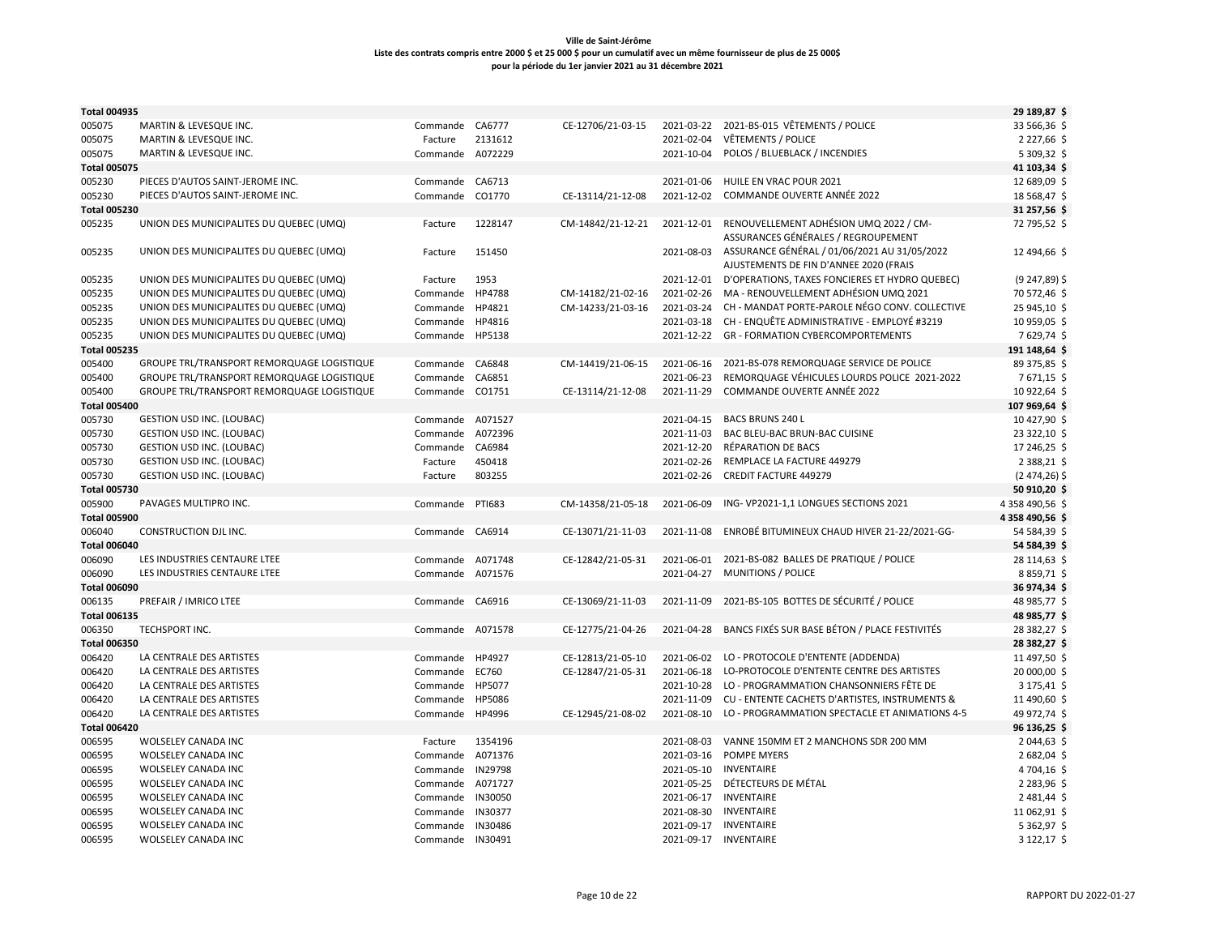**Ville de Saint-Jérôme**
**Liste des contrats compris entre 2000 $ et 25 000 $ pour un cumulatif avec un même fournisseur de plus de 25 000$**
**pour la période du 1er janvier 2021 au 31 décembre 2021**

| | | | | | | | |
|---|---|---|---|---|---|---|---|
| **Total 004935** | | | | | | | **29 189,87 $** |
| 005075 | MARTIN & LEVESQUE INC. | Commande CA6777 | | CE-12706/21-03-15 | 2021-03-22 | 2021-BS-015 VÊTEMENTS / POLICE | 33 566,36 $ |
| 005075 | MARTIN & LEVESQUE INC. | Facture 2131612 | | | 2021-02-04 | VÊTEMENTS / POLICE | 2 227,66 $ |
| 005075 | MARTIN & LEVESQUE INC. | Commande A072229 | | | 2021-10-04 | POLOS / BLUEBLACK / INCENDIES | 5 309,32 $ |
| **Total 005075** | | | | | | | **41 103,34 $** |
| 005230 | PIECES D'AUTOS SAINT-JEROME INC. | Commande CA6713 | | | 2021-01-06 | HUILE EN VRAC POUR 2021 | 12 689,09 $ |
| 005230 | PIECES D'AUTOS SAINT-JEROME INC. | Commande CO1770 | | CE-13114/21-12-08 | 2021-12-02 | COMMANDE OUVERTE ANNÉE 2022 | 18 568,47 $ |
| **Total 005230** | | | | | | | **31 257,56 $** |
| 005235 | UNION DES MUNICIPALITES DU QUEBEC (UMQ) | Facture 1228147 | | CM-14842/21-12-21 | 2021-12-01 | RENOUVELLEMENT ADHÉSION UMQ 2022 / CM-ASSURANCES GÉNÉRALES / REGROUPEMENT | 72 795,52 $ |
| 005235 | UNION DES MUNICIPALITES DU QUEBEC (UMQ) | Facture 151450 | | | 2021-08-03 | ASSURANCE GÉNÉRAL / 01/06/2021 AU 31/05/2022 | 12 494,66 $ |
| 005235 | UNION DES MUNICIPALITES DU QUEBEC (UMQ) | Facture 1953 | | | 2021-12-01 | AJUSTEMENTS DE FIN D'ANNEE 2020 (FRAIS D'OPERATIONS, TAXES FONCIERES ET HYDRO QUEBEC) | (9 247,89) $ |
| 005235 | UNION DES MUNICIPALITES DU QUEBEC (UMQ) | Commande HP4788 | | CM-14182/21-02-16 | 2021-02-26 | MA - RENOUVELLEMENT ADHÉSION UMQ 2021 | 70 572,46 $ |
| 005235 | UNION DES MUNICIPALITES DU QUEBEC (UMQ) | Commande HP4821 | | CM-14233/21-03-16 | 2021-03-24 | CH - MANDAT PORTE-PAROLE NÉGO CONV. COLLECTIVE | 25 945,10 $ |
| 005235 | UNION DES MUNICIPALITES DU QUEBEC (UMQ) | Commande HP4816 | | | 2021-03-18 | CH - ENQUÊTE ADMINISTRATIVE - EMPLOYÉ #3219 | 10 959,05 $ |
| 005235 | UNION DES MUNICIPALITES DU QUEBEC (UMQ) | Commande HP5138 | | | 2021-12-22 | GR - FORMATION CYBERCOMPORTEMENTS | 7 629,74 $ |
| **Total 005235** | | | | | | | **191 148,64 $** |
| 005400 | GROUPE TRL/TRANSPORT REMORQUAGE LOGISTIQUE | Commande CA6848 | | CM-14419/21-06-15 | 2021-06-16 | 2021-BS-078 REMORQUAGE SERVICE DE POLICE | 89 375,85 $ |
| 005400 | GROUPE TRL/TRANSPORT REMORQUAGE LOGISTIQUE | Commande CA6851 | | | 2021-06-23 | REMORQUAGE VÉHICULES LOURDS POLICE 2021-2022 | 7 671,15 $ |
| 005400 | GROUPE TRL/TRANSPORT REMORQUAGE LOGISTIQUE | Commande CO1751 | | CE-13114/21-12-08 | 2021-11-29 | COMMANDE OUVERTE ANNÉE 2022 | 10 922,64 $ |
| **Total 005400** | | | | | | | **107 969,64 $** |
| 005730 | GESTION USD INC. (LOUBAC) | Commande A071527 | | | 2021-04-15 | BACS BRUNS 240 L | 10 427,90 $ |
| 005730 | GESTION USD INC. (LOUBAC) | Commande A072396 | | | 2021-11-03 | BAC BLEU-BAC BRUN-BAC CUISINE | 23 322,10 $ |
| 005730 | GESTION USD INC. (LOUBAC) | Commande CA6984 | | | 2021-12-20 | RÉPARATION DE BACS | 17 246,25 $ |
| 005730 | GESTION USD INC. (LOUBAC) | Facture 450418 | | | 2021-02-26 | REMPLACE LA FACTURE 449279 | 2 388,21 $ |
| 005730 | GESTION USD INC. (LOUBAC) | Facture 803255 | | | 2021-02-26 | CREDIT FACTURE 449279 | (2 474,26) $ |
| **Total 005730** | | | | | | | **50 910,20 $** |
| 005900 | PAVAGES MULTIPRO INC. | Commande PTI683 | | CM-14358/21-05-18 | 2021-06-09 | ING- VP2021-1,1 LONGUES SECTIONS 2021 | 4 358 490,56 $ |
| **Total 005900** | | | | | | | **4 358 490,56 $** |
| 006040 | CONSTRUCTION DJL INC. | Commande CA6914 | | CE-13071/21-11-03 | 2021-11-08 | ENROBÉ BITUMINEUX CHAUD HIVER 21-22/2021-GG- | 54 584,39 $ |
| **Total 006040** | | | | | | | **54 584,39 $** |
| 006090 | LES INDUSTRIES CENTAURE LTEE | Commande A071748 | | CE-12842/21-05-31 | 2021-06-01 | 2021-BS-082 BALLES DE PRATIQUE / POLICE | 28 114,63 $ |
| 006090 | LES INDUSTRIES CENTAURE LTEE | Commande A071576 | | | 2021-04-27 | MUNITIONS / POLICE | 8 859,71 $ |
| **Total 006090** | | | | | | | **36 974,34 $** |
| 006135 | PREFAIR / IMRICO LTEE | Commande CA6916 | | CE-13069/21-11-03 | 2021-11-09 | 2021-BS-105 BOTTES DE SÉCURITÉ / POLICE | 48 985,77 $ |
| **Total 006135** | | | | | | | **48 985,77 $** |
| 006350 | TECHSPORT INC. | Commande A071578 | | CE-12775/21-04-26 | 2021-04-28 | BANCS FIXÉS SUR BASE BÉTON / PLACE FESTIVITÉS | 28 382,27 $ |
| **Total 006350** | | | | | | | **28 382,27 $** |
| 006420 | LA CENTRALE DES ARTISTES | Commande HP4927 | | CE-12813/21-05-10 | 2021-06-02 | LO - PROTOCOLE D'ENTENTE (ADDENDA) | 11 497,50 $ |
| 006420 | LA CENTRALE DES ARTISTES | Commande EC760 | | CE-12847/21-05-31 | 2021-06-18 | LO-PROTOCOLE D'ENTENTE CENTRE DES ARTISTES | 20 000,00 $ |
| 006420 | LA CENTRALE DES ARTISTES | Commande HP5077 | | | 2021-10-28 | LO - PROGRAMMATION CHANSONNIERS FÊTE DE | 3 175,41 $ |
| 006420 | LA CENTRALE DES ARTISTES | Commande HP5086 | | | 2021-11-09 | CU - ENTENTE CACHETS D'ARTISTES, INSTRUMENTS & | 11 490,60 $ |
| 006420 | LA CENTRALE DES ARTISTES | Commande HP4996 | | CE-12945/21-08-02 | 2021-08-10 | LO - PROGRAMMATION SPECTACLE ET ANIMATIONS 4-5 | 49 972,74 $ |
| **Total 006420** | | | | | | | **96 136,25 $** |
| 006595 | WOLSELEY CANADA INC | Facture 1354196 | | | 2021-08-03 | VANNE 150MM ET 2 MANCHONS SDR 200 MM | 2 044,63 $ |
| 006595 | WOLSELEY CANADA INC | Commande A071376 | | | 2021-03-16 | POMPE MYERS | 2 682,04 $ |
| 006595 | WOLSELEY CANADA INC | Commande IN29798 | | | 2021-05-10 | INVENTAIRE | 4 704,16 $ |
| 006595 | WOLSELEY CANADA INC | Commande A071727 | | | 2021-05-25 | DÉTECTEURS DE MÉTAL | 2 283,96 $ |
| 006595 | WOLSELEY CANADA INC | Commande IN30050 | | | 2021-06-17 | INVENTAIRE | 2 481,44 $ |
| 006595 | WOLSELEY CANADA INC | Commande IN30377 | | | 2021-08-30 | INVENTAIRE | 11 062,91 $ |
| 006595 | WOLSELEY CANADA INC | Commande IN30486 | | | 2021-09-17 | INVENTAIRE | 5 362,97 $ |
| 006595 | WOLSELEY CANADA INC | Commande IN30491 | | | 2021-09-17 | INVENTAIRE | 3 122,17 $ |

RAPPORT DU 2022-01-27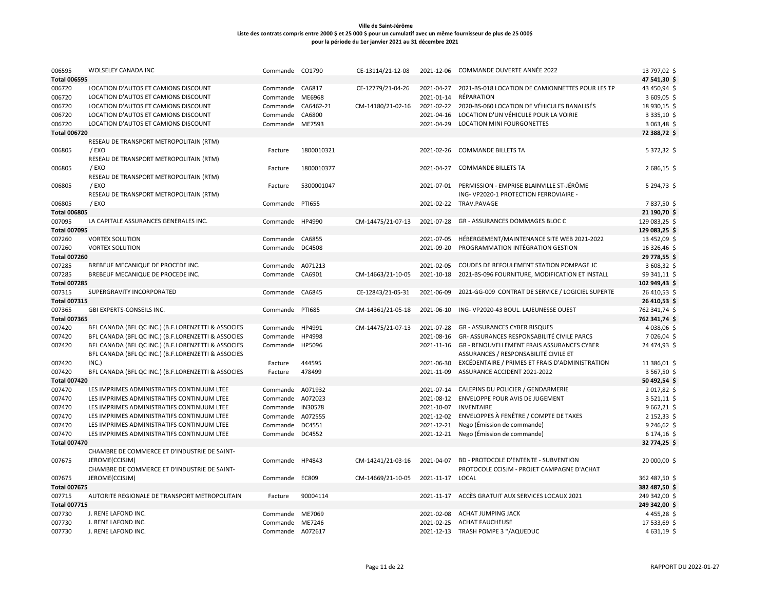**Ville de Saint-Jérôme**
**Liste des contrats compris entre 2000 $ et 25 000 $ pour un cumulatif avec un même fournisseur de plus de 25 000$**
**pour la période du 1er janvier 2021 au 31 décembre 2021**

| | | | | | | | |
|---|---|---|---|---|---|---|---|
| 006595 | WOLSELEY CANADA INC | Commande | CO1790 | CE-13114/21-12-08 | 2021-12-06 | COMMANDE OUVERTE ANNÉE 2022 | 13 797,02 $ |
| **Total 006595** | | | | | | | **47 541,30 $** |
| 006720 | LOCATION D'AUTOS ET CAMIONS DISCOUNT | Commande | CA6817 | CE-12779/21-04-26 | 2021-04-27 | 2021-BS-018 LOCATION DE CAMIONNETTES POUR LES TP | 43 450,94 $ |
| 006720 | LOCATION D'AUTOS ET CAMIONS DISCOUNT | Commande | ME6968 | | 2021-01-14 | RÉPARATION | 3 609,05 $ |
| 006720 | LOCATION D'AUTOS ET CAMIONS DISCOUNT | Commande | CA6462-21 | CM-14180/21-02-16 | 2021-02-22 | 2020-BS-060 LOCATION DE VÉHICULES BANALISÉS | 18 930,15 $ |
| 006720 | LOCATION D'AUTOS ET CAMIONS DISCOUNT | Commande | CA6800 | | 2021-04-16 | LOCATION D'UN VÉHICULE POUR LA VOIRIE | 3 335,10 $ |
| 006720 | LOCATION D'AUTOS ET CAMIONS DISCOUNT | Commande | ME7593 | | 2021-04-29 | LOCATION MINI FOURGONETTES | 3 063,48 $ |
| **Total 006720** | | | | | | | **72 388,72 $** |
| 006805 | RESEAU DE TRANSPORT METROPOLITAIN (RTM) / EXO | Facture | 1800010321 | | 2021-02-26 | COMMANDE BILLETS TA | 5 372,32 $ |
| 006805 | RESEAU DE TRANSPORT METROPOLITAIN (RTM) / EXO | Facture | 1800010377 | | 2021-04-27 | COMMANDE BILLETS TA | 2 686,15 $ |
| 006805 | RESEAU DE TRANSPORT METROPOLITAIN (RTM) / EXO | Facture | 5300001047 | | 2021-07-01 | PERMISSION - EMPRISE BLAINVILLE ST-JÉRÔME | 5 294,73 $ |
| 006805 | RESEAU DE TRANSPORT METROPOLITAIN (RTM) / EXO | Commande | PTI655 | | 2021-02-22 | ING- VP2020-1 PROTECTION FERROVIAIRE - TRAV.PAVAGE | 7 837,50 $ |
| **Total 006805** | | | | | | | **21 190,70 $** |
| 007095 | LA CAPITALE ASSURANCES GENERALES INC. | Commande | HP4990 | CM-14475/21-07-13 | 2021-07-28 | GR - ASSURANCES DOMMAGES BLOC C | 129 083,25 $ |
| **Total 007095** | | | | | | | **129 083,25 $** |
| 007260 | VORTEX SOLUTION | Commande | CA6855 | | 2021-07-05 | HÉBERGEMENT/MAINTENANCE SITE WEB 2021-2022 | 13 452,09 $ |
| 007260 | VORTEX SOLUTION | Commande | DC4508 | | 2021-09-20 | PROGRAMMATION INTÉGRATION GESTION | 16 326,46 $ |
| **Total 007260** | | | | | | | **29 778,55 $** |
| 007285 | BREBEUF MECANIQUE DE PROCEDE INC. | Commande | A071213 | | 2021-02-05 | COUDES DE REFOULEMENT STATION POMPAGE JC | 3 608,32 $ |
| 007285 | BREBEUF MECANIQUE DE PROCEDE INC. | Commande | CA6901 | CM-14663/21-10-05 | 2021-10-18 | 2021-BS-096 FOURNITURE, MODIFICATION ET INSTALL | 99 341,11 $ |
| **Total 007285** | | | | | | | **102 949,43 $** |
| 007315 | SUPERGRAVITY INCORPORATED | Commande | CA6845 | CE-12843/21-05-31 | 2021-06-09 | 2021-GG-009 CONTRAT DE SERVICE / LOGICIEL SUPERTE | 26 410,53 $ |
| **Total 007315** | | | | | | | **26 410,53 $** |
| 007365 | GBI EXPERTS-CONSEILS INC. | Commande | PTI685 | CM-14361/21-05-18 | 2021-06-10 | ING- VP2020-43 BOUL. LAJEUNESSE OUEST | 762 341,74 $ |
| **Total 007365** | | | | | | | **762 341,74 $** |
| 007420 | BFL CANADA (BFL QC INC.) (B.F.LORENZETTI & ASSOCIES | Commande | HP4991 | CM-14475/21-07-13 | 2021-07-28 | GR - ASSURANCES CYBER RISQUES | 4 038,06 $ |
| 007420 | BFL CANADA (BFL QC INC.) (B.F.LORENZETTI & ASSOCIES | Commande | HP4998 | | 2021-08-16 | GR- ASSURANCES RESPONSABILITÉ CIVILE PARCS | 7 026,04 $ |
| 007420 | BFL CANADA (BFL QC INC.) (B.F.LORENZETTI & ASSOCIES | Commande | HP5096 | | 2021-11-16 | GR - RENOUVELLEMENT FRAIS ASSURANCES CYBER | 24 493,93 $ |
| 007420 | BFL CANADA (BFL QC INC.) (B.F.LORENZETTI & ASSOCIES INC.) | Facture | 444595 | | 2021-06-30 | ASSURANCES / RESPONSABILITÉ CIVILE ET EXCÉDENTAIRE / PRIMES ET FRAIS D'ADMINISTRATION | 11 386,01 $ |
| 007420 | BFL CANADA (BFL QC INC.) (B.F.LORENZETTI & ASSOCIES | Facture | 478499 | | 2021-11-09 | ASSURANCE ACCIDENT 2021-2022 | 3 567,50 $ |
| **Total 007420** | | | | | | | **50 492,54 $** |
| 007470 | LES IMPRIMES ADMINISTRATIFS CONTINUUM LTEE | Commande | A071932 | | 2021-07-14 | CALEPINS DU POLICIER / GENDARMERIE | 2 017,82 $ |
| 007470 | LES IMPRIMES ADMINISTRATIFS CONTINUUM LTEE | Commande | A072023 | | 2021-08-12 | ENVELOPPE POUR AVIS DE JUGEMENT | 3 521,11 $ |
| 007470 | LES IMPRIMES ADMINISTRATIFS CONTINUUM LTEE | Commande | IN30578 | | 2021-10-07 | INVENTAIRE | 9 662,21 $ |
| 007470 | LES IMPRIMES ADMINISTRATIFS CONTINUUM LTEE | Commande | A072555 | | 2021-12-02 | ENVELOPPES À FENÊTRE / COMPTE DE TAXES | 2 152,33 $ |
| 007470 | LES IMPRIMES ADMINISTRATIFS CONTINUUM LTEE | Commande | DC4551 | | 2021-12-21 | Nego (Émission de commande) | 9 246,62 $ |
| 007470 | LES IMPRIMES ADMINISTRATIFS CONTINUUM LTEE | Commande | DC4552 | | 2021-12-21 | Nego (Émission de commande) | 6 174,16 $ |
| **Total 007470** | | | | | | | **32 774,25 $** |
| 007675 | CHAMBRE DE COMMERCE ET D'INDUSTRIE DE SAINT-JEROME(CCISJM) | Commande | HP4843 | CM-14241/21-03-16 | 2021-04-07 | BD - PROTOCOLE D'ENTENTE - SUBVENTION | 20 000,00 $ |
| 007675 | CHAMBRE DE COMMERCE ET D'INDUSTRIE DE SAINT-JEROME(CCISJM) | Commande | EC809 | CM-14669/21-10-05 | 2021-11-17 | PROTOCOLE CCISJM - PROJET CAMPAGNE D'ACHAT LOCAL | 362 487,50 $ |
| **Total 007675** | | | | | | | **382 487,50 $** |
| 007715 | AUTORITE REGIONALE DE TRANSPORT METROPOLITAIN | Facture | 90004114 | | 2021-11-17 | ACCÈS GRATUIT AUX SERVICES LOCAUX 2021 | 249 342,00 $ |
| **Total 007715** | | | | | | | **249 342,00 $** |
| 007730 | J. RENE LAFOND INC. | Commande | ME7069 | | 2021-02-08 | ACHAT JUMPING JACK | 4 455,28 $ |
| 007730 | J. RENE LAFOND INC. | Commande | ME7246 | | 2021-02-25 | ACHAT FAUCHEUSE | 17 533,69 $ |
| 007730 | J. RENE LAFOND INC. | Commande | A072617 | | 2021-12-13 | TRASH POMPE 3 "/AQUEDUC | 4 631,19 $ |

RAPPORT DU 2022-01-27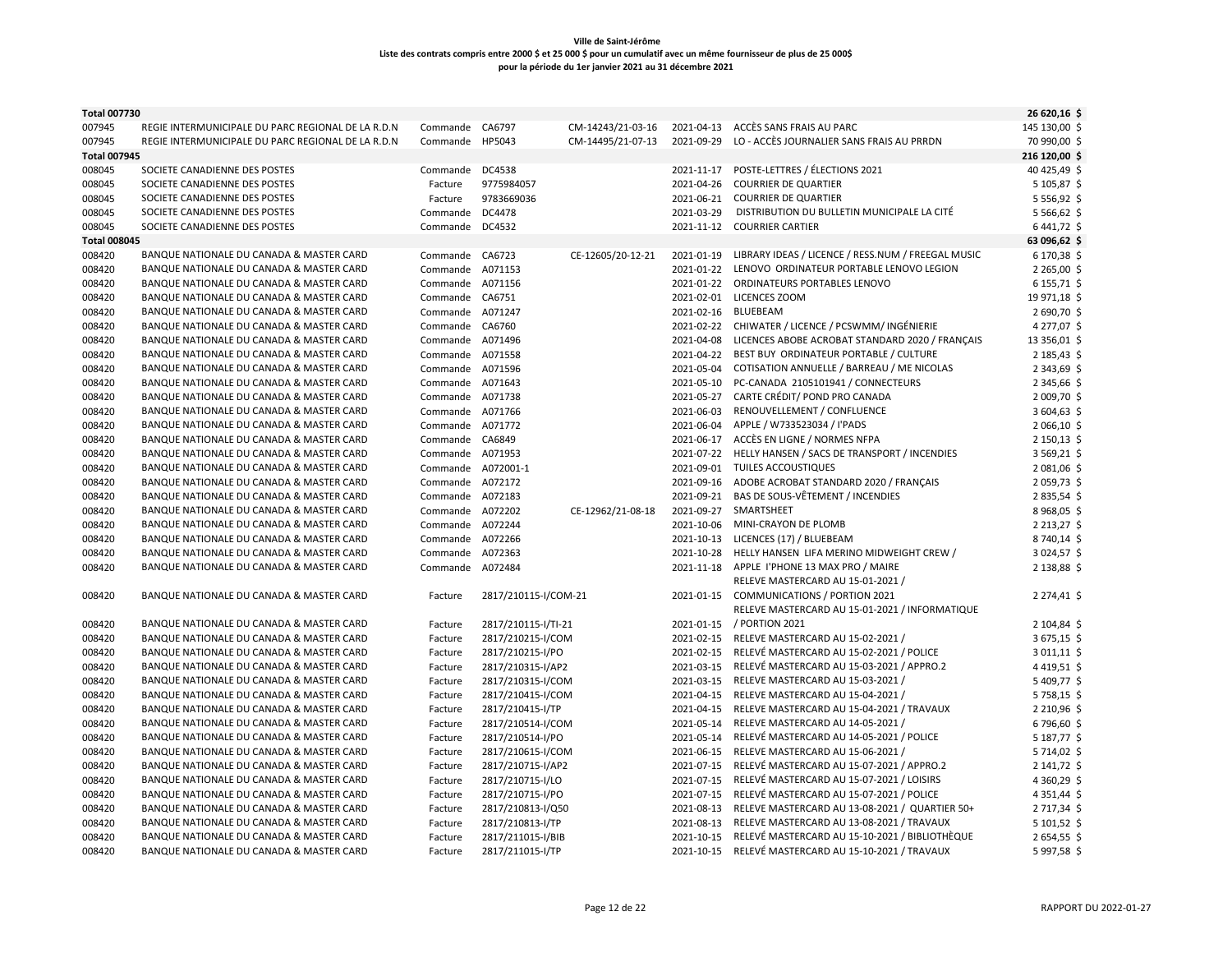**Ville de Saint-Jérôme**
**Liste des contrats compris entre 2000 $ et 25 000 $ pour un cumulatif avec un même fournisseur de plus de 25 000$**
**pour la période du 1er janvier 2021 au 31 décembre 2021**

| | | | | | | | |
|---|---|---|---|---|---|---|---|
| **Total 007730** | | | | | | | **26 620,16 $** |
| 007945 | REGIE INTERMUNICIPALE DU PARC REGIONAL DE LA R.D.N | Commande | CA6797 | CM-14243/21-03-16 | 2021-04-13 | ACCÈS SANS FRAIS AU PARC | 145 130,00 $ |
| 007945 | REGIE INTERMUNICIPALE DU PARC REGIONAL DE LA R.D.N | Commande | HP5043 | CM-14495/21-07-13 | 2021-09-29 | LO - ACCÈS JOURNALIER SANS FRAIS AU PRRDN | 70 990,00 $ |
| **Total 007945** | | | | | | | **216 120,00 $** |
| 008045 | SOCIETE CANADIENNE DES POSTES | Commande | DC4538 | | 2021-11-17 | POSTE-LETTRES / ÉLECTIONS 2021 | 40 425,49 $ |
| 008045 | SOCIETE CANADIENNE DES POSTES | Facture | 9775984057 | | 2021-04-26 | COURRIER DE QUARTIER | 5 105,87 $ |
| 008045 | SOCIETE CANADIENNE DES POSTES | Facture | 9783669036 | | 2021-06-21 | COURRIER DE QUARTIER | 5 556,92 $ |
| 008045 | SOCIETE CANADIENNE DES POSTES | Commande | DC4478 | | 2021-03-29 | DISTRIBUTION DU BULLETIN MUNICIPALE LA CITÉ | 5 566,62 $ |
| 008045 | SOCIETE CANADIENNE DES POSTES | Commande | DC4532 | | 2021-11-12 | COURRIER CARTIER | 6 441,72 $ |
| **Total 008045** | | | | | | | **63 096,62 $** |
| 008420 | BANQUE NATIONALE DU CANADA & MASTER CARD | Commande | CA6723 | CE-12605/20-12-21 | 2021-01-19 | LIBRARY IDEAS / LICENCE / RESS.NUM / FREEGAL MUSIC | 6 170,38 $ |
| 008420 | BANQUE NATIONALE DU CANADA & MASTER CARD | Commande | A071153 | | 2021-01-22 | LENOVO ORDINATEUR PORTABLE LENOVO LEGION | 2 265,00 $ |
| 008420 | BANQUE NATIONALE DU CANADA & MASTER CARD | Commande | A071156 | | 2021-01-22 | ORDINATEURS PORTABLES LENOVO | 6 155,71 $ |
| 008420 | BANQUE NATIONALE DU CANADA & MASTER CARD | Commande | CA6751 | | 2021-02-01 | LICENCES ZOOM | 19 971,18 $ |
| 008420 | BANQUE NATIONALE DU CANADA & MASTER CARD | Commande | A071247 | | 2021-02-16 | BLUEBEAM | 2 690,70 $ |
| 008420 | BANQUE NATIONALE DU CANADA & MASTER CARD | Commande | CA6760 | | 2021-02-22 | CHIWATER / LICENCE / PCSWMM/ INGÉNIERIE | 4 277,07 $ |
| 008420 | BANQUE NATIONALE DU CANADA & MASTER CARD | Commande | A071496 | | 2021-04-08 | LICENCES ABOBE ACROBAT STANDARD 2020 / FRANÇAIS | 13 356,01 $ |
| 008420 | BANQUE NATIONALE DU CANADA & MASTER CARD | Commande | A071558 | | 2021-04-22 | BEST BUY ORDINATEUR PORTABLE / CULTURE | 2 185,43 $ |
| 008420 | BANQUE NATIONALE DU CANADA & MASTER CARD | Commande | A071596 | | 2021-05-04 | COTISATION ANNUELLE / BARREAU / ME NICOLAS | 2 343,69 $ |
| 008420 | BANQUE NATIONALE DU CANADA & MASTER CARD | Commande | A071643 | | 2021-05-10 | PC-CANADA 2105101941 / CONNECTEURS | 2 345,66 $ |
| 008420 | BANQUE NATIONALE DU CANADA & MASTER CARD | Commande | A071738 | | 2021-05-27 | CARTE CRÉDIT/ POND PRO CANADA | 2 009,70 $ |
| 008420 | BANQUE NATIONALE DU CANADA & MASTER CARD | Commande | A071766 | | 2021-06-03 | RENOUVELLEMENT / CONFLUENCE | 3 604,63 $ |
| 008420 | BANQUE NATIONALE DU CANADA & MASTER CARD | Commande | A071772 | | 2021-06-04 | APPLE / W733523034 / I'PADS | 2 066,10 $ |
| 008420 | BANQUE NATIONALE DU CANADA & MASTER CARD | Commande | CA6849 | | 2021-06-17 | ACCÈS EN LIGNE / NORMES NFPA | 2 150,13 $ |
| 008420 | BANQUE NATIONALE DU CANADA & MASTER CARD | Commande | A071953 | | 2021-07-22 | HELLY HANSEN / SACS DE TRANSPORT / INCENDIES | 3 569,21 $ |
| 008420 | BANQUE NATIONALE DU CANADA & MASTER CARD | Commande | A072001-1 | | 2021-09-01 | TUILES ACCOUSTIQUES | 2 081,06 $ |
| 008420 | BANQUE NATIONALE DU CANADA & MASTER CARD | Commande | A072172 | | 2021-09-16 | ADOBE ACROBAT STANDARD 2020 / FRANÇAIS | 2 059,73 $ |
| 008420 | BANQUE NATIONALE DU CANADA & MASTER CARD | Commande | A072183 | | 2021-09-21 | BAS DE SOUS-VÊTEMENT / INCENDIES | 2 835,54 $ |
| 008420 | BANQUE NATIONALE DU CANADA & MASTER CARD | Commande | A072202 | CE-12962/21-08-18 | 2021-09-27 | SMARTSHEET | 8 968,05 $ |
| 008420 | BANQUE NATIONALE DU CANADA & MASTER CARD | Commande | A072244 | | 2021-10-06 | MINI-CRAYON DE PLOMB | 2 213,27 $ |
| 008420 | BANQUE NATIONALE DU CANADA & MASTER CARD | Commande | A072266 | | 2021-10-13 | LICENCES (17) / BLUEBEAM | 8 740,14 $ |
| 008420 | BANQUE NATIONALE DU CANADA & MASTER CARD | Commande | A072363 | | 2021-10-28 | HELLY HANSEN LIFA MERINO MIDWEIGHT CREW / | 3 024,57 $ |
| 008420 | BANQUE NATIONALE DU CANADA & MASTER CARD | Commande | A072484 | | 2021-11-18 | APPLE I'PHONE 13 MAX PRO / MAIRE | 2 138,88 $ |
| 008420 | BANQUE NATIONALE DU CANADA & MASTER CARD | Facture | 2817/210115-I/COM-21 | | 2021-01-15 | RELEVE MASTERCARD AU 15-01-2021 / COMMUNICATIONS / PORTION 2021 | 2 274,41 $ |
| 008420 | BANQUE NATIONALE DU CANADA & MASTER CARD | Facture | 2817/210115-I/TI-21 | | 2021-01-15 | RELEVE MASTERCARD AU 15-01-2021 / INFORMATIQUE / PORTION 2021 | 2 104,84 $ |
| 008420 | BANQUE NATIONALE DU CANADA & MASTER CARD | Facture | 2817/210215-I/COM | | 2021-02-15 | RELEVE MASTERCARD AU 15-02-2021 / | 3 675,15 $ |
| 008420 | BANQUE NATIONALE DU CANADA & MASTER CARD | Facture | 2817/210215-I/PO | | 2021-02-15 | RELEVÉ MASTERCARD AU 15-02-2021 / POLICE | 3 011,11 $ |
| 008420 | BANQUE NATIONALE DU CANADA & MASTER CARD | Facture | 2817/210315-I/AP2 | | 2021-03-15 | RELEVÉ MASTERCARD AU 15-03-2021 / APPRO.2 | 4 419,51 $ |
| 008420 | BANQUE NATIONALE DU CANADA & MASTER CARD | Facture | 2817/210315-I/COM | | 2021-03-15 | RELEVE MASTERCARD AU 15-03-2021 / | 5 409,77 $ |
| 008420 | BANQUE NATIONALE DU CANADA & MASTER CARD | Facture | 2817/210415-I/COM | | 2021-04-15 | RELEVE MASTERCARD AU 15-04-2021 / | 5 758,15 $ |
| 008420 | BANQUE NATIONALE DU CANADA & MASTER CARD | Facture | 2817/210415-I/TP | | 2021-04-15 | RELEVE MASTERCARD AU 15-04-2021 / TRAVAUX | 2 210,96 $ |
| 008420 | BANQUE NATIONALE DU CANADA & MASTER CARD | Facture | 2817/210514-I/COM | | 2021-05-14 | RELEVE MASTERCARD AU 14-05-2021 / | 6 796,60 $ |
| 008420 | BANQUE NATIONALE DU CANADA & MASTER CARD | Facture | 2817/210514-I/PO | | 2021-05-14 | RELEVÉ MASTERCARD AU 14-05-2021 / POLICE | 5 187,77 $ |
| 008420 | BANQUE NATIONALE DU CANADA & MASTER CARD | Facture | 2817/210615-I/COM | | 2021-06-15 | RELEVE MASTERCARD AU 15-06-2021 / | 5 714,02 $ |
| 008420 | BANQUE NATIONALE DU CANADA & MASTER CARD | Facture | 2817/210715-I/AP2 | | 2021-07-15 | RELEVÉ MASTERCARD AU 15-07-2021 / APPRO.2 | 2 141,72 $ |
| 008420 | BANQUE NATIONALE DU CANADA & MASTER CARD | Facture | 2817/210715-I/LO | | 2021-07-15 | RELEVÉ MASTERCARD AU 15-07-2021 / LOISIRS | 4 360,29 $ |
| 008420 | BANQUE NATIONALE DU CANADA & MASTER CARD | Facture | 2817/210715-I/PO | | 2021-07-15 | RELEVÉ MASTERCARD AU 15-07-2021 / POLICE | 4 351,44 $ |
| 008420 | BANQUE NATIONALE DU CANADA & MASTER CARD | Facture | 2817/210813-I/Q50 | | 2021-08-13 | RELEVE MASTERCARD AU 13-08-2021 / QUARTIER 50+ | 2 717,34 $ |
| 008420 | BANQUE NATIONALE DU CANADA & MASTER CARD | Facture | 2817/210813-I/TP | | 2021-08-13 | RELEVE MASTERCARD AU 13-08-2021 / TRAVAUX | 5 101,52 $ |
| 008420 | BANQUE NATIONALE DU CANADA & MASTER CARD | Facture | 2817/211015-I/BIB | | 2021-10-15 | RELEVÉ MASTERCARD AU 15-10-2021 / BIBLIOTHÈQUE | 2 654,55 $ |
| 008420 | BANQUE NATIONALE DU CANADA & MASTER CARD | Facture | 2817/211015-I/TP | | 2021-10-15 | RELEVÉ MASTERCARD AU 15-10-2021 / TRAVAUX | 5 997,58 $ |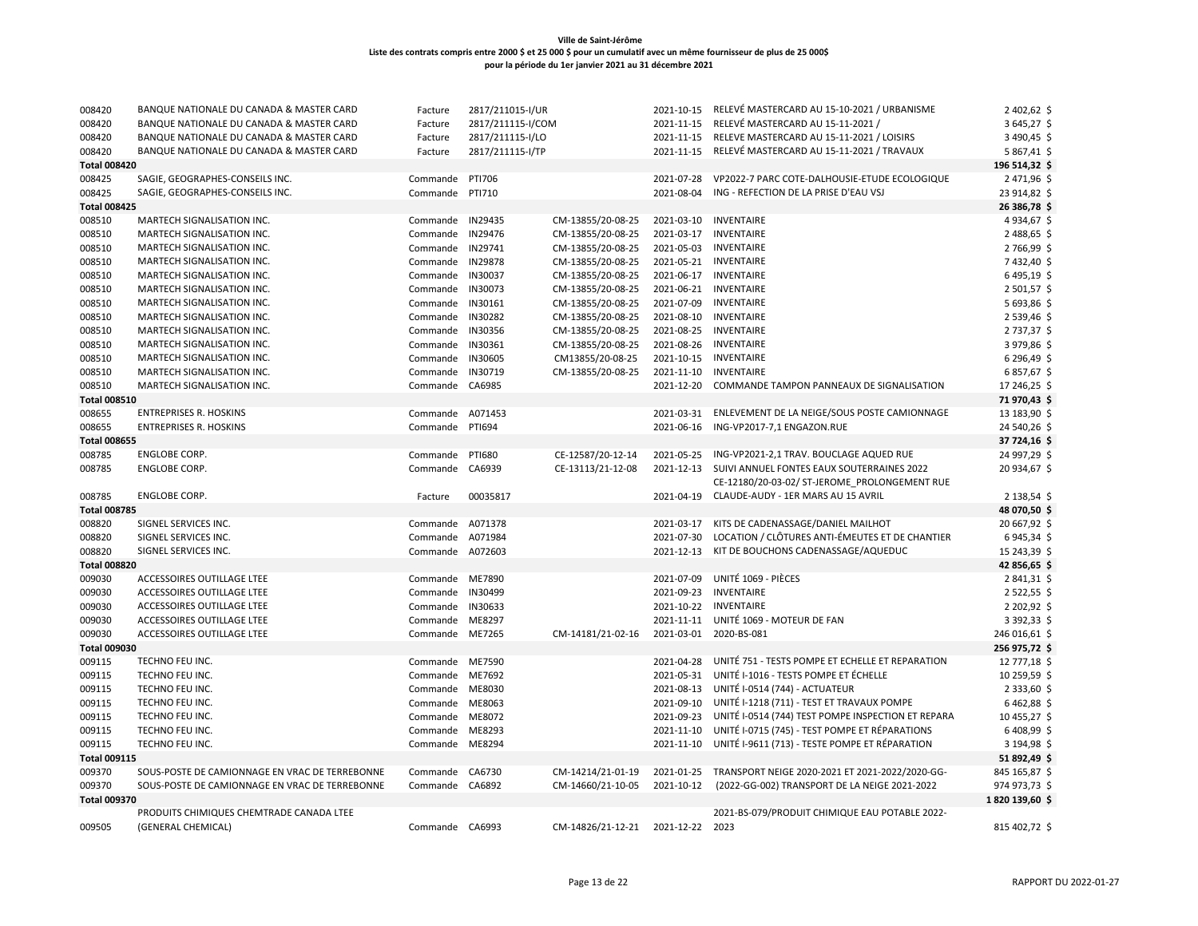**Ville de Saint-Jérôme**
**Liste des contrats compris entre 2000 $ et 25 000 $ pour un cumulatif avec un même fournisseur de plus de 25 000$**
**pour la période du 1er janvier 2021 au 31 décembre 2021**

| | | | | | | | |
|---|---|---|---|---|---|---|---|
| 008420 | BANQUE NATIONALE DU CANADA & MASTER CARD | Facture | 2817/211015-I/UR | | 2021-10-15 | RELEVÉ MASTERCARD AU 15-10-2021 / URBANISME | 2 402,62 $ |
| 008420 | BANQUE NATIONALE DU CANADA & MASTER CARD | Facture | 2817/211115-I/COM | | 2021-11-15 | RELEVÉ MASTERCARD AU 15-11-2021 / | 3 645,27 $ |
| 008420 | BANQUE NATIONALE DU CANADA & MASTER CARD | Facture | 2817/211115-I/LO | | 2021-11-15 | RELEVE MASTERCARD AU 15-11-2021 / LOISIRS | 3 490,45 $ |
| 008420 | BANQUE NATIONALE DU CANADA & MASTER CARD | Facture | 2817/211115-I/TP | | 2021-11-15 | RELEVÉ MASTERCARD AU 15-11-2021 / TRAVAUX | 5 867,41 $ |
| **Total 008420** | | | | | | | **196 514,32 $** |
| 008425 | SAGIE, GEOGRAPHES-CONSEILS INC. | Commande | PTI706 | | 2021-07-28 | VP2022-7 PARC COTE-DALHOUSIE-ETUDE ECOLOGIQUE | 2 471,96 $ |
| 008425 | SAGIE, GEOGRAPHES-CONSEILS INC. | Commande | PTI710 | | 2021-08-04 | ING - REFECTION DE LA PRISE D'EAU VSJ | 23 914,82 $ |
| **Total 008425** | | | | | | | **26 386,78 $** |
| 008510 | MARTECH SIGNALISATION INC. | Commande | IN29435 | CM-13855/20-08-25 | 2021-03-10 | INVENTAIRE | 4 934,67 $ |
| 008510 | MARTECH SIGNALISATION INC. | Commande | IN29476 | CM-13855/20-08-25 | 2021-03-17 | INVENTAIRE | 2 488,65 $ |
| 008510 | MARTECH SIGNALISATION INC. | Commande | IN29741 | CM-13855/20-08-25 | 2021-05-03 | INVENTAIRE | 2 766,99 $ |
| 008510 | MARTECH SIGNALISATION INC. | Commande | IN29878 | CM-13855/20-08-25 | 2021-05-21 | INVENTAIRE | 7 432,40 $ |
| 008510 | MARTECH SIGNALISATION INC. | Commande | IN30037 | CM-13855/20-08-25 | 2021-06-17 | INVENTAIRE | 6 495,19 $ |
| 008510 | MARTECH SIGNALISATION INC. | Commande | IN30073 | CM-13855/20-08-25 | 2021-06-21 | INVENTAIRE | 2 501,57 $ |
| 008510 | MARTECH SIGNALISATION INC. | Commande | IN30161 | CM-13855/20-08-25 | 2021-07-09 | INVENTAIRE | 5 693,86 $ |
| 008510 | MARTECH SIGNALISATION INC. | Commande | IN30282 | CM-13855/20-08-25 | 2021-08-10 | INVENTAIRE | 2 539,46 $ |
| 008510 | MARTECH SIGNALISATION INC. | Commande | IN30356 | CM-13855/20-08-25 | 2021-08-25 | INVENTAIRE | 2 737,37 $ |
| 008510 | MARTECH SIGNALISATION INC. | Commande | IN30361 | CM-13855/20-08-25 | 2021-08-26 | INVENTAIRE | 3 979,86 $ |
| 008510 | MARTECH SIGNALISATION INC. | Commande | IN30605 | CM13855/20-08-25 | 2021-10-15 | INVENTAIRE | 6 296,49 $ |
| 008510 | MARTECH SIGNALISATION INC. | Commande | IN30719 | CM-13855/20-08-25 | 2021-11-10 | INVENTAIRE | 6 857,67 $ |
| 008510 | MARTECH SIGNALISATION INC. | Commande | CA6985 | | 2021-12-20 | COMMANDE TAMPON PANNEAUX DE SIGNALISATION | 17 246,25 $ |
| **Total 008510** | | | | | | | **71 970,43 $** |
| 008655 | ENTREPRISES R. HOSKINS | Commande | A071453 | | 2021-03-31 | ENLEVEMENT DE LA NEIGE/SOUS POSTE CAMIONNAGE | 13 183,90 $ |
| 008655 | ENTREPRISES R. HOSKINS | Commande | PTI694 | | 2021-06-16 | ING-VP2017-7,1 ENGAZON.RUE | 24 540,26 $ |
| **Total 008655** | | | | | | | **37 724,16 $** |
| 008785 | ENGLOBE CORP. | Commande | PTI680 | CE-12587/20-12-14 | 2021-05-25 | ING-VP2021-2,1 TRAV. BOUCLAGE AQUED RUE | 24 997,29 $ |
| 008785 | ENGLOBE CORP. | Commande | CA6939 | CE-13113/21-12-08 | 2021-12-13 | SUIVI ANNUEL FONTES EAUX SOUTERRAINES 2022 | 20 934,67 $ |
| 008785 | ENGLOBE CORP. | Facture | 00035817 | | 2021-04-19 | CE-12180/20-03-02/ ST-JEROME_PROLONGEMENT RUE CLAUDE-AUDY - 1ER MARS AU 15 AVRIL | 2 138,54 $ |
| **Total 008785** | | | | | | | **48 070,50 $** |
| 008820 | SIGNEL SERVICES INC. | Commande | A071378 | | 2021-03-17 | KITS DE CADENASSAGE/DANIEL MAILHOT | 20 667,92 $ |
| 008820 | SIGNEL SERVICES INC. | Commande | A071984 | | 2021-07-30 | LOCATION / CLÔTURES ANTI-ÉMEUTES ET DE CHANTIER | 6 945,34 $ |
| 008820 | SIGNEL SERVICES INC. | Commande | A072603 | | 2021-12-13 | KIT DE BOUCHONS CADENASSAGE/AQUEDUC | 15 243,39 $ |
| **Total 008820** | | | | | | | **42 856,65 $** |
| 009030 | ACCESSOIRES OUTILLAGE LTEE | Commande | ME7890 | | 2021-07-09 | UNITÉ 1069 - PIÈCES | 2 841,31 $ |
| 009030 | ACCESSOIRES OUTILLAGE LTEE | Commande | IN30499 | | 2021-09-23 | INVENTAIRE | 2 522,55 $ |
| 009030 | ACCESSOIRES OUTILLAGE LTEE | Commande | IN30633 | | 2021-10-22 | INVENTAIRE | 2 202,92 $ |
| 009030 | ACCESSOIRES OUTILLAGE LTEE | Commande | ME8297 | | 2021-11-11 | UNITÉ 1069 - MOTEUR DE FAN | 3 392,33 $ |
| 009030 | ACCESSOIRES OUTILLAGE LTEE | Commande | ME7265 | CM-14181/21-02-16 | 2021-03-01 | 2020-BS-081 | 246 016,61 $ |
| **Total 009030** | | | | | | | **256 975,72 $** |
| 009115 | TECHNO FEU INC. | Commande | ME7590 | | 2021-04-28 | UNITÉ 751 - TESTS POMPE ET ECHELLE ET REPARATION | 12 777,18 $ |
| 009115 | TECHNO FEU INC. | Commande | ME7692 | | 2021-05-31 | UNITÉ I-1016 - TESTS POMPE ET ÉCHELLE | 10 259,59 $ |
| 009115 | TECHNO FEU INC. | Commande | ME8030 | | 2021-08-13 | UNITÉ I-0514 (744) - ACTUATEUR | 2 333,60 $ |
| 009115 | TECHNO FEU INC. | Commande | ME8063 | | 2021-09-10 | UNITÉ I-1218 (711) - TEST ET TRAVAUX POMPE | 6 462,88 $ |
| 009115 | TECHNO FEU INC. | Commande | ME8072 | | 2021-09-23 | UNITÉ I-0514 (744) TEST POMPE INSPECTION ET REPARA | 10 455,27 $ |
| 009115 | TECHNO FEU INC. | Commande | ME8293 | | 2021-11-10 | UNITÉ I-0715 (745) - TEST POMPE ET RÉPARATIONS | 6 408,99 $ |
| 009115 | TECHNO FEU INC. | Commande | ME8294 | | 2021-11-10 | UNITÉ I-9611 (713) - TESTE POMPE ET RÉPARATION | 3 194,98 $ |
| **Total 009115** | | | | | | | **51 892,49 $** |
| 009370 | SOUS-POSTE DE CAMIONNAGE EN VRAC DE TERREBONNE | Commande | CA6730 | CM-14214/21-01-19 | 2021-01-25 | TRANSPORT NEIGE 2020-2021 ET 2021-2022/2020-GG- | 845 165,87 $ |
| 009370 | SOUS-POSTE DE CAMIONNAGE EN VRAC DE TERREBONNE | Commande | CA6892 | CM-14660/21-10-05 | 2021-10-12 | (2022-GG-002) TRANSPORT DE LA NEIGE 2021-2022 | 974 973,73 $ |
| **Total 009370** | | | | | | | **1 820 139,60 $** |
| 009505 | PRODUITS CHIMIQUES CHEMTRADE CANADA LTEE (GENERAL CHEMICAL) | Commande | CA6993 | CM-14826/21-12-21 | 2021-12-22 | 2021-BS-079/PRODUIT CHIMIQUE EAU POTABLE 2022-2023 | 815 402,72 $ |

RAPPORT DU 2022-01-27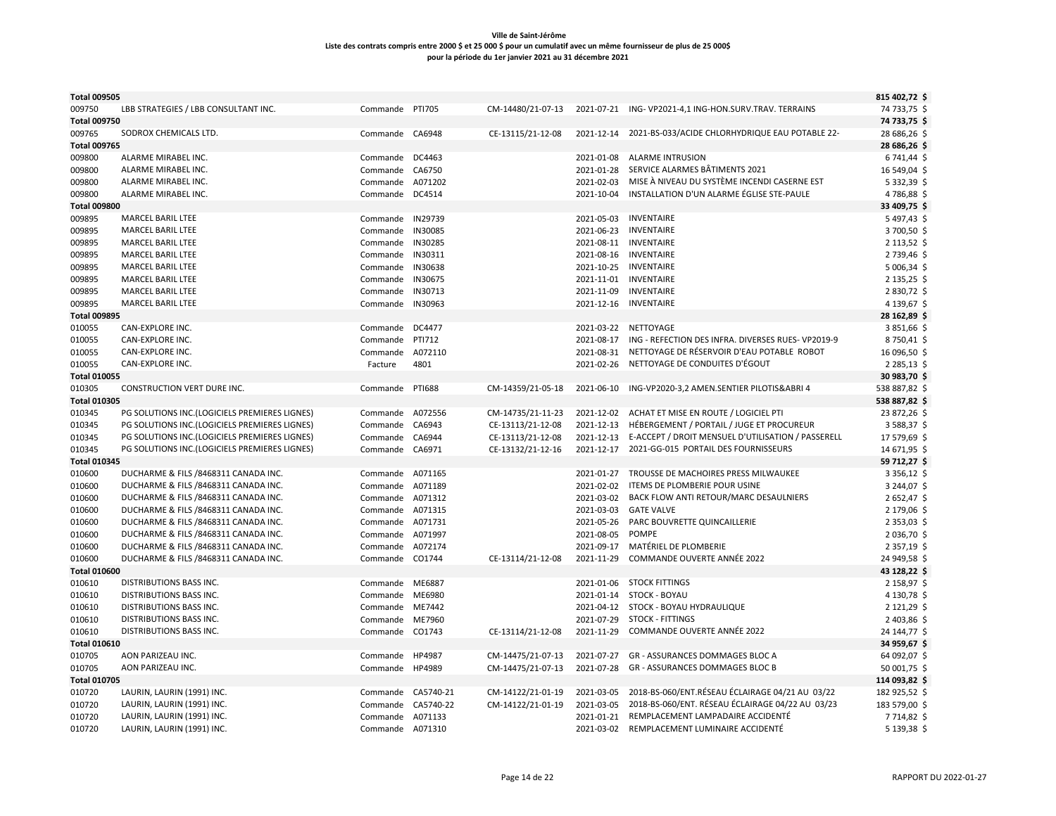**Ville de Saint-Jérôme**
**Liste des contrats compris entre 2000 $ et 25 000 $ pour un cumulatif avec un même fournisseur de plus de 25 000$**
**pour la période du 1er janvier 2021 au 31 décembre 2021**

| | | | | | | | |
|---|---|---|---|---|---|---|---|
| **Total 009505** | | | | | | | **815 402,72 $** |
| 009750 | LBB STRATEGIES / LBB CONSULTANT INC. | Commande | PTI705 | CM-14480/21-07-13 | 2021-07-21 | ING- VP2021-4,1 ING-HON.SURV.TRAV. TERRAINS | 74 733,75 $ |
| **Total 009750** | | | | | | | **74 733,75 $** |
| 009765 | SODROX CHEMICALS LTD. | Commande | CA6948 | CE-13115/21-12-08 | 2021-12-14 | 2021-BS-033/ACIDE CHLORHYDRIQUE EAU POTABLE 22- | 28 686,26 $ |
| **Total 009765** | | | | | | | **28 686,26 $** |
| 009800 | ALARME MIRABEL INC. | Commande | DC4463 | | 2021-01-08 | ALARME INTRUSION | 6 741,44 $ |
| 009800 | ALARME MIRABEL INC. | Commande | CA6750 | | 2021-01-28 | SERVICE ALARMES BÂTIMENTS 2021 | 16 549,04 $ |
| 009800 | ALARME MIRABEL INC. | Commande | A071202 | | 2021-02-03 | MISE À NIVEAU DU SYSTÈME INCENDI CASERNE EST | 5 332,39 $ |
| 009800 | ALARME MIRABEL INC. | Commande | DC4514 | | 2021-10-04 | INSTALLATION D'UN ALARME ÉGLISE STE-PAULE | 4 786,88 $ |
| **Total 009800** | | | | | | | **33 409,75 $** |
| 009895 | MARCEL BARIL LTEE | Commande | IN29739 | | 2021-05-03 | INVENTAIRE | 5 497,43 $ |
| 009895 | MARCEL BARIL LTEE | Commande | IN30085 | | 2021-06-23 | INVENTAIRE | 3 700,50 $ |
| 009895 | MARCEL BARIL LTEE | Commande | IN30285 | | 2021-08-11 | INVENTAIRE | 2 113,52 $ |
| 009895 | MARCEL BARIL LTEE | Commande | IN30311 | | 2021-08-16 | INVENTAIRE | 2 739,46 $ |
| 009895 | MARCEL BARIL LTEE | Commande | IN30638 | | 2021-10-25 | INVENTAIRE | 5 006,34 $ |
| 009895 | MARCEL BARIL LTEE | Commande | IN30675 | | 2021-11-01 | INVENTAIRE | 2 135,25 $ |
| 009895 | MARCEL BARIL LTEE | Commande | IN30713 | | 2021-11-09 | INVENTAIRE | 2 830,72 $ |
| 009895 | MARCEL BARIL LTEE | Commande | IN30963 | | 2021-12-16 | INVENTAIRE | 4 139,67 $ |
| **Total 009895** | | | | | | | **28 162,89 $** |
| 010055 | CAN-EXPLORE INC. | Commande | DC4477 | | 2021-03-22 | NETTOYAGE | 3 851,66 $ |
| 010055 | CAN-EXPLORE INC. | Commande | PTI712 | | 2021-08-17 | ING - REFECTION DES INFRA. DIVERSES RUES- VP2019-9 | 8 750,41 $ |
| 010055 | CAN-EXPLORE INC. | Commande | A072110 | | 2021-08-31 | NETTOYAGE DE RÉSERVOIR D'EAU POTABLE ROBOT | 16 096,50 $ |
| 010055 | CAN-EXPLORE INC. | Facture | 4801 | | 2021-02-26 | NETTOYAGE DE CONDUITES D'ÉGOUT | 2 285,13 $ |
| **Total 010055** | | | | | | | **30 983,70 $** |
| 010305 | CONSTRUCTION VERT DURE INC. | Commande | PTI688 | CM-14359/21-05-18 | 2021-06-10 | ING-VP2020-3,2 AMEN.SENTIER PILOTIS&ABRI 4 | 538 887,82 $ |
| **Total 010305** | | | | | | | **538 887,82 $** |
| 010345 | PG SOLUTIONS INC.(LOGICIELS PREMIERES LIGNES) | Commande | A072556 | CM-14735/21-11-23 | 2021-12-02 | ACHAT ET MISE EN ROUTE / LOGICIEL PTI | 23 872,26 $ |
| 010345 | PG SOLUTIONS INC.(LOGICIELS PREMIERES LIGNES) | Commande | CA6943 | CE-13113/21-12-08 | 2021-12-13 | HÉBERGEMENT / PORTAIL / JUGE ET PROCUREUR | 3 588,37 $ |
| 010345 | PG SOLUTIONS INC.(LOGICIELS PREMIERES LIGNES) | Commande | CA6944 | CE-13113/21-12-08 | 2021-12-13 | E-ACCEPT / DROIT MENSUEL D'UTILISATION / PASSERELL | 17 579,69 $ |
| 010345 | PG SOLUTIONS INC.(LOGICIELS PREMIERES LIGNES) | Commande | CA6971 | CE-13132/21-12-16 | 2021-12-17 | 2021-GG-015 PORTAIL DES FOURNISSEURS | 14 671,95 $ |
| **Total 010345** | | | | | | | **59 712,27 $** |
| 010600 | DUCHARME & FILS /8468311 CANADA INC. | Commande | A071165 | | 2021-01-27 | TROUSSE DE MACHOIRES PRESS MILWAUKEE | 3 356,12 $ |
| 010600 | DUCHARME & FILS /8468311 CANADA INC. | Commande | A071189 | | 2021-02-02 | ITEMS DE PLOMBERIE POUR USINE | 3 244,07 $ |
| 010600 | DUCHARME & FILS /8468311 CANADA INC. | Commande | A071312 | | 2021-03-02 | BACK FLOW ANTI RETOUR/MARC DESAULNIERS | 2 652,47 $ |
| 010600 | DUCHARME & FILS /8468311 CANADA INC. | Commande | A071315 | | 2021-03-03 | GATE VALVE | 2 179,06 $ |
| 010600 | DUCHARME & FILS /8468311 CANADA INC. | Commande | A071731 | | 2021-05-26 | PARC BOUVRETTE QUINCAILLERIE | 2 353,03 $ |
| 010600 | DUCHARME & FILS /8468311 CANADA INC. | Commande | A071997 | | 2021-08-05 | POMPE | 2 036,70 $ |
| 010600 | DUCHARME & FILS /8468311 CANADA INC. | Commande | A072174 | | 2021-09-17 | MATÉRIEL DE PLOMBERIE | 2 357,19 $ |
| 010600 | DUCHARME & FILS /8468311 CANADA INC. | Commande | CO1744 | CE-13114/21-12-08 | 2021-11-29 | COMMANDE OUVERTE ANNÉE 2022 | 24 949,58 $ |
| **Total 010600** | | | | | | | **43 128,22 $** |
| 010610 | DISTRIBUTIONS BASS INC. | Commande | ME6887 | | 2021-01-06 | STOCK FITTINGS | 2 158,97 $ |
| 010610 | DISTRIBUTIONS BASS INC. | Commande | ME6980 | | 2021-01-14 | STOCK - BOYAU | 4 130,78 $ |
| 010610 | DISTRIBUTIONS BASS INC. | Commande | ME7442 | | 2021-04-12 | STOCK - BOYAU HYDRAULIQUE | 2 121,29 $ |
| 010610 | DISTRIBUTIONS BASS INC. | Commande | ME7960 | | 2021-07-29 | STOCK - FITTINGS | 2 403,86 $ |
| 010610 | DISTRIBUTIONS BASS INC. | Commande | CO1743 | CE-13114/21-12-08 | 2021-11-29 | COMMANDE OUVERTE ANNÉE 2022 | 24 144,77 $ |
| **Total 010610** | | | | | | | **34 959,67 $** |
| 010705 | AON PARIZEAU INC. | Commande | HP4987 | CM-14475/21-07-13 | 2021-07-27 | GR - ASSURANCES DOMMAGES BLOC A | 64 092,07 $ |
| 010705 | AON PARIZEAU INC. | Commande | HP4989 | CM-14475/21-07-13 | 2021-07-28 | GR - ASSURANCES DOMMAGES BLOC B | 50 001,75 $ |
| **Total 010705** | | | | | | | **114 093,82 $** |
| 010720 | LAURIN, LAURIN (1991) INC. | Commande | CA5740-21 | CM-14122/21-01-19 | 2021-03-05 | 2018-BS-060/ENT.RÉSEAU ÉCLAIRAGE 04/21 AU 03/22 | 182 925,52 $ |
| 010720 | LAURIN, LAURIN (1991) INC. | Commande | CA5740-22 | CM-14122/21-01-19 | 2021-03-05 | 2018-BS-060/ENT. RÉSEAU ÉCLAIRAGE 04/22 AU 03/23 | 183 579,00 $ |
| 010720 | LAURIN, LAURIN (1991) INC. | Commande | A071133 | | 2021-01-21 | REMPLACEMENT LAMPADAIRE ACCIDENTÉ | 7 714,82 $ |
| 010720 | LAURIN, LAURIN (1991) INC. | Commande | A071310 | | 2021-03-02 | REMPLACEMENT LUMINAIRE ACCIDENTÉ | 5 139,38 $ |

RAPPORT DU 2022-01-27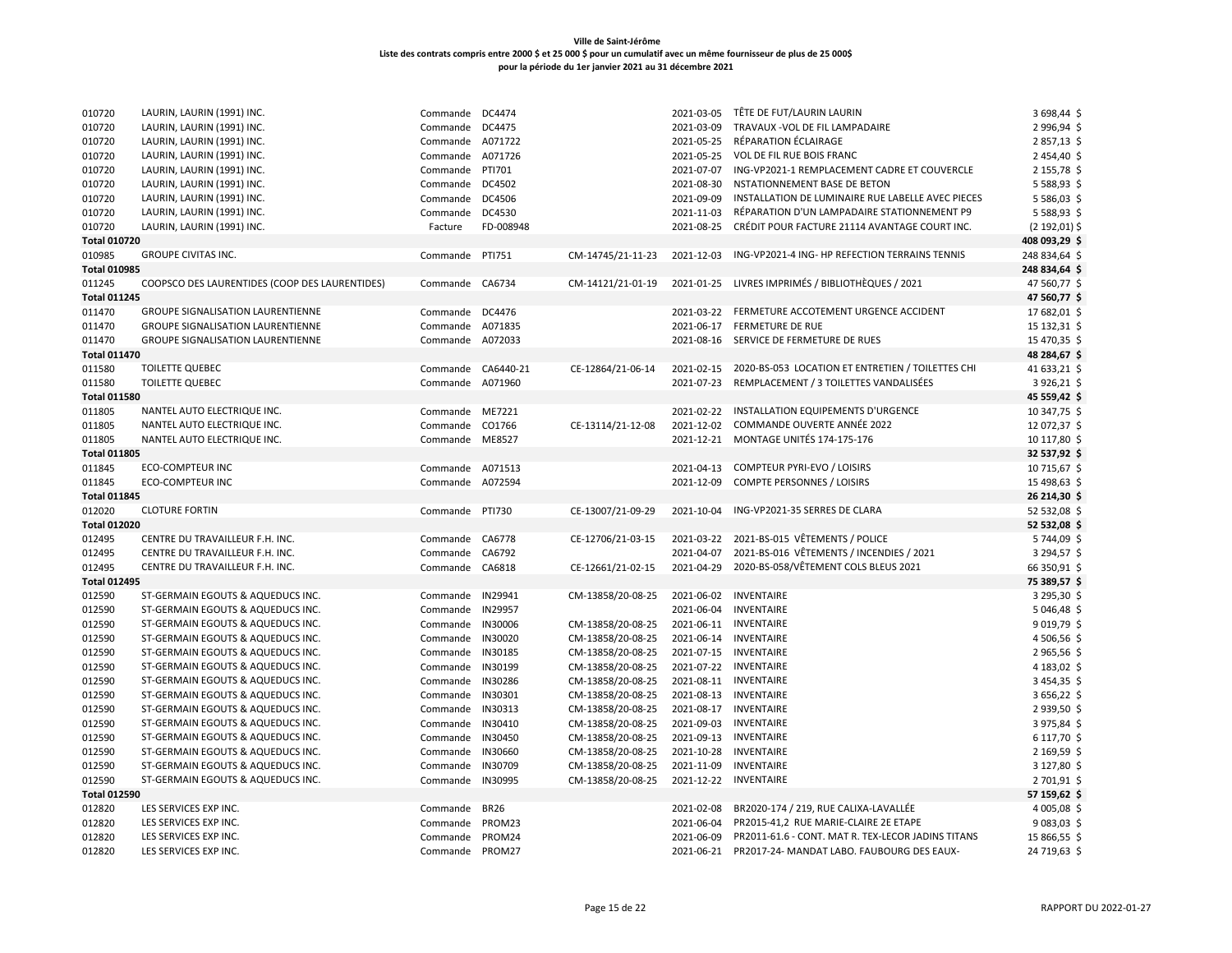**Ville de Saint-Jérôme**
**Liste des contrats compris entre 2000 $ et 25 000 $ pour un cumulatif avec un même fournisseur de plus de 25 000$**
**pour la période du 1er janvier 2021 au 31 décembre 2021**

| | | | | | | | |
|---|---|---|---|---|---|---|---|
| 010720 | LAURIN, LAURIN (1991) INC. | Commande | DC4474 | | 2021-03-05 | TÊTE DE FUT/LAURIN LAURIN | 3 698,44 $ |
| 010720 | LAURIN, LAURIN (1991) INC. | Commande | DC4475 | | 2021-03-09 | TRAVAUX -VOL DE FIL LAMPADAIRE | 2 996,94 $ |
| 010720 | LAURIN, LAURIN (1991) INC. | Commande | A071722 | | 2021-05-25 | RÉPARATION ÉCLAIRAGE | 2 857,13 $ |
| 010720 | LAURIN, LAURIN (1991) INC. | Commande | A071726 | | 2021-05-25 | VOL DE FIL RUE BOIS FRANC | 2 454,40 $ |
| 010720 | LAURIN, LAURIN (1991) INC. | Commande | PTI701 | | 2021-07-07 | ING-VP2021-1 REMPLACEMENT CADRE ET COUVERCLE | 2 155,78 $ |
| 010720 | LAURIN, LAURIN (1991) INC. | Commande | DC4502 | | 2021-08-30 | NSTATIONNEMENT BASE DE BETON | 5 588,93 $ |
| 010720 | LAURIN, LAURIN (1991) INC. | Commande | DC4506 | | 2021-09-09 | INSTALLATION DE LUMINAIRE RUE LABELLE AVEC PIECES | 5 586,03 $ |
| 010720 | LAURIN, LAURIN (1991) INC. | Commande | DC4530 | | 2021-11-03 | RÉPARATION D'UN LAMPADAIRE STATIONNEMENT P9 | 5 588,93 $ |
| 010720 | LAURIN, LAURIN (1991) INC. | Facture | FD-008948 | | 2021-08-25 | CRÉDIT POUR FACTURE 21114 AVANTAGE COURT INC. | (2 192,01) $ |
| **Total 010720** | | | | | | | **408 093,29 $** |
| 010985 | GROUPE CIVITAS INC. | Commande | PTI751 | CM-14745/21-11-23 | 2021-12-03 | ING-VP2021-4 ING- HP REFECTION TERRAINS TENNIS | 248 834,64 $ |
| **Total 010985** | | | | | | | **248 834,64 $** |
| 011245 | COOPSCO DES LAURENTIDES (COOP DES LAURENTIDES) | Commande | CA6734 | CM-14121/21-01-19 | 2021-01-25 | LIVRES IMPRIMÉS / BIBLIOTHÈQUES / 2021 | 47 560,77 $ |
| **Total 011245** | | | | | | | **47 560,77 $** |
| 011470 | GROUPE SIGNALISATION LAURENTIENNE | Commande | DC4476 | | 2021-03-22 | FERMETURE ACCOTEMENT URGENCE ACCIDENT | 17 682,01 $ |
| 011470 | GROUPE SIGNALISATION LAURENTIENNE | Commande | A071835 | | 2021-06-17 | FERMETURE DE RUE | 15 132,31 $ |
| 011470 | GROUPE SIGNALISATION LAURENTIENNE | Commande | A072033 | | 2021-08-16 | SERVICE DE FERMETURE DE RUES | 15 470,35 $ |
| **Total 011470** | | | | | | | **48 284,67 $** |
| 011580 | TOILETTE QUEBEC | Commande | CA6440-21 | CE-12864/21-06-14 | 2021-02-15 | 2020-BS-053 LOCATION ET ENTRETIEN / TOILETTES CHI | 41 633,21 $ |
| 011580 | TOILETTE QUEBEC | Commande | A071960 | | 2021-07-23 | REMPLACEMENT / 3 TOILETTES VANDALISÉES | 3 926,21 $ |
| **Total 011580** | | | | | | | **45 559,42 $** |
| 011805 | NANTEL AUTO ELECTRIQUE INC. | Commande | ME7221 | | 2021-02-22 | INSTALLATION EQUIPEMENTS D'URGENCE | 10 347,75 $ |
| 011805 | NANTEL AUTO ELECTRIQUE INC. | Commande | CO1766 | CE-13114/21-12-08 | 2021-12-02 | COMMANDE OUVERTE ANNÉE 2022 | 12 072,37 $ |
| 011805 | NANTEL AUTO ELECTRIQUE INC. | Commande | ME8527 | | 2021-12-21 | MONTAGE UNITÉS 174-175-176 | 10 117,80 $ |
| **Total 011805** | | | | | | | **32 537,92 $** |
| 011845 | ECO-COMPTEUR INC | Commande | A071513 | | 2021-04-13 | COMPTEUR PYRI-EVO / LOISIRS | 10 715,67 $ |
| 011845 | ECO-COMPTEUR INC | Commande | A072594 | | 2021-12-09 | COMPTE PERSONNES / LOISIRS | 15 498,63 $ |
| **Total 011845** | | | | | | | **26 214,30 $** |
| 012020 | CLOTURE FORTIN | Commande | PTI730 | CE-13007/21-09-29 | 2021-10-04 | ING-VP2021-35 SERRES DE CLARA | 52 532,08 $ |
| **Total 012020** | | | | | | | **52 532,08 $** |
| 012495 | CENTRE DU TRAVAILLEUR F.H. INC. | Commande | CA6778 | CE-12706/21-03-15 | 2021-03-22 | 2021-BS-015 VÊTEMENTS / POLICE | 5 744,09 $ |
| 012495 | CENTRE DU TRAVAILLEUR F.H. INC. | Commande | CA6792 | | 2021-04-07 | 2021-BS-016 VÊTEMENTS / INCENDIES / 2021 | 3 294,57 $ |
| 012495 | CENTRE DU TRAVAILLEUR F.H. INC. | Commande | CA6818 | CE-12661/21-02-15 | 2021-04-29 | 2020-BS-058/VÊTEMENT COLS BLEUS 2021 | 66 350,91 $ |
| **Total 012495** | | | | | | | **75 389,57 $** |
| 012590 | ST-GERMAIN EGOUTS & AQUEDUCS INC. | Commande | IN29941 | CM-13858/20-08-25 | 2021-06-02 | INVENTAIRE | 3 295,30 $ |
| 012590 | ST-GERMAIN EGOUTS & AQUEDUCS INC. | Commande | IN29957 | | 2021-06-04 | INVENTAIRE | 5 046,48 $ |
| 012590 | ST-GERMAIN EGOUTS & AQUEDUCS INC. | Commande | IN30006 | CM-13858/20-08-25 | 2021-06-11 | INVENTAIRE | 9 019,79 $ |
| 012590 | ST-GERMAIN EGOUTS & AQUEDUCS INC. | Commande | IN30020 | CM-13858/20-08-25 | 2021-06-14 | INVENTAIRE | 4 506,56 $ |
| 012590 | ST-GERMAIN EGOUTS & AQUEDUCS INC. | Commande | IN30185 | CM-13858/20-08-25 | 2021-07-15 | INVENTAIRE | 2 965,56 $ |
| 012590 | ST-GERMAIN EGOUTS & AQUEDUCS INC. | Commande | IN30199 | CM-13858/20-08-25 | 2021-07-22 | INVENTAIRE | 4 183,02 $ |
| 012590 | ST-GERMAIN EGOUTS & AQUEDUCS INC. | Commande | IN30286 | CM-13858/20-08-25 | 2021-08-11 | INVENTAIRE | 3 454,35 $ |
| 012590 | ST-GERMAIN EGOUTS & AQUEDUCS INC. | Commande | IN30301 | CM-13858/20-08-25 | 2021-08-13 | INVENTAIRE | 3 656,22 $ |
| 012590 | ST-GERMAIN EGOUTS & AQUEDUCS INC. | Commande | IN30313 | CM-13858/20-08-25 | 2021-08-17 | INVENTAIRE | 2 939,50 $ |
| 012590 | ST-GERMAIN EGOUTS & AQUEDUCS INC. | Commande | IN30410 | CM-13858/20-08-25 | 2021-09-03 | INVENTAIRE | 3 975,84 $ |
| 012590 | ST-GERMAIN EGOUTS & AQUEDUCS INC. | Commande | IN30450 | CM-13858/20-08-25 | 2021-09-13 | INVENTAIRE | 6 117,70 $ |
| 012590 | ST-GERMAIN EGOUTS & AQUEDUCS INC. | Commande | IN30660 | CM-13858/20-08-25 | 2021-10-28 | INVENTAIRE | 2 169,59 $ |
| 012590 | ST-GERMAIN EGOUTS & AQUEDUCS INC. | Commande | IN30709 | CM-13858/20-08-25 | 2021-11-09 | INVENTAIRE | 3 127,80 $ |
| 012590 | ST-GERMAIN EGOUTS & AQUEDUCS INC. | Commande | IN30995 | CM-13858/20-08-25 | 2021-12-22 | INVENTAIRE | 2 701,91 $ |
| **Total 012590** | | | | | | | **57 159,62 $** |
| 012820 | LES SERVICES EXP INC. | Commande | BR26 | | 2021-02-08 | BR2020-174 / 219, RUE CALIXA-LAVALLÉE | 4 005,08 $ |
| 012820 | LES SERVICES EXP INC. | Commande | PROM23 | | 2021-06-04 | PR2015-41,2 RUE MARIE-CLAIRE 2E ETAPE | 9 083,03 $ |
| 012820 | LES SERVICES EXP INC. | Commande | PROM24 | | 2021-06-09 | PR2011-61.6 - CONT. MAT R. TEX-LECOR JADINS TITANS | 15 866,55 $ |
| 012820 | LES SERVICES EXP INC. | Commande | PROM27 | | 2021-06-21 | PR2017-24- MANDAT LABO. FAUBOURG DES EAUX- | 24 719,63 $ |

RAPPORT DU 2022-01-27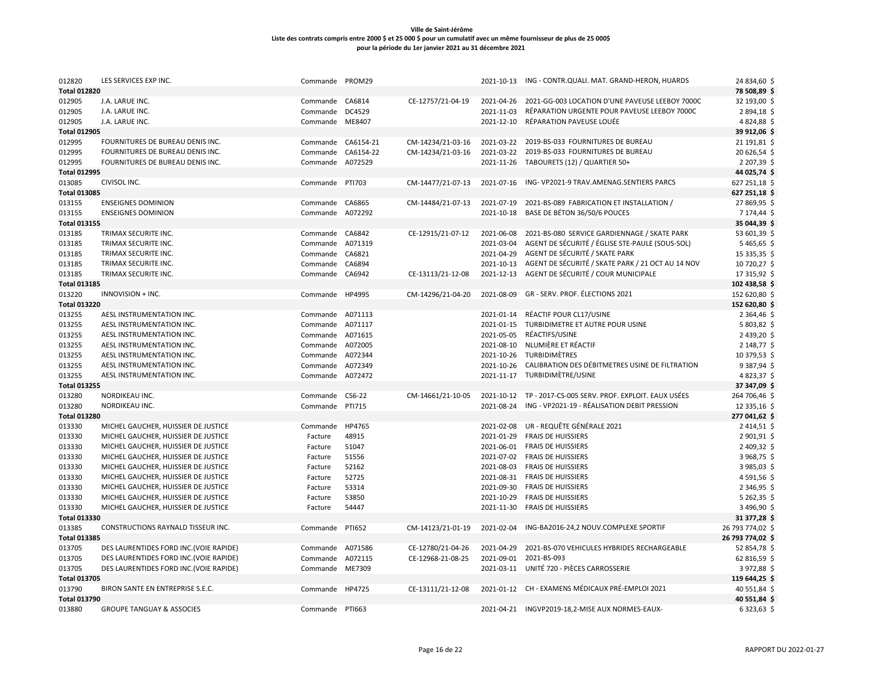**Ville de Saint-Jérôme**
**Liste des contrats compris entre 2000 $ et 25 000 $ pour un cumulatif avec un même fournisseur de plus de 25 000$**
**pour la période du 1er janvier 2021 au 31 décembre 2021**

| | | | | | | | |
|---|---|---|---|---|---|---|---|
| 012820 | LES SERVICES EXP INC. | Commande | PROM29 | | 2021-10-13 | ING - CONTR.QUALI. MAT. GRAND-HERON, HUARDS | 24 834,60 $ |
| **Total 012820** | | | | | | | **78 508,89 $** |
| 012905 | J.A. LARUE INC. | Commande | CA6814 | CE-12757/21-04-19 | 2021-04-26 | 2021-GG-003 LOCATION D'UNE PAVEUSE LEEBOY 7000C | 32 193,00 $ |
| 012905 | J.A. LARUE INC. | Commande | DC4529 | | 2021-11-03 | RÉPARATION URGENTE POUR PAVEUSE LEEBOY 7000C | 2 894,18 $ |
| 012905 | J.A. LARUE INC. | Commande | ME8407 | | 2021-12-10 | RÉPARATION PAVEUSE LOUÉE | 4 824,88 $ |
| **Total 012905** | | | | | | | **39 912,06 $** |
| 012995 | FOURNITURES DE BUREAU DENIS INC. | Commande | CA6154-21 | CM-14234/21-03-16 | 2021-03-22 | 2019-BS-033 FOURNITURES DE BUREAU | 21 191,81 $ |
| 012995 | FOURNITURES DE BUREAU DENIS INC. | Commande | CA6154-22 | CM-14234/21-03-16 | 2021-03-22 | 2019-BS-033 FOURNITURES DE BUREAU | 20 626,54 $ |
| 012995 | FOURNITURES DE BUREAU DENIS INC. | Commande | A072529 | | 2021-11-26 | TABOURETS (12) / QUARTIER 50+ | 2 207,39 $ |
| **Total 012995** | | | | | | | **44 025,74 $** |
| 013085 | CIVISOL INC. | Commande | PTI703 | CM-14477/21-07-13 | 2021-07-16 | ING- VP2021-9 TRAV.AMENAG.SENTIERS PARCS | 627 251,18 $ |
| **Total 013085** | | | | | | | **627 251,18 $** |
| 013155 | ENSEIGNES DOMINION | Commande | CA6865 | CM-14484/21-07-13 | 2021-07-19 | 2021-BS-089 FABRICATION ET INSTALLATION / | 27 869,95 $ |
| 013155 | ENSEIGNES DOMINION | Commande | A072292 | | 2021-10-18 | BASE DE BÉTON 36/50/6 POUCES | 7 174,44 $ |
| **Total 013155** | | | | | | | **35 044,39 $** |
| 013185 | TRIMAX SECURITE INC. | Commande | CA6842 | CE-12915/21-07-12 | 2021-06-08 | 2021-BS-080 SERVICE GARDIENNAGE / SKATE PARK | 53 601,39 $ |
| 013185 | TRIMAX SECURITE INC. | Commande | A071319 | | 2021-03-04 | AGENT DE SÉCURITÉ / ÉGLISE STE-PAULE (SOUS-SOL) | 5 465,65 $ |
| 013185 | TRIMAX SECURITE INC. | Commande | CA6821 | | 2021-04-29 | AGENT DE SÉCURITÉ / SKATE PARK | 15 335,35 $ |
| 013185 | TRIMAX SECURITE INC. | Commande | CA6894 | | 2021-10-13 | AGENT DE SÉCURITÉ / SKATE PARK / 21 OCT AU 14 NOV | 10 720,27 $ |
| 013185 | TRIMAX SECURITE INC. | Commande | CA6942 | CE-13113/21-12-08 | 2021-12-13 | AGENT DE SÉCURITÉ / COUR MUNICIPALE | 17 315,92 $ |
| **Total 013185** | | | | | | | **102 438,58 $** |
| 013220 | INNOVISION + INC. | Commande | HP4995 | CM-14296/21-04-20 | 2021-08-09 | GR - SERV. PROF. ÉLECTIONS 2021 | 152 620,80 $ |
| **Total 013220** | | | | | | | **152 620,80 $** |
| 013255 | AESL INSTRUMENTATION INC. | Commande | A071113 | | 2021-01-14 | RÉACTIF POUR CL17/USINE | 2 364,46 $ |
| 013255 | AESL INSTRUMENTATION INC. | Commande | A071117 | | 2021-01-15 | TURBIDIMETRE ET AUTRE POUR USINE | 5 803,82 $ |
| 013255 | AESL INSTRUMENTATION INC. | Commande | A071615 | | 2021-05-05 | RÉACTIFS/USINE | 2 439,20 $ |
| 013255 | AESL INSTRUMENTATION INC. | Commande | A072005 | | 2021-08-10 | NLUMIÈRE ET RÉACTIF | 2 148,77 $ |
| 013255 | AESL INSTRUMENTATION INC. | Commande | A072344 | | 2021-10-26 | TURBIDIMÈTRES | 10 379,53 $ |
| 013255 | AESL INSTRUMENTATION INC. | Commande | A072349 | | 2021-10-26 | CALIBRATION DES DÉBITMETRES USINE DE FILTRATION | 9 387,94 $ |
| 013255 | AESL INSTRUMENTATION INC. | Commande | A072472 | | 2021-11-17 | TURBIDIMÈTRE/USINE | 4 823,37 $ |
| **Total 013255** | | | | | | | **37 347,09 $** |
| 013280 | NORDIKEAU INC. | Commande | CS6-22 | CM-14661/21-10-05 | 2021-10-12 | TP - 2017-CS-005 SERV. PROF. EXPLOIT. EAUX USÉES | 264 706,46 $ |
| 013280 | NORDIKEAU INC. | Commande | PTI715 | | 2021-08-24 | ING - VP2021-19 - RÉALISATION DEBIT PRESSION | 12 335,16 $ |
| **Total 013280** | | | | | | | **277 041,62 $** |
| 013330 | MICHEL GAUCHER, HUISSIER DE JUSTICE | Commande | HP4765 | | 2021-02-08 | UR - REQUÊTE GÉNÉRALE 2021 | 2 414,51 $ |
| 013330 | MICHEL GAUCHER, HUISSIER DE JUSTICE | Facture | 48915 | | 2021-01-29 | FRAIS DE HUISSIERS | 2 901,91 $ |
| 013330 | MICHEL GAUCHER, HUISSIER DE JUSTICE | Facture | 51047 | | 2021-06-01 | FRAIS DE HUISSIERS | 2 409,32 $ |
| 013330 | MICHEL GAUCHER, HUISSIER DE JUSTICE | Facture | 51556 | | 2021-07-02 | FRAIS DE HUISSIERS | 3 968,75 $ |
| 013330 | MICHEL GAUCHER, HUISSIER DE JUSTICE | Facture | 52162 | | 2021-08-03 | FRAIS DE HUISSIERS | 3 985,03 $ |
| 013330 | MICHEL GAUCHER, HUISSIER DE JUSTICE | Facture | 52725 | | 2021-08-31 | FRAIS DE HUISSIERS | 4 591,56 $ |
| 013330 | MICHEL GAUCHER, HUISSIER DE JUSTICE | Facture | 53314 | | 2021-09-30 | FRAIS DE HUISSIERS | 2 346,95 $ |
| 013330 | MICHEL GAUCHER, HUISSIER DE JUSTICE | Facture | 53850 | | 2021-10-29 | FRAIS DE HUISSIERS | 5 262,35 $ |
| 013330 | MICHEL GAUCHER, HUISSIER DE JUSTICE | Facture | 54447 | | 2021-11-30 | FRAIS DE HUISSIERS | 3 496,90 $ |
| **Total 013330** | | | | | | | **31 377,28 $** |
| 013385 | CONSTRUCTIONS RAYNALD TISSEUR INC. | Commande | PTI652 | CM-14123/21-01-19 | 2021-02-04 | ING-BA2016-24,2 NOUV.COMPLEXE SPORTIF | 26 793 774,02 $ |
| **Total 013385** | | | | | | | **26 793 774,02 $** |
| 013705 | DES LAURENTIDES FORD INC.(VOIE RAPIDE) | Commande | A071586 | CE-12780/21-04-26 | 2021-04-29 | 2021-BS-070 VEHICULES HYBRIDES RECHARGEABLE | 52 854,78 $ |
| 013705 | DES LAURENTIDES FORD INC.(VOIE RAPIDE) | Commande | A072115 | CE-12968-21-08-25 | 2021-09-01 | 2021-BS-093 | 62 816,59 $ |
| 013705 | DES LAURENTIDES FORD INC.(VOIE RAPIDE) | Commande | ME7309 | | 2021-03-11 | UNITÉ 720 - PIÈCES CARROSSERIE | 3 972,88 $ |
| **Total 013705** | | | | | | | **119 644,25 $** |
| 013790 | BIRON SANTE EN ENTREPRISE S.E.C. | Commande | HP4725 | CE-13111/21-12-08 | 2021-01-12 | CH - EXAMENS MÉDICAUX PRÉ-EMPLOI 2021 | 40 551,84 $ |
| **Total 013790** | | | | | | | **40 551,84 $** |
| 013880 | GROUPE TANGUAY & ASSOCIES | Commande | PTI663 | | 2021-04-21 | INGVP2019-18,2-MISE AUX NORMES-EAUX- | 6 323,63 $ |

RAPPORT DU 2022-01-27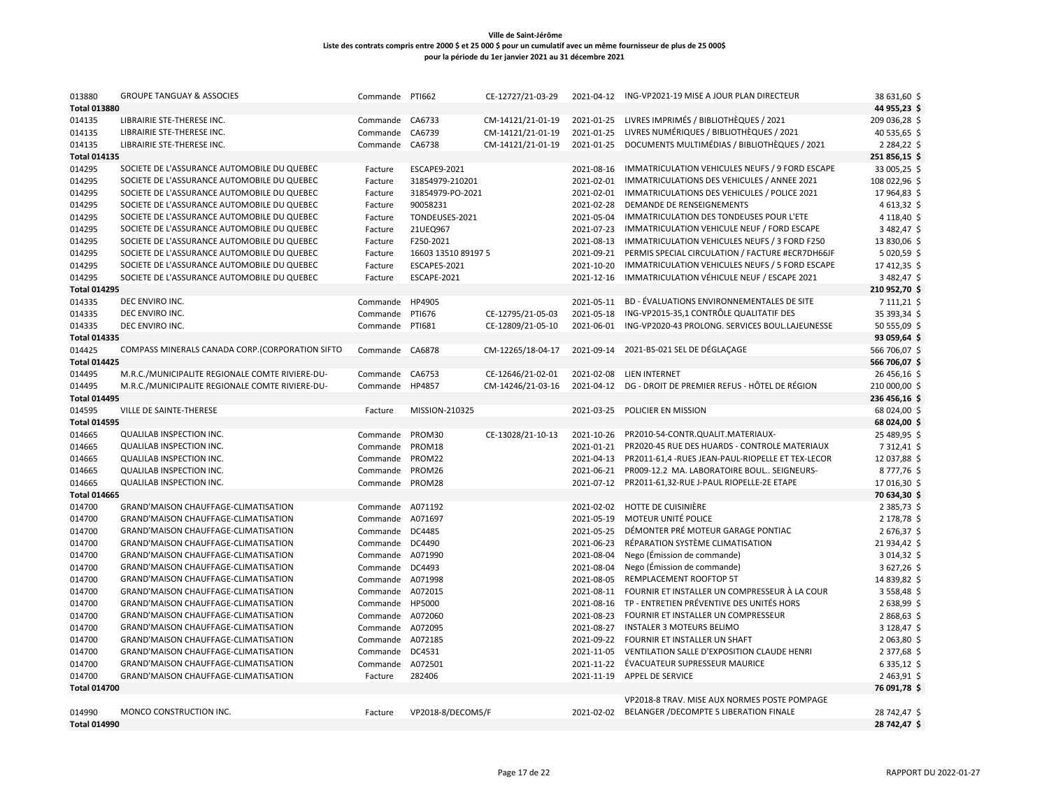**Ville de Saint-Jérôme**
**Liste des contrats compris entre 2000 $ et 25 000 $ pour un cumulatif avec un même fournisseur de plus de 25 000$**
**pour la période du 1er janvier 2021 au 31 décembre 2021**

| | | | | | | | |
|---|---|---|---|---|---|---|---|
| 013880 | GROUPE TANGUAY & ASSOCIES | Commande | PTI662 | CE-12727/21-03-29 | 2021-04-12 | ING-VP2021-19 MISE A JOUR PLAN DIRECTEUR | 38 631,60 $ |
| **Total 013880** | | | | | | | **44 955,23 $** |
| 014135 | LIBRAIRIE STE-THERESE INC. | Commande | CA6733 | CM-14121/21-01-19 | 2021-01-25 | LIVRES IMPRIMÉS / BIBLIOTHÈQUES / 2021 | 209 036,28 $ |
| 014135 | LIBRAIRIE STE-THERESE INC. | Commande | CA6739 | CM-14121/21-01-19 | 2021-01-25 | LIVRES NUMÉRIQUES / BIBLIOTHÈQUES / 2021 | 40 535,65 $ |
| 014135 | LIBRAIRIE STE-THERESE INC. | Commande | CA6738 | CM-14121/21-01-19 | 2021-01-25 | DOCUMENTS MULTIMÉDIAS / BIBLIOTHÈQUES / 2021 | 2 284,22 $ |
| **Total 014135** | | | | | | | **251 856,15 $** |
| 014295 | SOCIETE DE L'ASSURANCE AUTOMOBILE DU QUEBEC | Facture | ESCAPE9-2021 | | 2021-08-16 | IMMATRICULATION VEHICULES NEUFS / 9 FORD ESCAPE | 33 005,25 $ |
| 014295 | SOCIETE DE L'ASSURANCE AUTOMOBILE DU QUEBEC | Facture | 31854979-210201 | | 2021-02-01 | IMMATRICULATIONS DES VEHICULES / ANNEE 2021 | 108 022,96 $ |
| 014295 | SOCIETE DE L'ASSURANCE AUTOMOBILE DU QUEBEC | Facture | 31854979-PO-2021 | | 2021-02-01 | IMMATRICULATIONS DES VEHICULES / POLICE 2021 | 17 964,83 $ |
| 014295 | SOCIETE DE L'ASSURANCE AUTOMOBILE DU QUEBEC | Facture | 90058231 | | 2021-02-28 | DEMANDE DE RENSEIGNEMENTS | 4 613,32 $ |
| 014295 | SOCIETE DE L'ASSURANCE AUTOMOBILE DU QUEBEC | Facture | TONDEUSES-2021 | | 2021-05-04 | IMMATRICULATION DES TONDEUSES POUR L'ETE | 4 118,40 $ |
| 014295 | SOCIETE DE L'ASSURANCE AUTOMOBILE DU QUEBEC | Facture | 21UEQ967 | | 2021-07-23 | IMMATRICULATION VEHICULE NEUF / FORD ESCAPE | 3 482,47 $ |
| 014295 | SOCIETE DE L'ASSURANCE AUTOMOBILE DU QUEBEC | Facture | F250-2021 | | 2021-08-13 | IMMATRICULATION VEHICULES NEUFS / 3 FORD F250 | 13 830,06 $ |
| 014295 | SOCIETE DE L'ASSURANCE AUTOMOBILE DU QUEBEC | Facture | 16603 13510 89197 5 | | 2021-09-21 | PERMIS SPECIAL CIRCULATION / FACTURE #ECR7DH66JF | 5 020,59 $ |
| 014295 | SOCIETE DE L'ASSURANCE AUTOMOBILE DU QUEBEC | Facture | ESCAPE5-2021 | | 2021-10-20 | IMMATRICULATION VEHICULES NEUFS / 5 FORD ESCAPE | 17 412,35 $ |
| 014295 | SOCIETE DE L'ASSURANCE AUTOMOBILE DU QUEBEC | Facture | ESCAPE-2021 | | 2021-12-16 | IMMATRICULATION VÉHICULE NEUF / ESCAPE 2021 | 3 482,47 $ |
| **Total 014295** | | | | | | | **210 952,70 $** |
| 014335 | DEC ENVIRO INC. | Commande | HP4905 | | 2021-05-11 | BD - ÉVALUATIONS ENVIRONNEMENTALES DE SITE | 7 111,21 $ |
| 014335 | DEC ENVIRO INC. | Commande | PTI676 | CE-12795/21-05-03 | 2021-05-18 | ING-VP2015-35,1 CONTRÔLE QUALITATIF DES | 35 393,34 $ |
| 014335 | DEC ENVIRO INC. | Commande | PTI681 | CE-12809/21-05-10 | 2021-06-01 | ING-VP2020-43 PROLONG. SERVICES BOUL.LAJEUNESSE | 50 555,09 $ |
| **Total 014335** | | | | | | | **93 059,64 $** |
| 014425 | COMPASS MINERALS CANADA CORP.(CORPORATION SIFTO | Commande | CA6878 | CM-12265/18-04-17 | 2021-09-14 | 2021-BS-021 SEL DE DÉGLAÇAGE | 566 706,07 $ |
| **Total 014425** | | | | | | | **566 706,07 $** |
| 014495 | M.R.C./MUNICIPALITE REGIONALE COMTE RIVIERE-DU- | Commande | CA6753 | CE-12646/21-02-01 | 2021-02-08 | LIEN INTERNET | 26 456,16 $ |
| 014495 | M.R.C./MUNICIPALITE REGIONALE COMTE RIVIERE-DU- | Commande | HP4857 | CM-14246/21-03-16 | 2021-04-12 | DG - DROIT DE PREMIER REFUS - HÔTEL DE RÉGION | 210 000,00 $ |
| **Total 014495** | | | | | | | **236 456,16 $** |
| 014595 | VILLE DE SAINTE-THERESE | Facture | MISSION-210325 | | 2021-03-25 | POLICIER EN MISSION | 68 024,00 $ |
| **Total 014595** | | | | | | | **68 024,00 $** |
| 014665 | QUALILAB INSPECTION INC. | Commande | PROM30 | CE-13028/21-10-13 | 2021-10-26 | PR2010-54-CONTR.QUALIT.MATERIAUX- | 25 489,95 $ |
| 014665 | QUALILAB INSPECTION INC. | Commande | PROM18 | | 2021-01-21 | PR2020-45 RUE DES HUARDS - CONTROLE MATERIAUX | 7 312,41 $ |
| 014665 | QUALILAB INSPECTION INC. | Commande | PROM22 | | 2021-04-13 | PR2011-61,4 -RUES JEAN-PAUL-RIOPELLE ET TEX-LECOR | 12 037,88 $ |
| 014665 | QUALILAB INSPECTION INC. | Commande | PROM26 | | 2021-06-21 | PR009-12.2 MA. LABORATOIRE BOUL.. SEIGNEURS- | 8 777,76 $ |
| 014665 | QUALILAB INSPECTION INC. | Commande | PROM28 | | 2021-07-12 | PR2011-61,32-RUE J-PAUL RIOPELLE-2E ETAPE | 17 016,30 $ |
| **Total 014665** | | | | | | | **70 634,30 $** |
| 014700 | GRAND'MAISON CHAUFFAGE-CLIMATISATION | Commande | A071192 | | 2021-02-02 | HOTTE DE CUISINIÈRE | 2 385,73 $ |
| 014700 | GRAND'MAISON CHAUFFAGE-CLIMATISATION | Commande | A071697 | | 2021-05-19 | MOTEUR UNITÉ POLICE | 2 178,78 $ |
| 014700 | GRAND'MAISON CHAUFFAGE-CLIMATISATION | Commande | DC4485 | | 2021-05-25 | DÉMONTER PRÉ MOTEUR GARAGE PONTIAC | 2 676,37 $ |
| 014700 | GRAND'MAISON CHAUFFAGE-CLIMATISATION | Commande | DC4490 | | 2021-06-23 | RÉPARATION SYSTÈME CLIMATISATION | 21 934,42 $ |
| 014700 | GRAND'MAISON CHAUFFAGE-CLIMATISATION | Commande | A071990 | | 2021-08-04 | Nego (Émission de commande) | 3 014,32 $ |
| 014700 | GRAND'MAISON CHAUFFAGE-CLIMATISATION | Commande | DC4493 | | 2021-08-04 | Nego (Émission de commande) | 3 627,26 $ |
| 014700 | GRAND'MAISON CHAUFFAGE-CLIMATISATION | Commande | A071998 | | 2021-08-05 | REMPLACEMENT ROOFTOP 5T | 14 839,82 $ |
| 014700 | GRAND'MAISON CHAUFFAGE-CLIMATISATION | Commande | A072015 | | 2021-08-11 | FOURNIR ET INSTALLER UN COMPRESSEUR À LA COUR | 3 558,48 $ |
| 014700 | GRAND'MAISON CHAUFFAGE-CLIMATISATION | Commande | HP5000 | | 2021-08-16 | TP - ENTRETIEN PRÉVENTIVE DES UNITÉS HORS | 2 638,99 $ |
| 014700 | GRAND'MAISON CHAUFFAGE-CLIMATISATION | Commande | A072060 | | 2021-08-23 | FOURNIR ET INSTALLER UN COMPRESSEUR | 2 868,63 $ |
| 014700 | GRAND'MAISON CHAUFFAGE-CLIMATISATION | Commande | A072095 | | 2021-08-27 | INSTALER 3 MOTEURS BELIMO | 3 128,47 $ |
| 014700 | GRAND'MAISON CHAUFFAGE-CLIMATISATION | Commande | A072185 | | 2021-09-22 | FOURNIR ET INSTALLER UN SHAFT | 2 063,80 $ |
| 014700 | GRAND'MAISON CHAUFFAGE-CLIMATISATION | Commande | DC4531 | | 2021-11-05 | VENTILATION SALLE D'EXPOSITION CLAUDE HENRI | 2 377,68 $ |
| 014700 | GRAND'MAISON CHAUFFAGE-CLIMATISATION | Commande | A072501 | | 2021-11-22 | ÉVACUATEUR SUPRESSEUR MAURICE | 6 335,12 $ |
| 014700 | GRAND'MAISON CHAUFFAGE-CLIMATISATION | Facture | 282406 | | 2021-11-19 | APPEL DE SERVICE | 2 463,91 $ |
| **Total 014700** | | | | | | | **76 091,78 $** |
| 014990 | MONCO CONSTRUCTION INC. | Facture | VP2018-8/DECOM5/F | | 2021-02-02 | VP2018-8 TRAV. MISE AUX NORMES POSTE POMPAGE BELANGER /DECOMPTE 5 LIBERATION FINALE | 28 742,47 $ |
| **Total 014990** | | | | | | | **28 742,47 $** |

RAPPORT DU 2022-01-27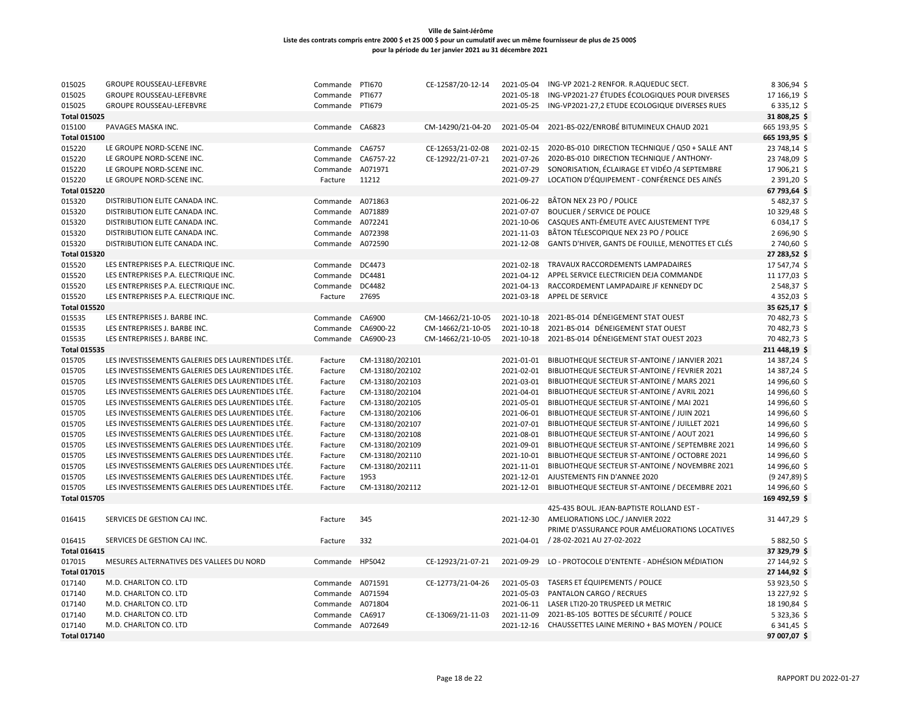**Ville de Saint-Jérôme**
**Liste des contrats compris entre 2000 $ et 25 000 $ pour un cumulatif avec un même fournisseur de plus de 25 000$**
**pour la période du 1er janvier 2021 au 31 décembre 2021**

| | | | | | | | |
|---|---|---|---|---|---|---|---|
| 015025 | GROUPE ROUSSEAU-LEFEBVRE | Commande | PTI670 | CE-12587/20-12-14 | 2021-05-04 | ING-VP 2021-2 RENFOR. R.AQUEDUC SECT. | 8 306,94 $ |
| 015025 | GROUPE ROUSSEAU-LEFEBVRE | Commande | PTI677 | | 2021-05-18 | ING-VP2021-27 ÉTUDES ÉCOLOGIQUES POUR DIVERSES | 17 166,19 $ |
| 015025 | GROUPE ROUSSEAU-LEFEBVRE | Commande | PTI679 | | 2021-05-25 | ING-VP2021-27,2 ETUDE ECOLOGIQUE DIVERSES RUES | 6 335,12 $ |
| **Total 015025** | | | | | | | **31 808,25 $** |
| 015100 | PAVAGES MASKA INC. | Commande | CA6823 | CM-14290/21-04-20 | 2021-05-04 | 2021-BS-022/ENROBÉ BITUMINEUX CHAUD 2021 | 665 193,95 $ |
| **Total 015100** | | | | | | | **665 193,95 $** |
| 015220 | LE GROUPE NORD-SCENE INC. | Commande | CA6757 | CE-12653/21-02-08 | 2021-02-15 | 2020-BS-010 DIRECTION TECHNIQUE / Q50 + SALLE ANT | 23 748,14 $ |
| 015220 | LE GROUPE NORD-SCENE INC. | Commande | CA6757-22 | CE-12922/21-07-21 | 2021-07-26 | 2020-BS-010 DIRECTION TECHNIQUE / ANTHONY- | 23 748,09 $ |
| 015220 | LE GROUPE NORD-SCENE INC. | Commande | A071971 | | 2021-07-29 | SONORISATION, ÉCLAIRAGE ET VIDÉO /4 SEPTEMBRE | 17 906,21 $ |
| 015220 | LE GROUPE NORD-SCENE INC. | Facture | 11212 | | 2021-09-27 | LOCATION D'ÉQUIPEMENT - CONFÉRENCE DES AINÉS | 2 391,20 $ |
| **Total 015220** | | | | | | | **67 793,64 $** |
| 015320 | DISTRIBUTION ELITE CANADA INC. | Commande | A071863 | | 2021-06-22 | BÂTON NEX 23 PO / POLICE | 5 482,37 $ |
| 015320 | DISTRIBUTION ELITE CANADA INC. | Commande | A071889 | | 2021-07-07 | BOUCLIER / SERVICE DE POLICE | 10 329,48 $ |
| 015320 | DISTRIBUTION ELITE CANADA INC. | Commande | A072241 | | 2021-10-06 | CASQUES ANTI-ÉMEUTE AVEC AJUSTEMENT TYPE | 6 034,17 $ |
| 015320 | DISTRIBUTION ELITE CANADA INC. | Commande | A072398 | | 2021-11-03 | BÂTON TÉLESCOPIQUE NEX 23 PO / POLICE | 2 696,90 $ |
| 015320 | DISTRIBUTION ELITE CANADA INC. | Commande | A072590 | | 2021-12-08 | GANTS D'HIVER, GANTS DE FOUILLE, MENOTTES ET CLÉS | 2 740,60 $ |
| **Total 015320** | | | | | | | **27 283,52 $** |
| 015520 | LES ENTREPRISES P.A. ELECTRIQUE INC. | Commande | DC4473 | | 2021-02-18 | TRAVAUX RACCORDEMENTS LAMPADAIRES | 17 547,74 $ |
| 015520 | LES ENTREPRISES P.A. ELECTRIQUE INC. | Commande | DC4481 | | 2021-04-12 | APPEL SERVICE ELECTRICIEN DEJA COMMANDE | 11 177,03 $ |
| 015520 | LES ENTREPRISES P.A. ELECTRIQUE INC. | Commande | DC4482 | | 2021-04-13 | RACCORDEMENT LAMPADAIRE JF KENNEDY DC | 2 548,37 $ |
| 015520 | LES ENTREPRISES P.A. ELECTRIQUE INC. | Facture | 27695 | | 2021-03-18 | APPEL DE SERVICE | 4 352,03 $ |
| **Total 015520** | | | | | | | **35 625,17 $** |
| 015535 | LES ENTREPRISES J. BARBE INC. | Commande | CA6900 | CM-14662/21-10-05 | 2021-10-18 | 2021-BS-014 DÉNEIGEMENT STAT OUEST | 70 482,73 $ |
| 015535 | LES ENTREPRISES J. BARBE INC. | Commande | CA6900-22 | CM-14662/21-10-05 | 2021-10-18 | 2021-BS-014 DÉNEIGEMENT STAT OUEST | 70 482,73 $ |
| 015535 | LES ENTREPRISES J. BARBE INC. | Commande | CA6900-23 | CM-14662/21-10-05 | 2021-10-18 | 2021-BS-014 DÉNEIGEMENT STAT OUEST 2023 | 70 482,73 $ |
| **Total 015535** | | | | | | | **211 448,19 $** |
| 015705 | LES INVESTISSEMENTS GALERIES DES LAURENTIDES LTÉE. | Facture | CM-13180/202101 | | 2021-01-01 | BIBLIOTHEQUE SECTEUR ST-ANTOINE / JANVIER 2021 | 14 387,24 $ |
| 015705 | LES INVESTISSEMENTS GALERIES DES LAURENTIDES LTÉE. | Facture | CM-13180/202102 | | 2021-02-01 | BIBLIOTHEQUE SECTEUR ST-ANTOINE / FEVRIER 2021 | 14 387,24 $ |
| 015705 | LES INVESTISSEMENTS GALERIES DES LAURENTIDES LTÉE. | Facture | CM-13180/202103 | | 2021-03-01 | BIBLIOTHEQUE SECTEUR ST-ANTOINE / MARS 2021 | 14 996,60 $ |
| 015705 | LES INVESTISSEMENTS GALERIES DES LAURENTIDES LTÉE. | Facture | CM-13180/202104 | | 2021-04-01 | BIBLIOTHEQUE SECTEUR ST-ANTOINE / AVRIL 2021 | 14 996,60 $ |
| 015705 | LES INVESTISSEMENTS GALERIES DES LAURENTIDES LTÉE. | Facture | CM-13180/202105 | | 2021-05-01 | BIBLIOTHEQUE SECTEUR ST-ANTOINE / MAI 2021 | 14 996,60 $ |
| 015705 | LES INVESTISSEMENTS GALERIES DES LAURENTIDES LTÉE. | Facture | CM-13180/202106 | | 2021-06-01 | BIBLIOTHEQUE SECTEUR ST-ANTOINE / JUIN 2021 | 14 996,60 $ |
| 015705 | LES INVESTISSEMENTS GALERIES DES LAURENTIDES LTÉE. | Facture | CM-13180/202107 | | 2021-07-01 | BIBLIOTHEQUE SECTEUR ST-ANTOINE / JUILLET 2021 | 14 996,60 $ |
| 015705 | LES INVESTISSEMENTS GALERIES DES LAURENTIDES LTÉE. | Facture | CM-13180/202108 | | 2021-08-01 | BIBLIOTHEQUE SECTEUR ST-ANTOINE / AOUT 2021 | 14 996,60 $ |
| 015705 | LES INVESTISSEMENTS GALERIES DES LAURENTIDES LTÉE. | Facture | CM-13180/202109 | | 2021-09-01 | BIBLIOTHEQUE SECTEUR ST-ANTOINE / SEPTEMBRE 2021 | 14 996,60 $ |
| 015705 | LES INVESTISSEMENTS GALERIES DES LAURENTIDES LTÉE. | Facture | CM-13180/202110 | | 2021-10-01 | BIBLIOTHEQUE SECTEUR ST-ANTOINE / OCTOBRE 2021 | 14 996,60 $ |
| 015705 | LES INVESTISSEMENTS GALERIES DES LAURENTIDES LTÉE. | Facture | CM-13180/202111 | | 2021-11-01 | BIBLIOTHEQUE SECTEUR ST-ANTOINE / NOVEMBRE 2021 | 14 996,60 $ |
| 015705 | LES INVESTISSEMENTS GALERIES DES LAURENTIDES LTÉE. | Facture | 1953 | | 2021-12-01 | AJUSTEMENTS FIN D'ANNEE 2020 | (9 247,89) $ |
| 015705 | LES INVESTISSEMENTS GALERIES DES LAURENTIDES LTÉE. | Facture | CM-13180/202112 | | 2021-12-01 | BIBLIOTHEQUE SECTEUR ST-ANTOINE / DECEMBRE 2021 | 14 996,60 $ |
| **Total 015705** | | | | | | | **169 492,59 $** |
| 016415 | SERVICES DE GESTION CAJ INC. | Facture | 345 | | 2021-12-30 | 425-435 BOUL. JEAN-BAPTISTE ROLLAND EST - AMELIORATIONS LOC./ JANVIER 2022 | 31 447,29 $ |
| 016415 | SERVICES DE GESTION CAJ INC. | Facture | 332 | | 2021-04-01 | PRIME D'ASSURANCE POUR AMÉLIORATIONS LOCATIVES / 28-02-2021 AU 27-02-2022 | 5 882,50 $ |
| **Total 016415** | | | | | | | **37 329,79 $** |
| 017015 | MESURES ALTERNATIVES DES VALLEES DU NORD | Commande | HP5042 | CE-12923/21-07-21 | 2021-09-29 | LO - PROTOCOLE D'ENTENTE - ADHÉSION MÉDIATION | 27 144,92 $ |
| **Total 017015** | | | | | | | **27 144,92 $** |
| 017140 | M.D. CHARLTON CO. LTD | Commande | A071591 | CE-12773/21-04-26 | 2021-05-03 | TASERS ET ÉQUIPEMENTS / POLICE | 53 923,50 $ |
| 017140 | M.D. CHARLTON CO. LTD | Commande | A071594 | | 2021-05-03 | PANTALON CARGO / RECRUES | 13 227,92 $ |
| 017140 | M.D. CHARLTON CO. LTD | Commande | A071804 | | 2021-06-11 | LASER LTI20-20 TRUSPEED LR METRIC | 18 190,84 $ |
| 017140 | M.D. CHARLTON CO. LTD | Commande | CA6917 | CE-13069/21-11-03 | 2021-11-09 | 2021-BS-105 BOTTES DE SÉCURITÉ / POLICE | 5 323,36 $ |
| 017140 | M.D. CHARLTON CO. LTD | Commande | A072649 | | 2021-12-16 | CHAUSSETTES LAINE MERINO + BAS MOYEN / POLICE | 6 341,45 $ |
| **Total 017140** | | | | | | | **97 007,07 $** |

RAPPORT DU 2022-01-27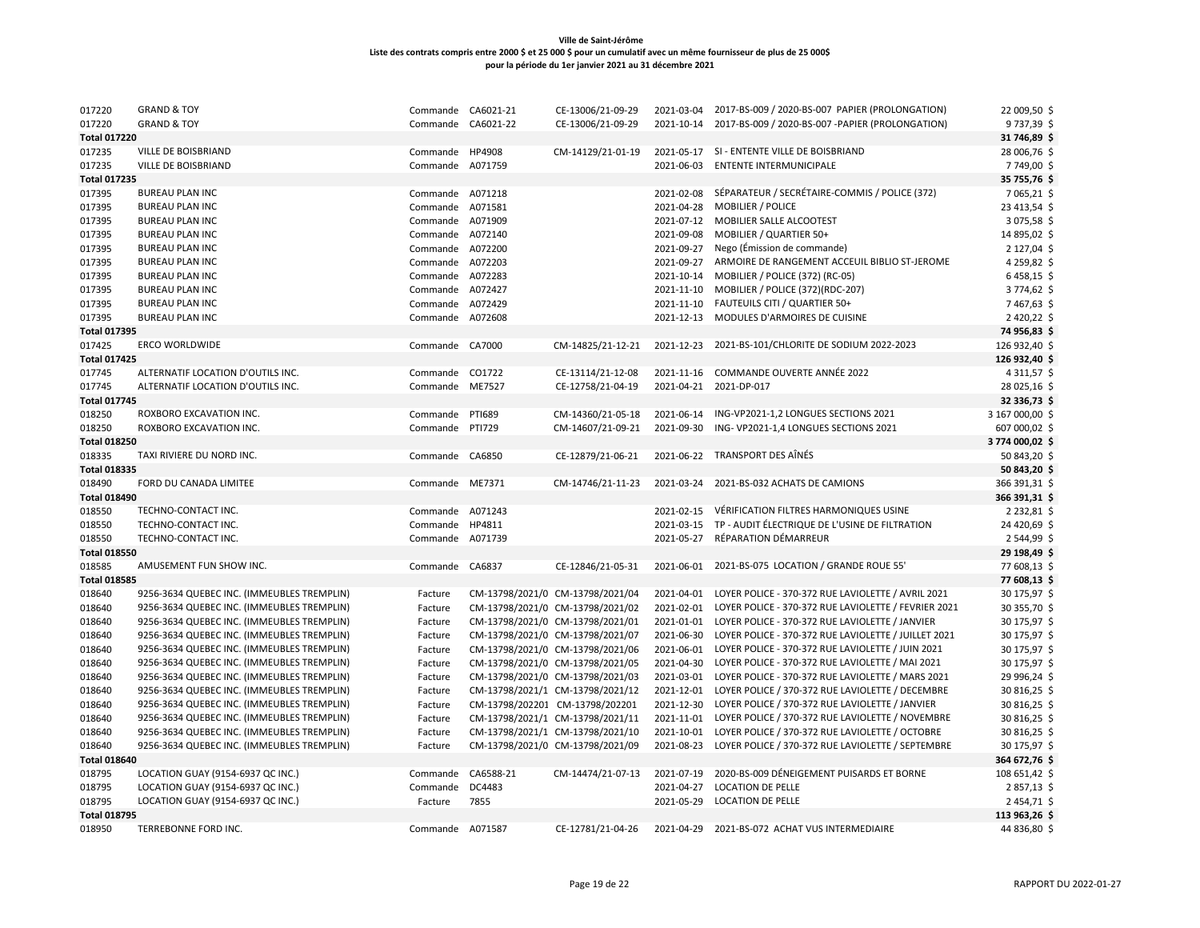**Ville de Saint-Jérôme**
**Liste des contrats compris entre 2000 $ et 25 000 $ pour un cumulatif avec un même fournisseur de plus de 25 000$**
**pour la période du 1er janvier 2021 au 31 décembre 2021**

| | | | | | | | |
|---|---|---|---|---|---|---|---|
| 017220 | GRAND & TOY | Commande | CA6021-21 | CE-13006/21-09-29 | 2021-03-04 | 2017-BS-009 / 2020-BS-007 PAPIER (PROLONGATION) | 22 009,50 $ |
| 017220 | GRAND & TOY | Commande | CA6021-22 | CE-13006/21-09-29 | 2021-10-14 | 2017-BS-009 / 2020-BS-007 -PAPIER (PROLONGATION) | 9 737,39 $ |
| **Total 017220** | | | | | | | **31 746,89 $** |
| 017235 | VILLE DE BOISBRIAND | Commande | HP4908 | CM-14129/21-01-19 | 2021-05-17 | SI - ENTENTE VILLE DE BOISBRIAND | 28 006,76 $ |
| 017235 | VILLE DE BOISBRIAND | Commande | A071759 | | 2021-06-03 | ENTENTE INTERMUNICIPALE | 7 749,00 $ |
| **Total 017235** | | | | | | | **35 755,76 $** |
| 017395 | BUREAU PLAN INC | Commande | A071218 | | 2021-02-08 | SÉPARATEUR / SECRÉTAIRE-COMMIS / POLICE (372) | 7 065,21 $ |
| 017395 | BUREAU PLAN INC | Commande | A071581 | | 2021-04-28 | MOBILIER / POLICE | 23 413,54 $ |
| 017395 | BUREAU PLAN INC | Commande | A071909 | | 2021-07-12 | MOBILIER SALLE ALCOOTEST | 3 075,58 $ |
| 017395 | BUREAU PLAN INC | Commande | A072140 | | 2021-09-08 | MOBILIER / QUARTIER 50+ | 14 895,02 $ |
| 017395 | BUREAU PLAN INC | Commande | A072200 | | 2021-09-27 | Nego (Émission de commande) | 2 127,04 $ |
| 017395 | BUREAU PLAN INC | Commande | A072203 | | 2021-09-27 | ARMOIRE DE RANGEMENT ACCEUIL BIBLIO ST-JEROME | 4 259,82 $ |
| 017395 | BUREAU PLAN INC | Commande | A072283 | | 2021-10-14 | MOBILIER / POLICE (372) (RC-05) | 6 458,15 $ |
| 017395 | BUREAU PLAN INC | Commande | A072427 | | 2021-11-10 | MOBILIER / POLICE (372)(RDC-207) | 3 774,62 $ |
| 017395 | BUREAU PLAN INC | Commande | A072429 | | 2021-11-10 | FAUTEUILS CITI / QUARTIER 50+ | 7 467,63 $ |
| 017395 | BUREAU PLAN INC | Commande | A072608 | | 2021-12-13 | MODULES D'ARMOIRES DE CUISINE | 2 420,22 $ |
| **Total 017395** | | | | | | | **74 956,83 $** |
| 017425 | ERCO WORLDWIDE | Commande | CA7000 | CM-14825/21-12-21 | 2021-12-23 | 2021-BS-101/CHLORITE DE SODIUM 2022-2023 | 126 932,40 $ |
| **Total 017425** | | | | | | | **126 932,40 $** |
| 017745 | ALTERNATIF LOCATION D'OUTILS INC. | Commande | CO1722 | CE-13114/21-12-08 | 2021-11-16 | COMMANDE OUVERTE ANNÉE 2022 | 4 311,57 $ |
| 017745 | ALTERNATIF LOCATION D'OUTILS INC. | Commande | ME7527 | CE-12758/21-04-19 | 2021-04-21 | 2021-DP-017 | 28 025,16 $ |
| **Total 017745** | | | | | | | **32 336,73 $** |
| 018250 | ROXBORO EXCAVATION INC. | Commande | PTI689 | CM-14360/21-05-18 | 2021-06-14 | ING-VP2021-1,2 LONGUES SECTIONS 2021 | 3 167 000,00 $ |
| 018250 | ROXBORO EXCAVATION INC. | Commande | PTI729 | CM-14607/21-09-21 | 2021-09-30 | ING- VP2021-1,4 LONGUES SECTIONS 2021 | 607 000,02 $ |
| **Total 018250** | | | | | | | **3 774 000,02 $** |
| 018335 | TAXI RIVIERE DU NORD INC. | Commande | CA6850 | CE-12879/21-06-21 | 2021-06-22 | TRANSPORT DES AÎNÉS | 50 843,20 $ |
| **Total 018335** | | | | | | | **50 843,20 $** |
| 018490 | FORD DU CANADA LIMITEE | Commande | ME7371 | CM-14746/21-11-23 | 2021-03-24 | 2021-BS-032 ACHATS DE CAMIONS | 366 391,31 $ |
| **Total 018490** | | | | | | | **366 391,31 $** |
| 018550 | TECHNO-CONTACT INC. | Commande | A071243 | | 2021-02-15 | VÉRIFICATION FILTRES HARMONIQUES USINE | 2 232,81 $ |
| 018550 | TECHNO-CONTACT INC. | Commande | HP4811 | | 2021-03-15 | TP - AUDIT ÉLECTRIQUE DE L'USINE DE FILTRATION | 24 420,69 $ |
| 018550 | TECHNO-CONTACT INC. | Commande | A071739 | | 2021-05-27 | RÉPARATION DÉMARREUR | 2 544,99 $ |
| **Total 018550** | | | | | | | **29 198,49 $** |
| 018585 | AMUSEMENT FUN SHOW INC. | Commande | CA6837 | CE-12846/21-05-31 | 2021-06-01 | 2021-BS-075 LOCATION / GRANDE ROUE 55' | 77 608,13 $ |
| **Total 018585** | | | | | | | **77 608,13 $** |
| 018640 | 9256-3634 QUEBEC INC. (IMMEUBLES TREMPLIN) | Facture | CM-13798/2021/0 | CM-13798/2021/04 | 2021-04-01 | LOYER POLICE - 370-372 RUE LAVIOLETTE / AVRIL 2021 | 30 175,97 $ |
| 018640 | 9256-3634 QUEBEC INC. (IMMEUBLES TREMPLIN) | Facture | CM-13798/2021/0 | CM-13798/2021/02 | 2021-02-01 | LOYER POLICE - 370-372 RUE LAVIOLETTE / FEVRIER 2021 | 30 355,70 $ |
| 018640 | 9256-3634 QUEBEC INC. (IMMEUBLES TREMPLIN) | Facture | CM-13798/2021/0 | CM-13798/2021/01 | 2021-01-01 | LOYER POLICE - 370-372 RUE LAVIOLETTE / JANVIER | 30 175,97 $ |
| 018640 | 9256-3634 QUEBEC INC. (IMMEUBLES TREMPLIN) | Facture | CM-13798/2021/0 | CM-13798/2021/07 | 2021-06-30 | LOYER POLICE - 370-372 RUE LAVIOLETTE / JUILLET 2021 | 30 175,97 $ |
| 018640 | 9256-3634 QUEBEC INC. (IMMEUBLES TREMPLIN) | Facture | CM-13798/2021/0 | CM-13798/2021/06 | 2021-06-01 | LOYER POLICE - 370-372 RUE LAVIOLETTE / JUIN 2021 | 30 175,97 $ |
| 018640 | 9256-3634 QUEBEC INC. (IMMEUBLES TREMPLIN) | Facture | CM-13798/2021/0 | CM-13798/2021/05 | 2021-04-30 | LOYER POLICE - 370-372 RUE LAVIOLETTE / MAI 2021 | 30 175,97 $ |
| 018640 | 9256-3634 QUEBEC INC. (IMMEUBLES TREMPLIN) | Facture | CM-13798/2021/0 | CM-13798/2021/03 | 2021-03-01 | LOYER POLICE - 370-372 RUE LAVIOLETTE / MARS 2021 | 29 996,24 $ |
| 018640 | 9256-3634 QUEBEC INC. (IMMEUBLES TREMPLIN) | Facture | CM-13798/2021/1 | CM-13798/2021/12 | 2021-12-01 | LOYER POLICE / 370-372 RUE LAVIOLETTE / DECEMBRE | 30 816,25 $ |
| 018640 | 9256-3634 QUEBEC INC. (IMMEUBLES TREMPLIN) | Facture | CM-13798/202201 | CM-13798/202201 | 2021-12-30 | LOYER POLICE / 370-372 RUE LAVIOLETTE / JANVIER | 30 816,25 $ |
| 018640 | 9256-3634 QUEBEC INC. (IMMEUBLES TREMPLIN) | Facture | CM-13798/2021/1 | CM-13798/2021/11 | 2021-11-01 | LOYER POLICE / 370-372 RUE LAVIOLETTE / NOVEMBRE | 30 816,25 $ |
| 018640 | 9256-3634 QUEBEC INC. (IMMEUBLES TREMPLIN) | Facture | CM-13798/2021/1 | CM-13798/2021/10 | 2021-10-01 | LOYER POLICE / 370-372 RUE LAVIOLETTE / OCTOBRE | 30 816,25 $ |
| 018640 | 9256-3634 QUEBEC INC. (IMMEUBLES TREMPLIN) | Facture | CM-13798/2021/0 | CM-13798/2021/09 | 2021-08-23 | LOYER POLICE / 370-372 RUE LAVIOLETTE / SEPTEMBRE | 30 175,97 $ |
| **Total 018640** | | | | | | | **364 672,76 $** |
| 018795 | LOCATION GUAY (9154-6937 QC INC.) | Commande | CA6588-21 | CM-14474/21-07-13 | 2021-07-19 | 2020-BS-009 DÉNEIGEMENT PUISARDS ET BORNE | 108 651,42 $ |
| 018795 | LOCATION GUAY (9154-6937 QC INC.) | Commande | DC4483 | | 2021-04-27 | LOCATION DE PELLE | 2 857,13 $ |
| 018795 | LOCATION GUAY (9154-6937 QC INC.) | Facture | 7855 | | 2021-05-29 | LOCATION DE PELLE | 2 454,71 $ |
| **Total 018795** | | | | | | | **113 963,26 $** |
| 018950 | TERREBONNE FORD INC. | Commande | A071587 | CE-12781/21-04-26 | 2021-04-29 | 2021-BS-072 ACHAT VUS INTERMEDIAIRE | 44 836,80 $ |

RAPPORT DU 2022-01-27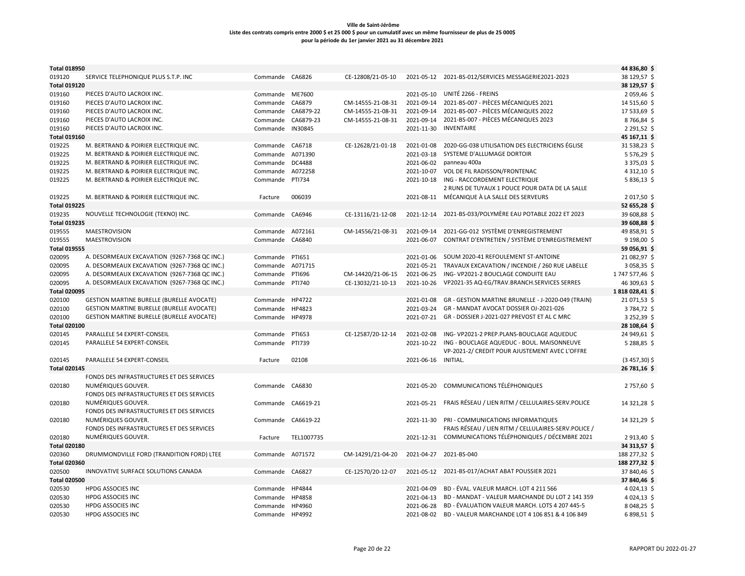**Ville de Saint-Jérôme**
**Liste des contrats compris entre 2000 $ et 25 000 $ pour un cumulatif avec un même fournisseur de plus de 25 000$**
**pour la période du 1er janvier 2021 au 31 décembre 2021**

| | | | | | | | |
|---|---|---|---|---|---|---|---|
| **Total 018950** | | | | | | | **44 836,80 $** |
| 019120 | SERVICE TELEPHONIQUE PLUS S.T.P. INC | Commande | CA6826 | CE-12808/21-05-10 | 2021-05-12 | 2021-BS-012/SERVICES MESSAGERIE2021-2023 | 38 129,57 $ |
| **Total 019120** | | | | | | | **38 129,57 $** |
| 019160 | PIECES D'AUTO LACROIX INC. | Commande | ME7600 | | 2021-05-10 | UNITÉ 2266 - FREINS | 2 059,46 $ |
| 019160 | PIECES D'AUTO LACROIX INC. | Commande | CA6879 | CM-14555-21-08-31 | 2021-09-14 | 2021-BS-007 - PIÈCES MÉCANIQUES 2021 | 14 515,60 $ |
| 019160 | PIECES D'AUTO LACROIX INC. | Commande | CA6879-22 | CM-14555-21-08-31 | 2021-09-14 | 2021-BS-007 - PIÈCES MÉCANIQUES 2022 | 17 533,69 $ |
| 019160 | PIECES D'AUTO LACROIX INC. | Commande | CA6879-23 | CM-14555-21-08-31 | 2021-09-14 | 2021-BS-007 - PIÈCES MÉCANIQUES 2023 | 8 766,84 $ |
| 019160 | PIECES D'AUTO LACROIX INC. | Commande | IN30845 | | 2021-11-30 | INVENTAIRE | 2 291,52 $ |
| **Total 019160** | | | | | | | **45 167,11 $** |
| 019225 | M. BERTRAND & POIRIER ELECTRIQUE INC. | Commande | CA6718 | CE-12628/21-01-18 | 2021-01-08 | 2020-GG-038 UTILISATION DES ELECTRICIENS ÉGLISE | 31 538,23 $ |
| 019225 | M. BERTRAND & POIRIER ELECTRIQUE INC. | Commande | A071390 | | 2021-03-18 | SYSTEME D'ALLUMAGE DORTOIR | 5 576,29 $ |
| 019225 | M. BERTRAND & POIRIER ELECTRIQUE INC. | Commande | DC4488 | | 2021-06-02 | panneau 400a | 3 375,03 $ |
| 019225 | M. BERTRAND & POIRIER ELECTRIQUE INC. | Commande | A072258 | | 2021-10-07 | VOL DE FIL RADISSON/FRONTENAC | 4 312,10 $ |
| 019225 | M. BERTRAND & POIRIER ELECTRIQUE INC. | Commande | PTI734 | | 2021-10-18 | ING - RACCORDEMENT ELECTRIQUE | 5 836,13 $ |
| 019225 | M. BERTRAND & POIRIER ELECTRIQUE INC. | Facture | 006039 | | 2021-08-11 | 2 RUNS DE TUYAUX 1 POUCE POUR DATA DE LA SALLE MÉCANIQUE À LA SALLE DES SERVEURS | 2 017,50 $ |
| **Total 019225** | | | | | | | **52 655,28 $** |
| 019235 | NOUVELLE TECHNOLOGIE (TEKNO) INC. | Commande | CA6946 | CE-13116/21-12-08 | 2021-12-14 | 2021-BS-033/POLYMÈRE EAU POTABLE 2022 ET 2023 | 39 608,88 $ |
| **Total 019235** | | | | | | | **39 608,88 $** |
| 019555 | MAESTROVISION | Commande | A072161 | CM-14556/21-08-31 | 2021-09-14 | 2021-GG-012 SYSTÈME D'ENREGISTREMENT | 49 858,91 $ |
| 019555 | MAESTROVISION | Commande | CA6840 | | 2021-06-07 | CONTRAT D'ENTRETIEN / SYSTÈME D'ENREGISTREMENT | 9 198,00 $ |
| **Total 019555** | | | | | | | **59 056,91 $** |
| 020095 | A. DESORMEAUX EXCAVATION (9267-7368 QC INC.) | Commande | PTI651 | | 2021-01-06 | SOUM 2020-41 REFOULEMENT ST-ANTOINE | 21 082,97 $ |
| 020095 | A. DESORMEAUX EXCAVATION (9267-7368 QC INC.) | Commande | A071715 | | 2021-05-21 | TRAVAUX EXCAVATION / INCENDIE / 260 RUE LABELLE | 3 058,35 $ |
| 020095 | A. DESORMEAUX EXCAVATION (9267-7368 QC INC.) | Commande | PTI696 | CM-14420/21-06-15 | 2021-06-25 | ING- VP2021-2 BOUCLAGE CONDUITE EAU | 1 747 577,46 $ |
| 020095 | A. DESORMEAUX EXCAVATION (9267-7368 QC INC.) | Commande | PTI740 | CE-13032/21-10-13 | 2021-10-26 | VP2021-35 AQ-EG/TRAV.BRANCH.SERVICES SERRES | 46 309,63 $ |
| **Total 020095** | | | | | | | **1 818 028,41 $** |
| 020100 | GESTION MARTINE BURELLE (BURELLE AVOCATE) | Commande | HP4722 | | 2021-01-08 | GR - GESTION MARTINE BRUNELLE - J-2020-049 (TRAIN) | 21 071,53 $ |
| 020100 | GESTION MARTINE BURELLE (BURELLE AVOCATE) | Commande | HP4823 | | 2021-03-24 | GR - MANDAT AVOCAT DOSSIER OJ-2021-026 | 3 784,72 $ |
| 020100 | GESTION MARTINE BURELLE (BURELLE AVOCATE) | Commande | HP4978 | | 2021-07-21 | GR - DOSSIER J-2021-027 PREVOST ET AL C MRC | 3 252,39 $ |
| **Total 020100** | | | | | | | **28 108,64 $** |
| 020145 | PARALLELE 54 EXPERT-CONSEIL | Commande | PTI653 | CE-12587/20-12-14 | 2021-02-08 | ING- VP2021-2 PREP.PLANS-BOUCLAGE AQUEDUC | 24 949,61 $ |
| 020145 | PARALLELE 54 EXPERT-CONSEIL | Commande | PTI739 | | 2021-10-22 | ING - BOUCLAGE AQUEDUC - BOUL. MAISONNEUVE | 5 288,85 $ |
| 020145 | PARALLELE 54 EXPERT-CONSEIL | Facture | 02108 | | 2021-06-16 | VP-2021-2/ CREDIT POUR AJUSTEMENT AVEC L'OFFRE INITIAL. | (3 457,30) $ |
| **Total 020145** | | | | | | | **26 781,16 $** |
| 020180 | FONDS DES INFRASTRUCTURES ET DES SERVICES NUMÉRIQUES GOUVER. | Commande | CA6830 | | 2021-05-20 | COMMUNICATIONS TÉLÉPHONIQUES | 2 757,60 $ |
| 020180 | FONDS DES INFRASTRUCTURES ET DES SERVICES NUMÉRIQUES GOUVER. | Commande | CA6619-21 | | 2021-05-21 | FRAIS RÉSEAU / LIEN RITM / CELLULAIRES-SERV.POLICE | 14 321,28 $ |
| 020180 | FONDS DES INFRASTRUCTURES ET DES SERVICES NUMÉRIQUES GOUVER. | Commande | CA6619-22 | | 2021-11-30 | PRI - COMMUNICATIONS INFORMATIQUES | 14 321,29 $ |
| 020180 | FONDS DES INFRASTRUCTURES ET DES SERVICES NUMÉRIQUES GOUVER. | Facture | TEL1007735 | | 2021-12-31 | FRAIS RÉSEAU / LIEN RITM / CELLULAIRES-SERV.POLICE / COMMUNICATIONS TÉLÉPHONIQUES / DÉCEMBRE 2021 | 2 913,40 $ |
| **Total 020180** | | | | | | | **34 313,57 $** |
| 020360 | DRUMMONDVILLE FORD (TRANDITION FORD) LTEE | Commande | A071572 | CM-14291/21-04-20 | 2021-04-27 | 2021-BS-040 | 188 277,32 $ |
| **Total 020360** | | | | | | | **188 277,32 $** |
| 020500 | INNOVATIVE SURFACE SOLUTIONS CANADA | Commande | CA6827 | CE-12570/20-12-07 | 2021-05-12 | 2021-BS-017/ACHAT ABAT POUSSIER 2021 | 37 840,46 $ |
| **Total 020500** | | | | | | | **37 840,46 $** |
| 020530 | HPDG ASSOCIES INC | Commande | HP4844 | | 2021-04-09 | BD - ÉVAL. VALEUR MARCH. LOT 4 211 566 | 4 024,13 $ |
| 020530 | HPDG ASSOCIES INC | Commande | HP4858 | | 2021-04-13 | BD - MANDAT - VALEUR MARCHANDE DU LOT 2 141 359 | 4 024,13 $ |
| 020530 | HPDG ASSOCIES INC | Commande | HP4960 | | 2021-06-28 | BD - ÉVALUATION VALEUR MARCH. LOTS 4 207 445-5 | 8 048,25 $ |
| 020530 | HPDG ASSOCIES INC | Commande | HP4992 | | 2021-08-02 | BD - VALEUR MARCHANDE LOT 4 106 851 & 4 106 849 | 6 898,51 $ |

RAPPORT DU 2022-01-27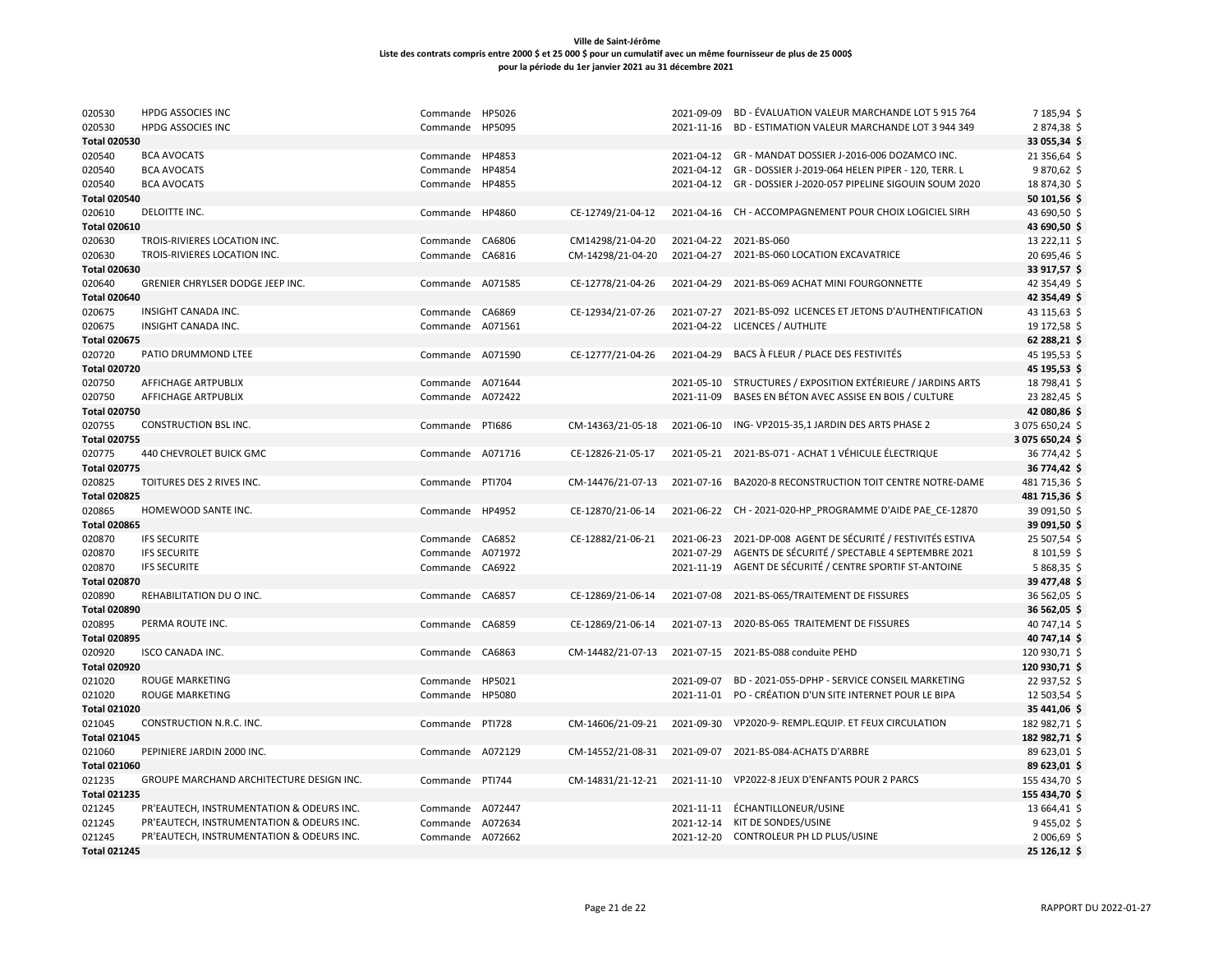**Ville de Saint-Jérôme**
**Liste des contrats compris entre 2000 $ et 25 000 $ pour un cumulatif avec un même fournisseur de plus de 25 000$**
**pour la période du 1er janvier 2021 au 31 décembre 2021**

| | | | | | | | |
|---|---|---|---|---|---|---|---|
| 020530 | HPDG ASSOCIES INC | Commande | HP5026 | | 2021-09-09 | BD - ÉVALUATION VALEUR MARCHANDE LOT 5 915 764 | 7 185,94 $ |
| 020530 | HPDG ASSOCIES INC | Commande | HP5095 | | 2021-11-16 | BD - ESTIMATION VALEUR MARCHANDE LOT 3 944 349 | 2 874,38 $ |
| **Total 020530** | | | | | | | **33 055,34 $** |
| 020540 | BCA AVOCATS | Commande | HP4853 | | 2021-04-12 | GR - MANDAT DOSSIER J-2016-006 DOZAMCO INC. | 21 356,64 $ |
| 020540 | BCA AVOCATS | Commande | HP4854 | | 2021-04-12 | GR - DOSSIER J-2019-064 HELEN PIPER - 120, TERR. L | 9 870,62 $ |
| 020540 | BCA AVOCATS | Commande | HP4855 | | 2021-04-12 | GR - DOSSIER J-2020-057 PIPELINE SIGOUIN SOUM 2020 | 18 874,30 $ |
| **Total 020540** | | | | | | | **50 101,56 $** |
| 020610 | DELOITTE INC. | Commande | HP4860 | CE-12749/21-04-12 | 2021-04-16 | CH - ACCOMPAGNEMENT POUR CHOIX LOGICIEL SIRH | 43 690,50 $ |
| **Total 020610** | | | | | | | **43 690,50 $** |
| 020630 | TROIS-RIVIERES LOCATION INC. | Commande | CA6806 | CM14298/21-04-20 | 2021-04-22 | 2021-BS-060 | 13 222,11 $ |
| 020630 | TROIS-RIVIERES LOCATION INC. | Commande | CA6816 | CM-14298/21-04-20 | 2021-04-27 | 2021-BS-060 LOCATION EXCAVATRICE | 20 695,46 $ |
| **Total 020630** | | | | | | | **33 917,57 $** |
| 020640 | GRENIER CHRYLSER DODGE JEEP INC. | Commande | A071585 | CE-12778/21-04-26 | 2021-04-29 | 2021-BS-069 ACHAT MINI FOURGONNETTE | 42 354,49 $ |
| **Total 020640** | | | | | | | **42 354,49 $** |
| 020675 | INSIGHT CANADA INC. | Commande | CA6869 | CE-12934/21-07-26 | 2021-07-27 | 2021-BS-092 LICENCES ET JETONS D'AUTHENTIFICATION | 43 115,63 $ |
| 020675 | INSIGHT CANADA INC. | Commande | A071561 | | 2021-04-22 | LICENCES / AUTHLITE | 19 172,58 $ |
| **Total 020675** | | | | | | | **62 288,21 $** |
| 020720 | PATIO DRUMMOND LTEE | Commande | A071590 | CE-12777/21-04-26 | 2021-04-29 | BACS À FLEUR / PLACE DES FESTIVITÉS | 45 195,53 $ |
| **Total 020720** | | | | | | | **45 195,53 $** |
| 020750 | AFFICHAGE ARTPUBLIX | Commande | A071644 | | 2021-05-10 | STRUCTURES / EXPOSITION EXTÉRIEURE / JARDINS ARTS | 18 798,41 $ |
| 020750 | AFFICHAGE ARTPUBLIX | Commande | A072422 | | 2021-11-09 | BASES EN BÉTON AVEC ASSISE EN BOIS / CULTURE | 23 282,45 $ |
| **Total 020750** | | | | | | | **42 080,86 $** |
| 020755 | CONSTRUCTION BSL INC. | Commande | PTI686 | CM-14363/21-05-18 | 2021-06-10 | ING- VP2015-35,1 JARDIN DES ARTS PHASE 2 | 3 075 650,24 $ |
| **Total 020755** | | | | | | | **3 075 650,24 $** |
| 020775 | 440 CHEVROLET BUICK GMC | Commande | A071716 | CE-12826-21-05-17 | 2021-05-21 | 2021-BS-071 - ACHAT 1 VÉHICULE ÉLECTRIQUE | 36 774,42 $ |
| **Total 020775** | | | | | | | **36 774,42 $** |
| 020825 | TOITURES DES 2 RIVES INC. | Commande | PTI704 | CM-14476/21-07-13 | 2021-07-16 | BA2020-8 RECONSTRUCTION TOIT CENTRE NOTRE-DAME | 481 715,36 $ |
| **Total 020825** | | | | | | | **481 715,36 $** |
| 020865 | HOMEWOOD SANTE INC. | Commande | HP4952 | CE-12870/21-06-14 | 2021-06-22 | CH - 2021-020-HP_PROGRAMME D'AIDE PAE_CE-12870 | 39 091,50 $ |
| **Total 020865** | | | | | | | **39 091,50 $** |
| 020870 | IFS SECURITE | Commande | CA6852 | CE-12882/21-06-21 | 2021-06-23 | 2021-DP-008 AGENT DE SÉCURITÉ / FESTIVITÉS ESTIVA | 25 507,54 $ |
| 020870 | IFS SECURITE | Commande | A071972 | | 2021-07-29 | AGENTS DE SÉCURITÉ / SPECTABLE 4 SEPTEMBRE 2021 | 8 101,59 $ |
| 020870 | IFS SECURITE | Commande | CA6922 | | 2021-11-19 | AGENT DE SÉCURITÉ / CENTRE SPORTIF ST-ANTOINE | 5 868,35 $ |
| **Total 020870** | | | | | | | **39 477,48 $** |
| 020890 | REHABILITATION DU O INC. | Commande | CA6857 | CE-12869/21-06-14 | 2021-07-08 | 2021-BS-065/TRAITEMENT DE FISSURES | 36 562,05 $ |
| **Total 020890** | | | | | | | **36 562,05 $** |
| 020895 | PERMA ROUTE INC. | Commande | CA6859 | CE-12869/21-06-14 | 2021-07-13 | 2020-BS-065 TRAITEMENT DE FISSURES | 40 747,14 $ |
| **Total 020895** | | | | | | | **40 747,14 $** |
| 020920 | ISCO CANADA INC. | Commande | CA6863 | CM-14482/21-07-13 | 2021-07-15 | 2021-BS-088 conduite PEHD | 120 930,71 $ |
| **Total 020920** | | | | | | | **120 930,71 $** |
| 021020 | ROUGE MARKETING | Commande | HP5021 | | 2021-09-07 | BD - 2021-055-DPHP - SERVICE CONSEIL MARKETING | 22 937,52 $ |
| 021020 | ROUGE MARKETING | Commande | HP5080 | | 2021-11-01 | PO - CRÉATION D'UN SITE INTERNET POUR LE BIPA | 12 503,54 $ |
| **Total 021020** | | | | | | | **35 441,06 $** |
| 021045 | CONSTRUCTION N.R.C. INC. | Commande | PTI728 | CM-14606/21-09-21 | 2021-09-30 | VP2020-9- REMPL.EQUIP. ET FEUX CIRCULATION | 182 982,71 $ |
| **Total 021045** | | | | | | | **182 982,71 $** |
| 021060 | PEPINIERE JARDIN 2000 INC. | Commande | A072129 | CM-14552/21-08-31 | 2021-09-07 | 2021-BS-084-ACHATS D'ARBRE | 89 623,01 $ |
| **Total 021060** | | | | | | | **89 623,01 $** |
| 021235 | GROUPE MARCHAND ARCHITECTURE DESIGN INC. | Commande | PTI744 | CM-14831/21-12-21 | 2021-11-10 | VP2022-8 JEUX D'ENFANTS POUR 2 PARCS | 155 434,70 $ |
| **Total 021235** | | | | | | | **155 434,70 $** |
| 021245 | PR'EAUTECH, INSTRUMENTATION & ODEURS INC. | Commande | A072447 | | 2021-11-11 | ÉCHANTILLONEUR/USINE | 13 664,41 $ |
| 021245 | PR'EAUTECH, INSTRUMENTATION & ODEURS INC. | Commande | A072634 | | 2021-12-14 | KIT DE SONDES/USINE | 9 455,02 $ |
| 021245 | PR'EAUTECH, INSTRUMENTATION & ODEURS INC. | Commande | A072662 | | 2021-12-20 | CONTROLEUR PH LD PLUS/USINE | 2 006,69 $ |
| **Total 021245** | | | | | | | **25 126,12 $** |

RAPPORT DU 2022-01-27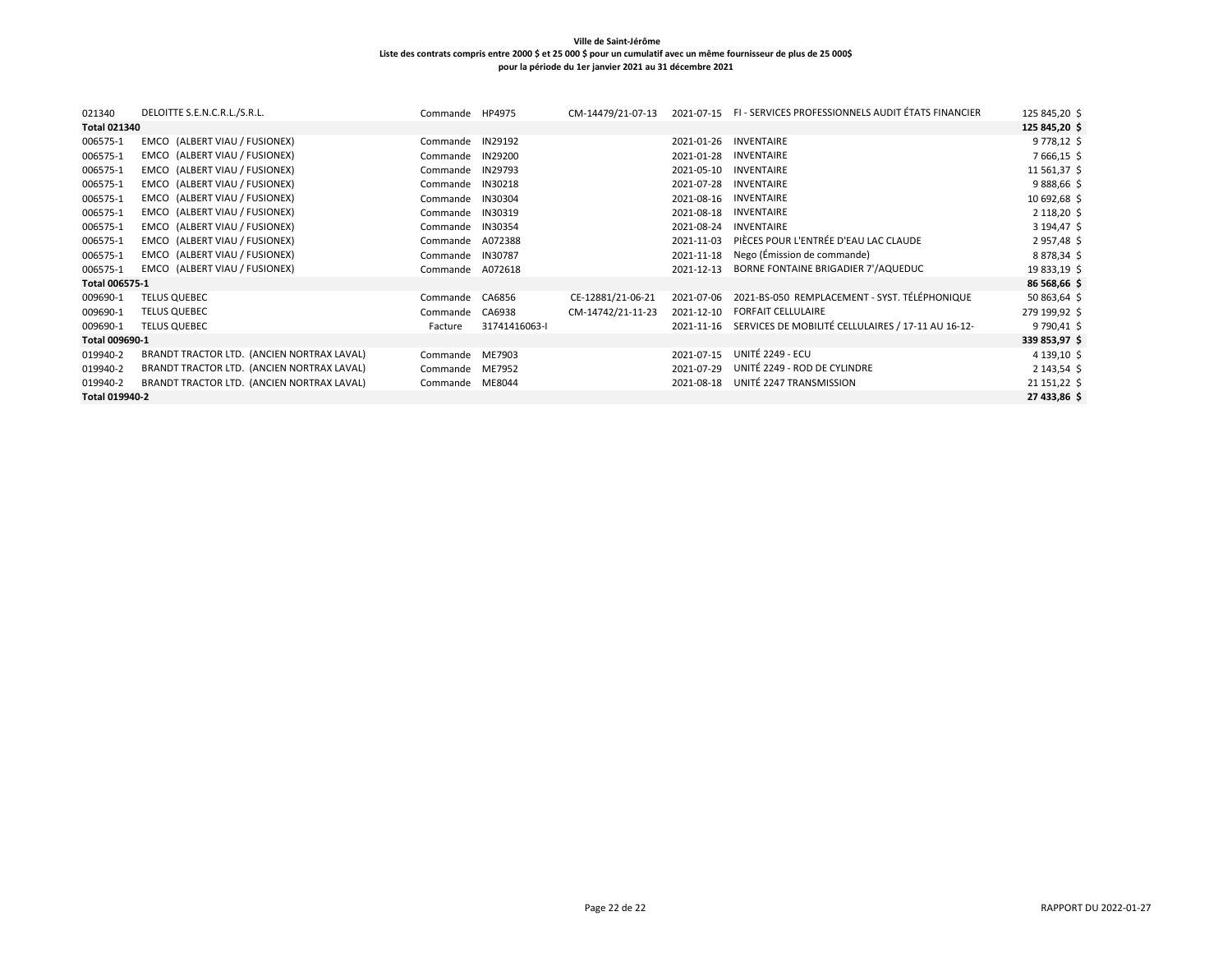**Ville de Saint-Jérôme**
**Liste des contrats compris entre 2000 $ et 25 000 $ pour un cumulatif avec un même fournisseur de plus de 25 000$**
**pour la période du 1er janvier 2021 au 31 décembre 2021**

| | | | | | | | |
|---|---|---|---|---|---|---|---|
| 021340 | DELOITTE S.E.N.C.R.L./S.R.L. | Commande | HP4975 | CM-14479/21-07-13 | 2021-07-15 | FI - SERVICES PROFESSIONNELS AUDIT ÉTATS FINANCIER | 125 845,20 $ |
| **Total 021340** | | | | | | | **125 845,20 $** |
| 006575-1 | EMCO (ALBERT VIAU / FUSIONEX) | Commande | IN29192 | | 2021-01-26 | INVENTAIRE | 9 778,12 $ |
| 006575-1 | EMCO (ALBERT VIAU / FUSIONEX) | Commande | IN29200 | | 2021-01-28 | INVENTAIRE | 7 666,15 $ |
| 006575-1 | EMCO (ALBERT VIAU / FUSIONEX) | Commande | IN29793 | | 2021-05-10 | INVENTAIRE | 11 561,37 $ |
| 006575-1 | EMCO (ALBERT VIAU / FUSIONEX) | Commande | IN30218 | | 2021-07-28 | INVENTAIRE | 9 888,66 $ |
| 006575-1 | EMCO (ALBERT VIAU / FUSIONEX) | Commande | IN30304 | | 2021-08-16 | INVENTAIRE | 10 692,68 $ |
| 006575-1 | EMCO (ALBERT VIAU / FUSIONEX) | Commande | IN30319 | | 2021-08-18 | INVENTAIRE | 2 118,20 $ |
| 006575-1 | EMCO (ALBERT VIAU / FUSIONEX) | Commande | IN30354 | | 2021-08-24 | INVENTAIRE | 3 194,47 $ |
| 006575-1 | EMCO (ALBERT VIAU / FUSIONEX) | Commande | A072388 | | 2021-11-03 | PIÈCES POUR L'ENTRÉE D'EAU LAC CLAUDE | 2 957,48 $ |
| 006575-1 | EMCO (ALBERT VIAU / FUSIONEX) | Commande | IN30787 | | 2021-11-18 | Nego (Émission de commande) | 8 878,34 $ |
| 006575-1 | EMCO (ALBERT VIAU / FUSIONEX) | Commande | A072618 | | 2021-12-13 | BORNE FONTAINE BRIGADIER 7'/AQUEDUC | 19 833,19 $ |
| **Total 006575-1** | | | | | | | **86 568,66 $** |
| 009690-1 | TELUS QUEBEC | Commande | CA6856 | CE-12881/21-06-21 | 2021-07-06 | 2021-BS-050 REMPLACEMENT - SYST. TÉLÉPHONIQUE | 50 863,64 $ |
| 009690-1 | TELUS QUEBEC | Commande | CA6938 | CM-14742/21-11-23 | 2021-12-10 | FORFAIT CELLULAIRE | 279 199,92 $ |
| 009690-1 | TELUS QUEBEC | Facture | 31741416063-I | | 2021-11-16 | SERVICES DE MOBILITÉ CELLULAIRES / 17-11 AU 16-12- | 9 790,41 $ |
| **Total 009690-1** | | | | | | | **339 853,97 $** |
| 019940-2 | BRANDT TRACTOR LTD. (ANCIEN NORTRAX LAVAL) | Commande | ME7903 | | 2021-07-15 | UNITÉ 2249 - ECU | 4 139,10 $ |
| 019940-2 | BRANDT TRACTOR LTD. (ANCIEN NORTRAX LAVAL) | Commande | ME7952 | | 2021-07-29 | UNITÉ 2249 - ROD DE CYLINDRE | 2 143,54 $ |
| 019940-2 | BRANDT TRACTOR LTD. (ANCIEN NORTRAX LAVAL) | Commande | ME8044 | | 2021-08-18 | UNITÉ 2247 TRANSMISSION | 21 151,22 $ |
| **Total 019940-2** | | | | | | | **27 433,86 $** |

RAPPORT DU 2022-01-27